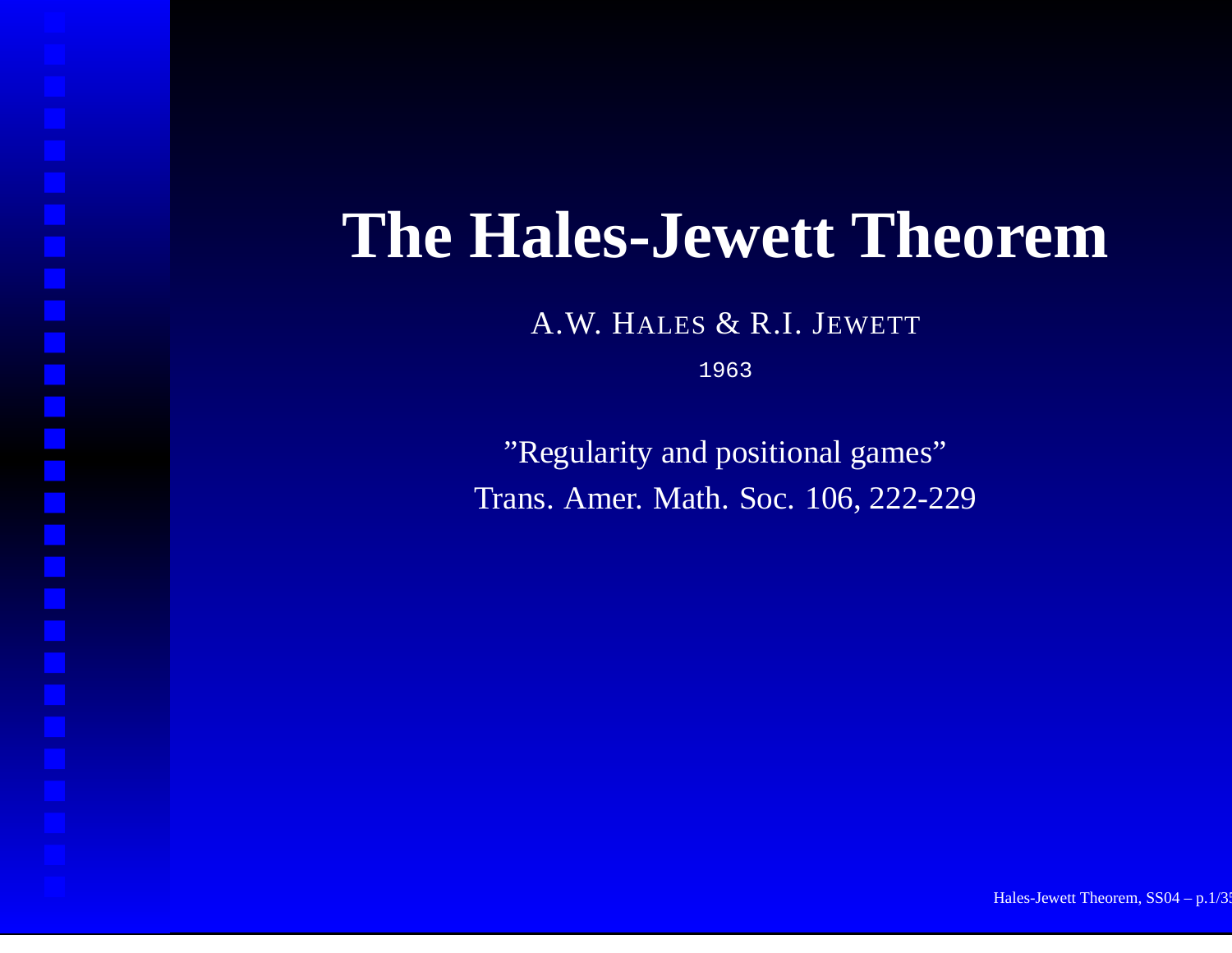# The Hales-Jewett Theorem

A.W. HALES & R.I. JEWETT

1963

"Regularity and positional games"

Trans. Amer. Math. Soc. 106, 222-229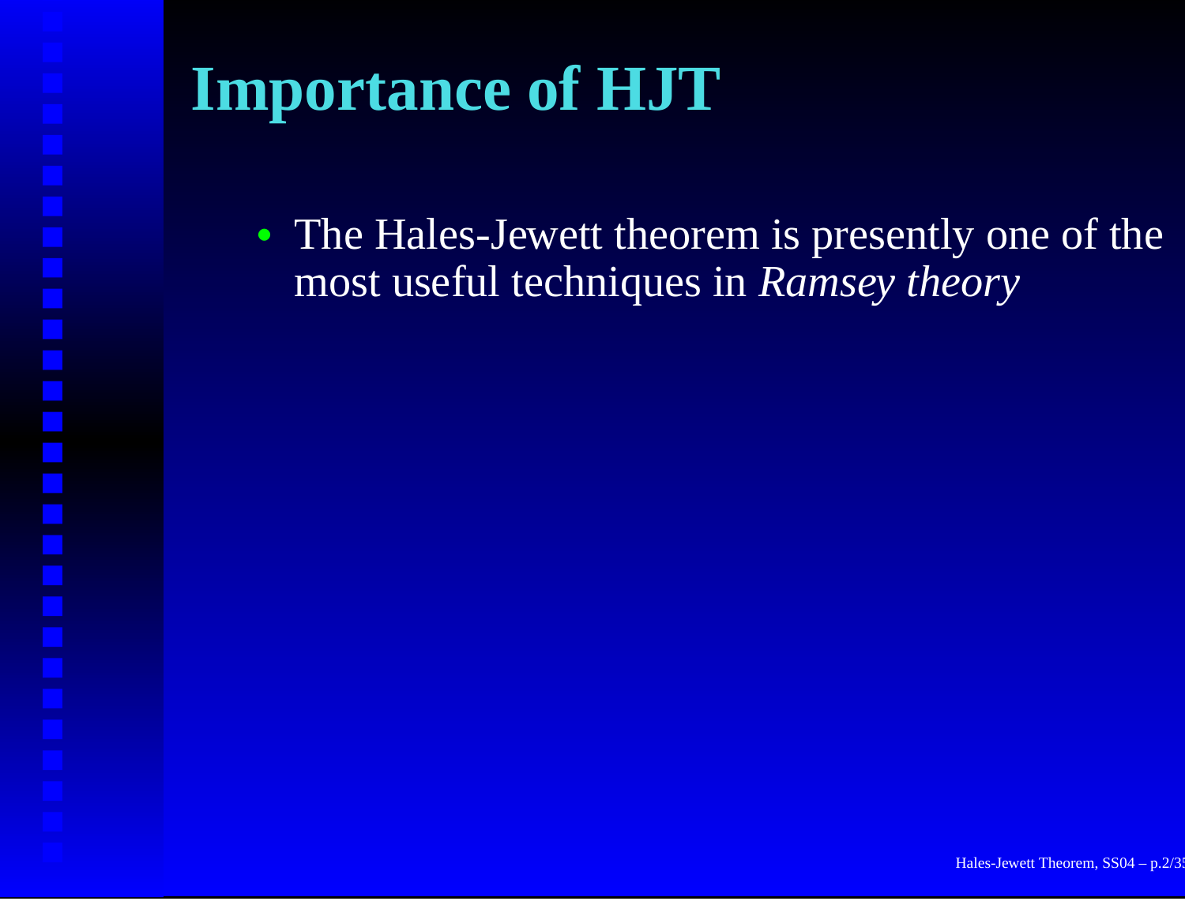# Importance of HJT

- The Hales-Jewett theorem is presently one of the most useful techniques in *Ramsey theory*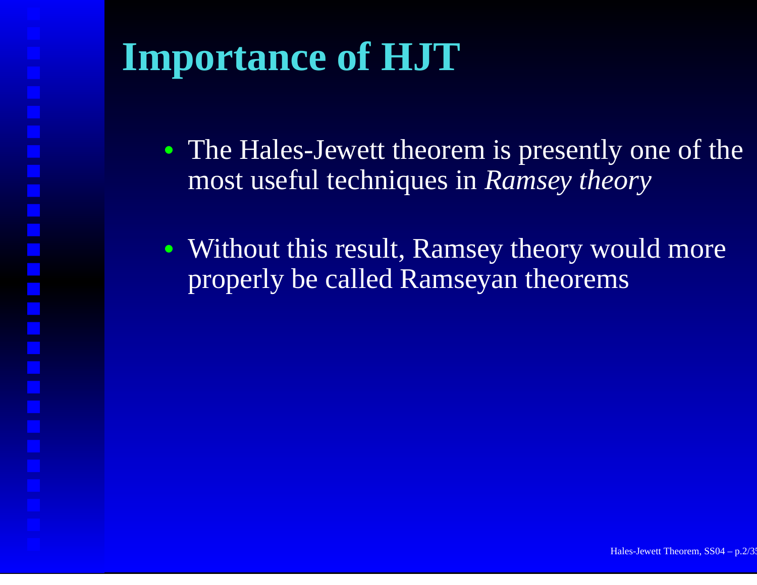# Importance of HJT

- The Hales-Jewett theorem is presently one of the most useful techniques in *Ramsey theory*
- Without this result, Ramsey theory would more properly be called Ramseyan theorems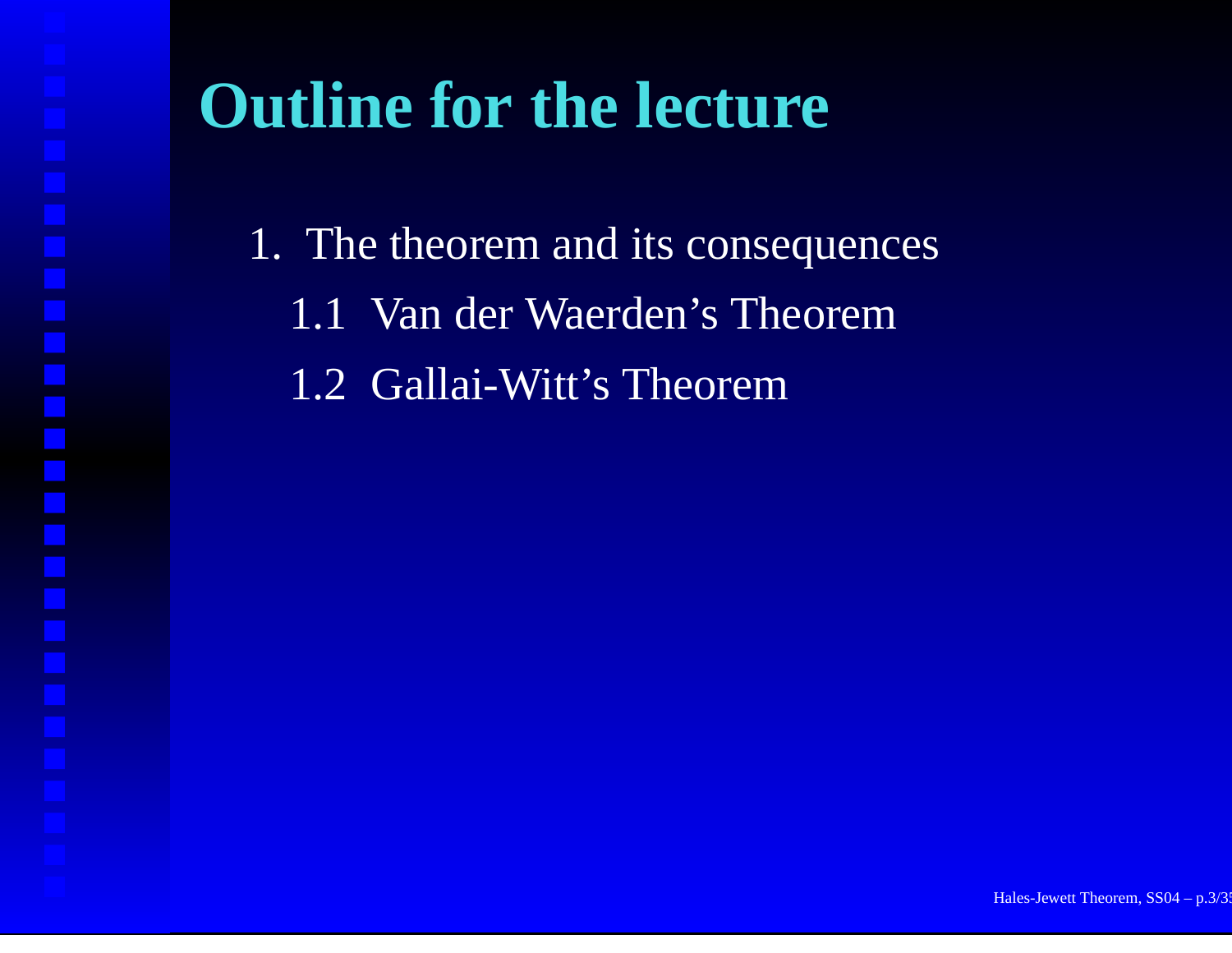# Outline for the lecture

1. The theorem and its consequences
   - 1.1 Van der Waerden's Theorem
   - 1.2 Gallai-Witt's Theorem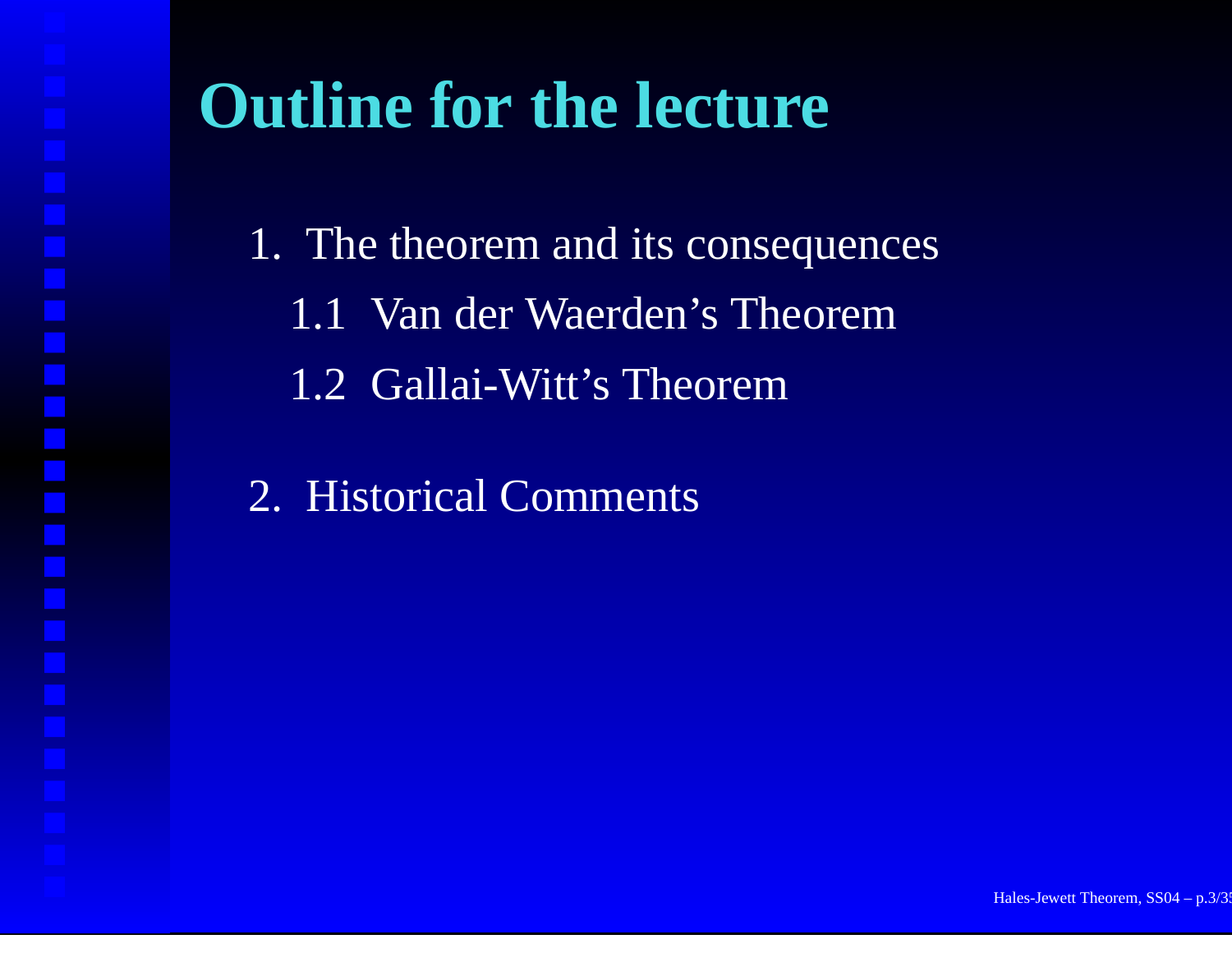# Outline for the lecture

1. The theorem and its consequences
   - 1.1 Van der Waerden's Theorem
   - 1.2 Gallai-Witt's Theorem
2. Historical Comments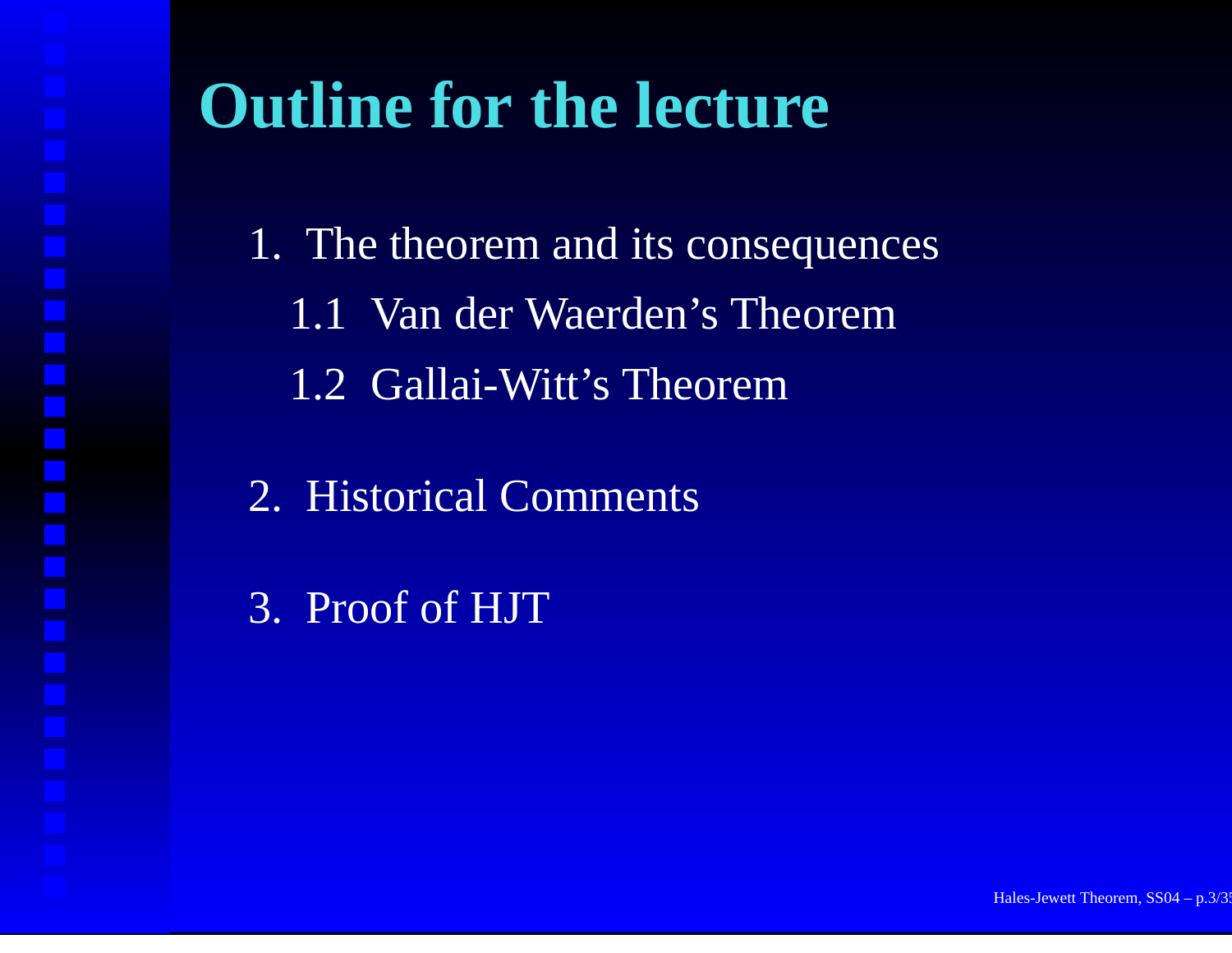# Outline for the lecture

1. The theorem and its consequences
   - 1.1 Van der Waerden's Theorem
   - 1.2 Gallai-Witt's Theorem
2. Historical Comments
3. Proof of HJT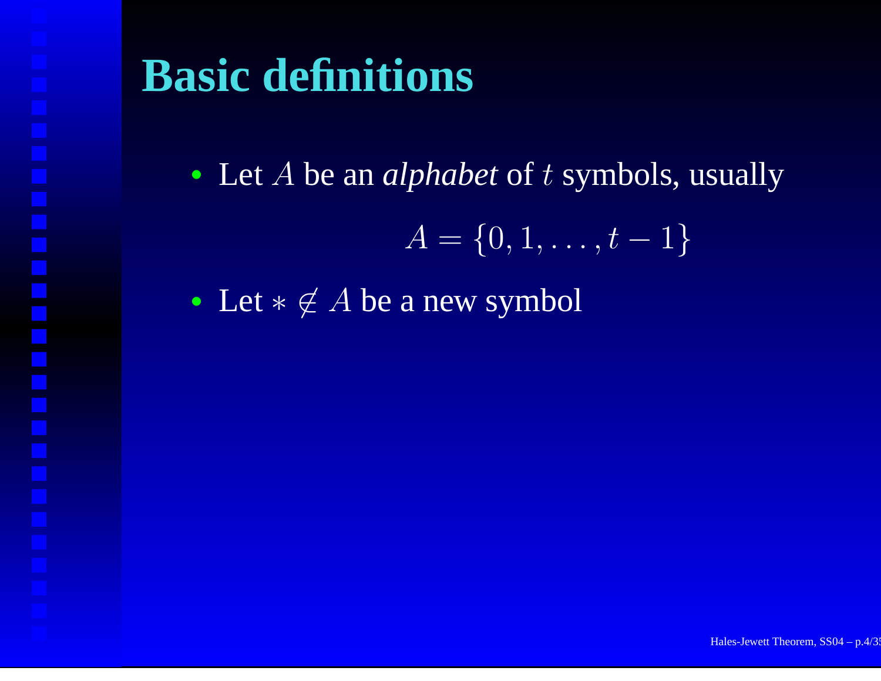# Basic definitions

- Let $A$ be an *alphabet* of $t$ symbols, usually

$$A = \{0, 1, \ldots, t-1\}$$

- Let $* \notin A$ be a new symbol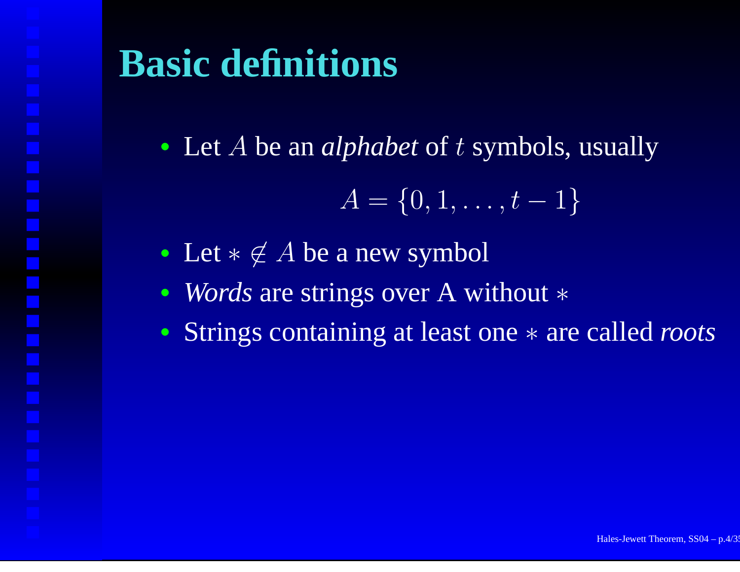# Basic definitions

- Let $A$ be an *alphabet* of $t$ symbols, usually

$$A = \{0, 1, \ldots, t-1\}$$

- Let $* \notin A$ be a new symbol
- *Words* are strings over A without $*$
- Strings containing at least one $*$ are called *roots*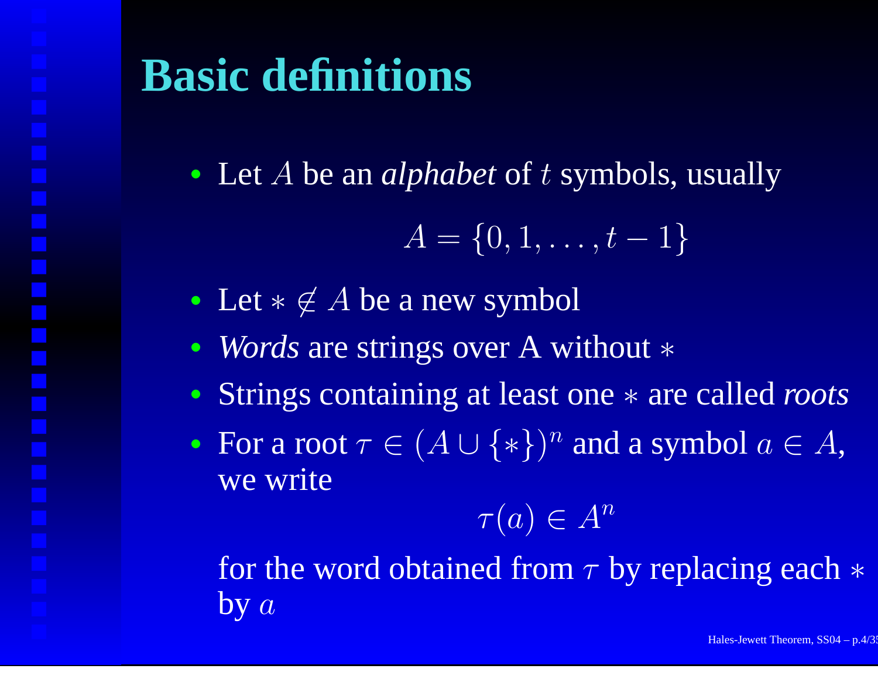# Basic definitions

- Let $A$ be an *alphabet* of $t$ symbols, usually

$$A = \{0, 1, \ldots, t-1\}$$

- Let $* \notin A$ be a new symbol
- *Words* are strings over A without $*$
- Strings containing at least one $*$ are called *roots*
- For a root $\tau \in (A \cup \{*\})^n$ and a symbol $a \in A$, we write

$$\tau(a) \in A^n$$

for the word obtained from $\tau$ by replacing each $*$ by $a$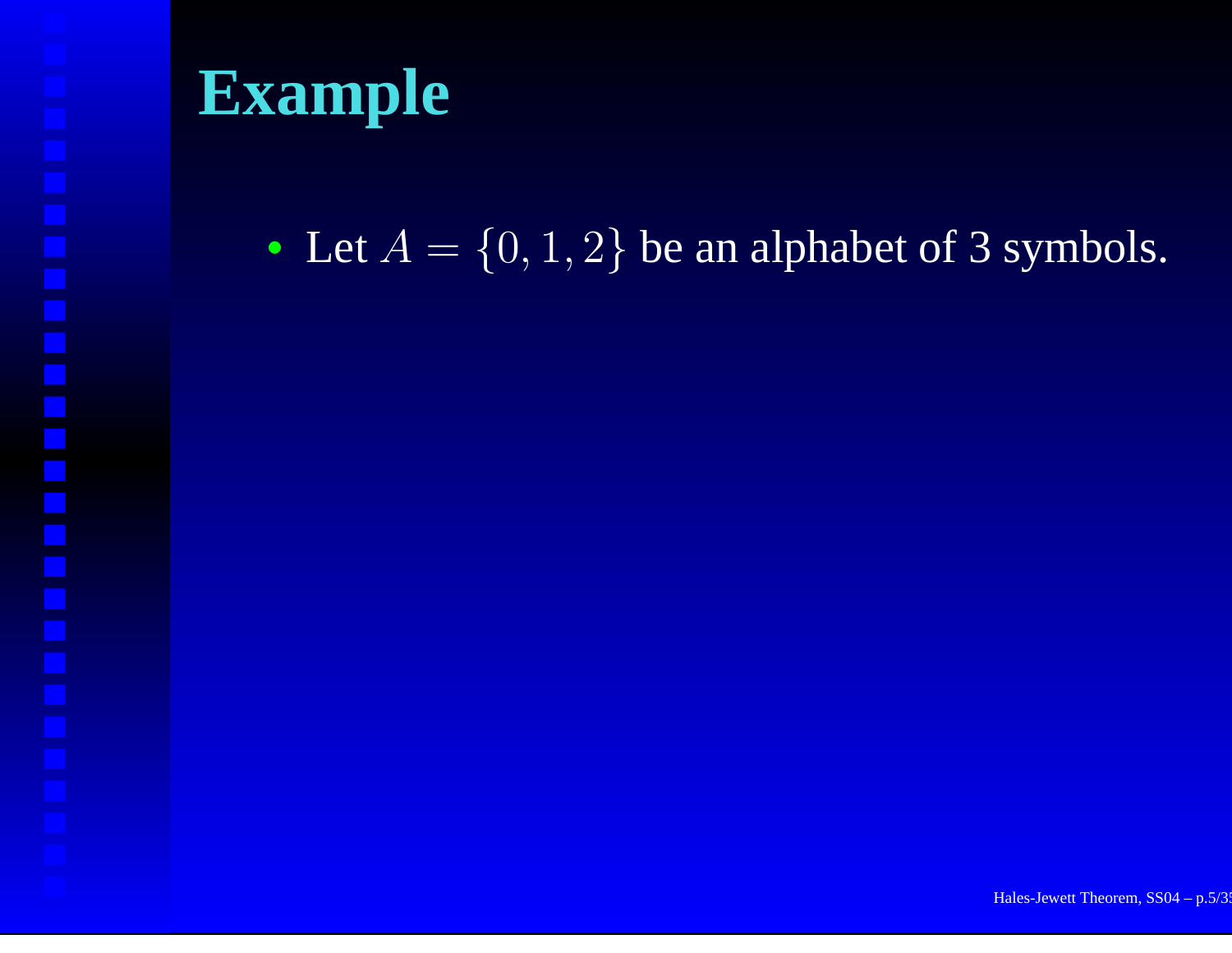# Example

- Let $A = \{0, 1, 2\}$ be an alphabet of 3 symbols.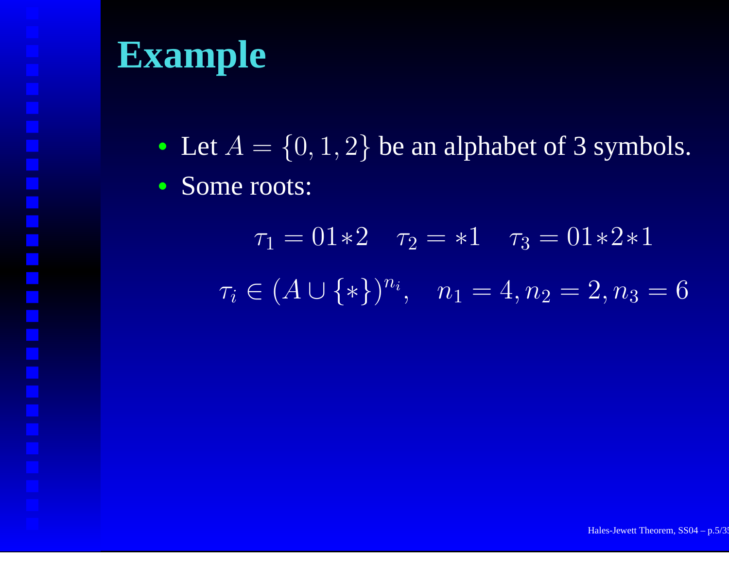# Example

- Let $A = \{0, 1, 2\}$ be an alphabet of 3 symbols.
- Some roots:

$$\tau_1 = 01{*}2 \quad \tau_2 = {*}1 \quad \tau_3 = 01{*}2{*}1$$

$$\tau_i \in (A \cup \{*\})^{n_i}, \quad n_1 = 4, n_2 = 2, n_3 = 6$$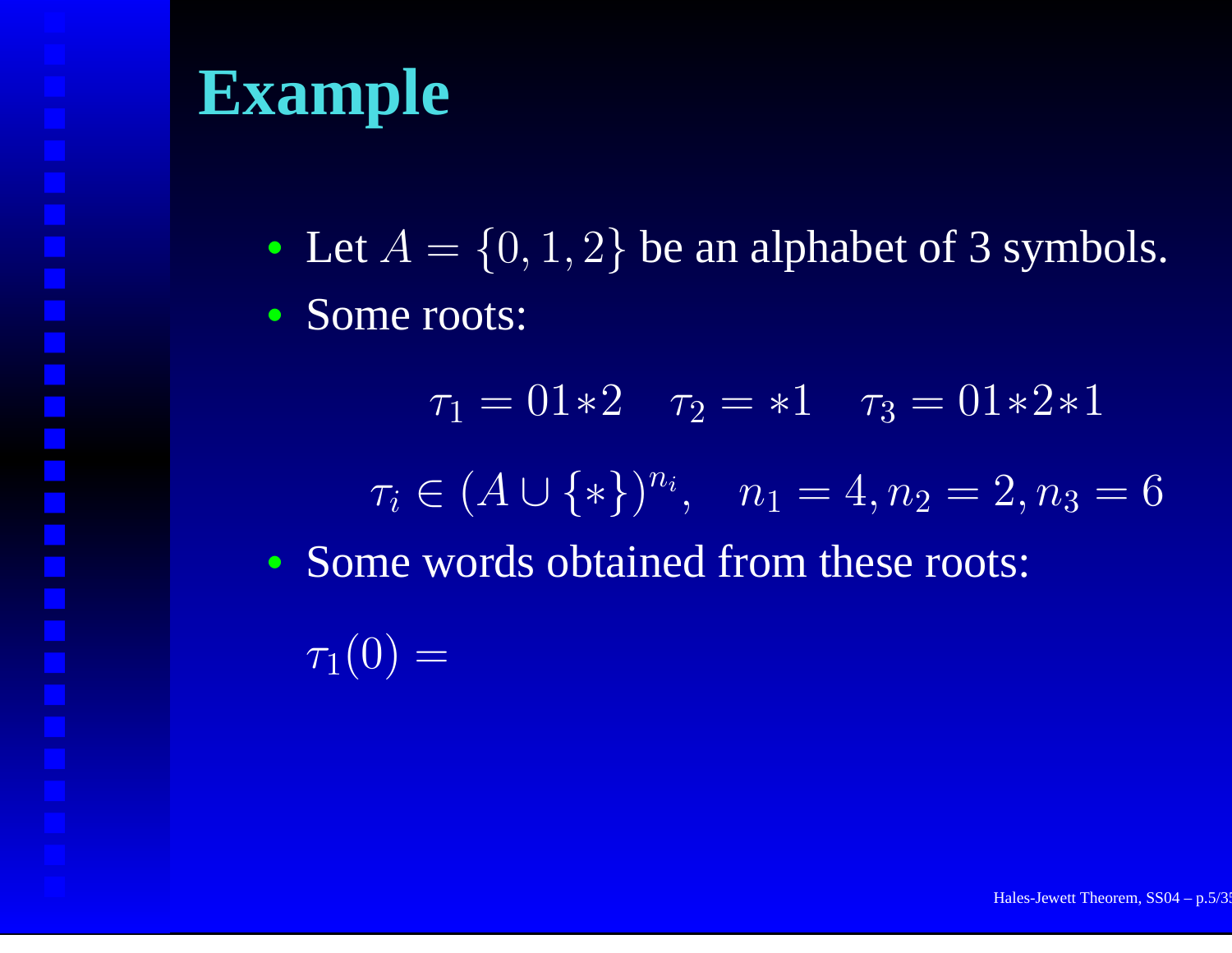# Example

- Let $A = \{0, 1, 2\}$ be an alphabet of 3 symbols.
- Some roots:

$$\tau_1 = 01{*}2 \quad \tau_2 = {*}1 \quad \tau_3 = 01{*}2{*}1$$

$$\tau_i \in (A \cup \{*\})^{n_i}, \quad n_1 = 4, n_2 = 2, n_3 = 6$$

- Some words obtained from these roots:

$\tau_1(0) =$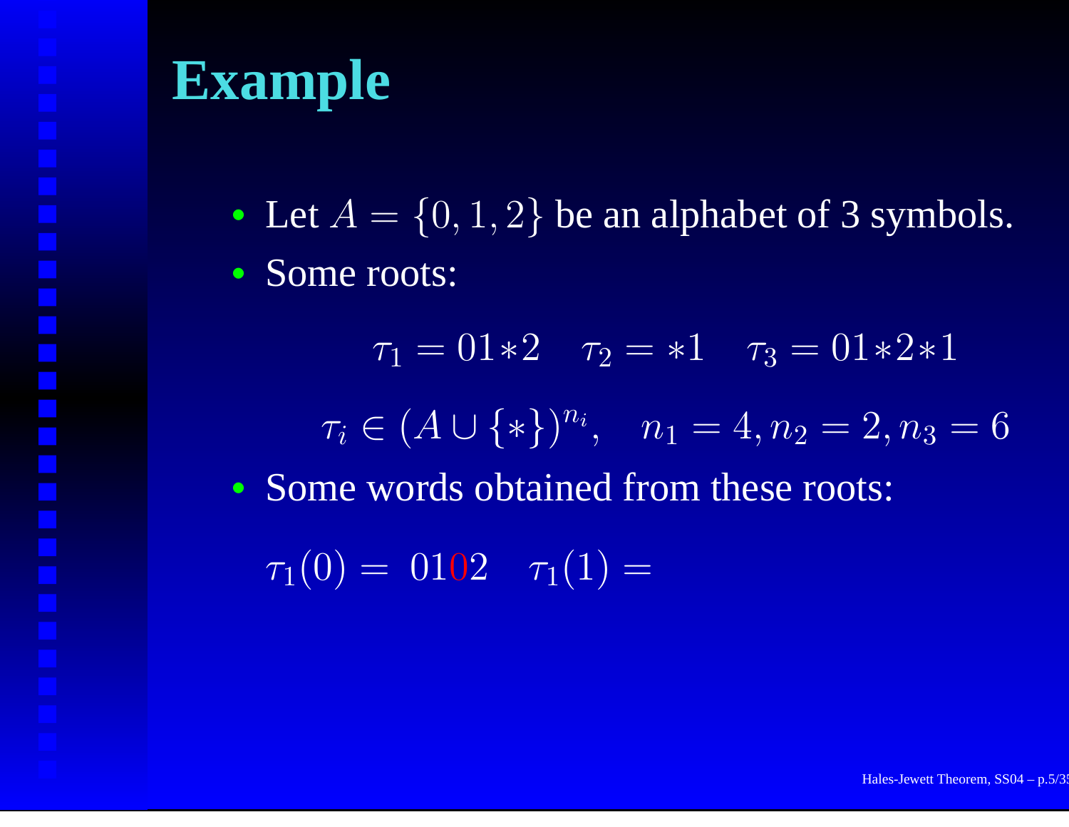# Example

- Let $A = \{0, 1, 2\}$ be an alphabet of 3 symbols.
- Some roots:

$$\tau_1 = 01{*}2 \quad \tau_2 = {*}1 \quad \tau_3 = 01{*}2{*}1$$

$$\tau_i \in (A \cup \{*\})^{n_i}, \quad n_1 = 4, n_2 = 2, n_3 = 6$$

- Some words obtained from these roots:

$\tau_1(0) = 0102 \quad \tau_1(1) =$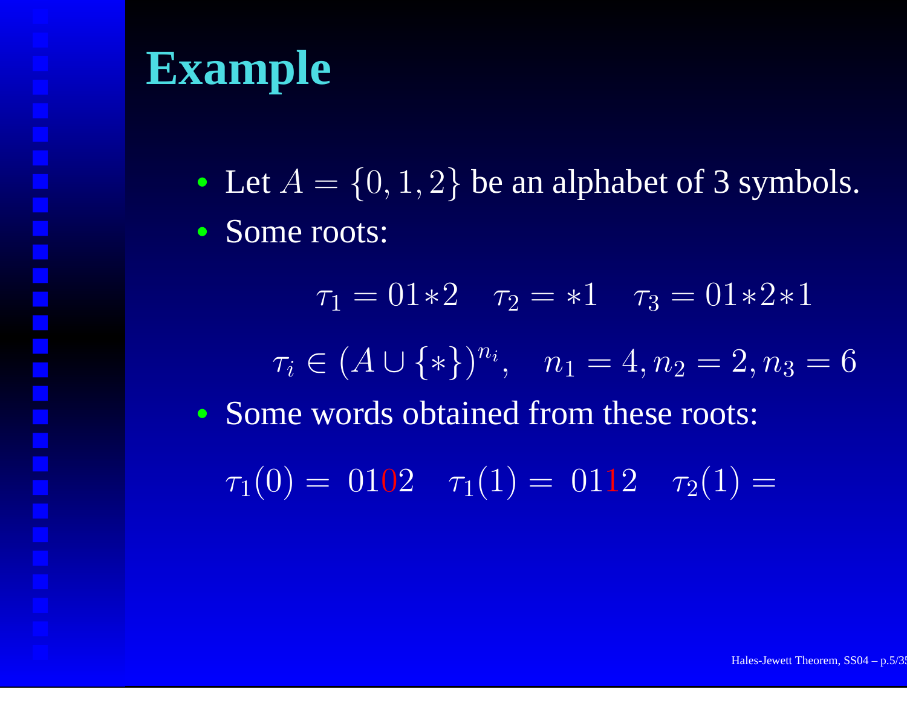# Example

- Let $A = \{0, 1, 2\}$ be an alphabet of 3 symbols.
- Some roots:

$$\tau_1 = 01{*}2 \quad \tau_2 = {*}1 \quad \tau_3 = 01{*}2{*}1$$

$$\tau_i \in (A \cup \{*\})^{n_i}, \quad n_1 = 4, n_2 = 2, n_3 = 6$$

- Some words obtained from these roots:

$$\tau_1(0) = 0102 \quad \tau_1(1) = 0112 \quad \tau_2(1) =$$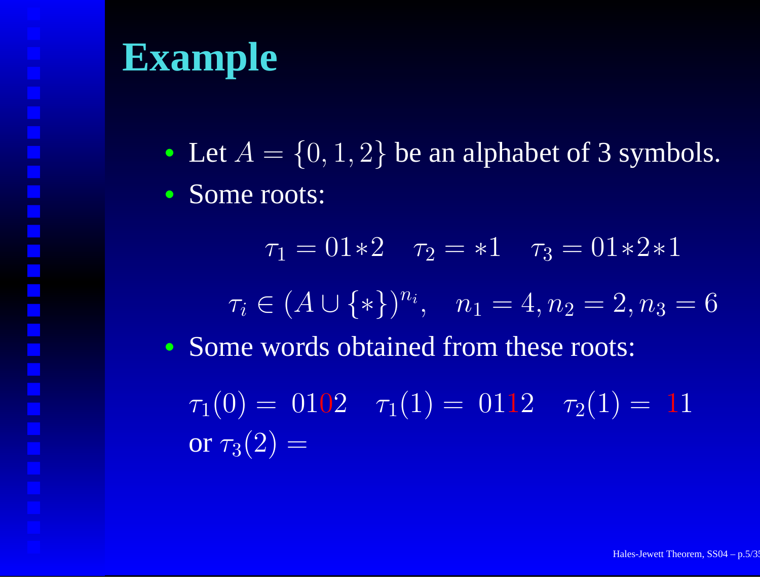# Example

- Let $A = \{0, 1, 2\}$ be an alphabet of 3 symbols.
- Some roots:

$$\tau_1 = 01{*}2 \quad \tau_2 = {*}1 \quad \tau_3 = 01{*}2{*}1$$

$$\tau_i \in (A \cup \{*\})^{n_i}, \quad n_1 = 4, n_2 = 2, n_3 = 6$$

- Some words obtained from these roots:

$\tau_1(0) = \; 0102 \quad \tau_1(1) = \; 0112 \quad \tau_2(1) = \; 11$
or $\tau_3(2) =$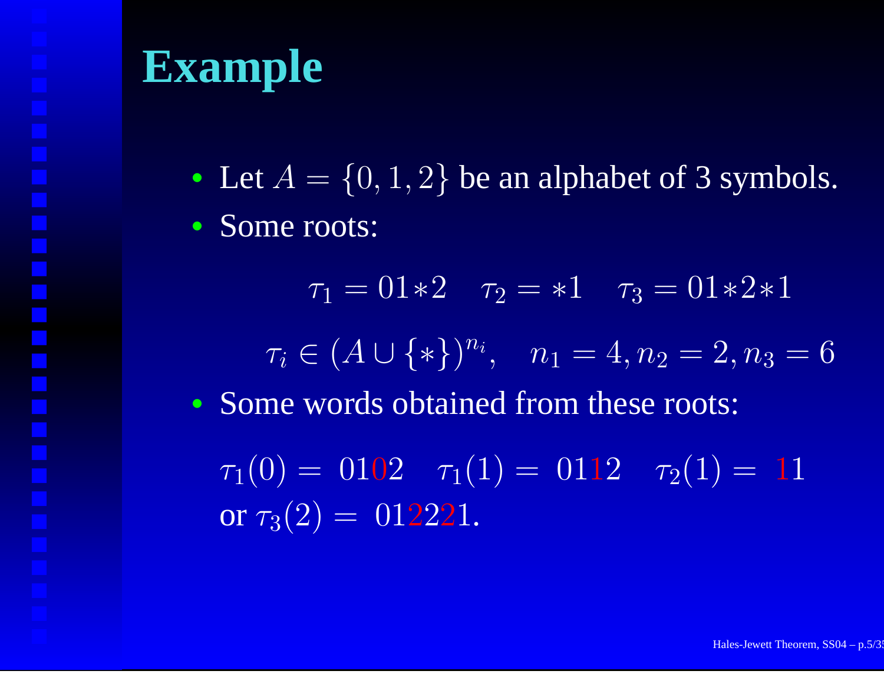# Example

- Let $A = \{0, 1, 2\}$ be an alphabet of 3 symbols.
- Some roots:

$$\tau_1 = 01{*}2 \quad \tau_2 = {*}1 \quad \tau_3 = 01{*}2{*}1$$

$$\tau_i \in (A \cup \{*\})^{n_i}, \quad n_1 = 4, n_2 = 2, n_3 = 6$$

- Some words obtained from these roots:

$\tau_1(0) = 0102 \quad \tau_1(1) = 0112 \quad \tau_2(1) = 11$ or $\tau_3(2) = 012221$.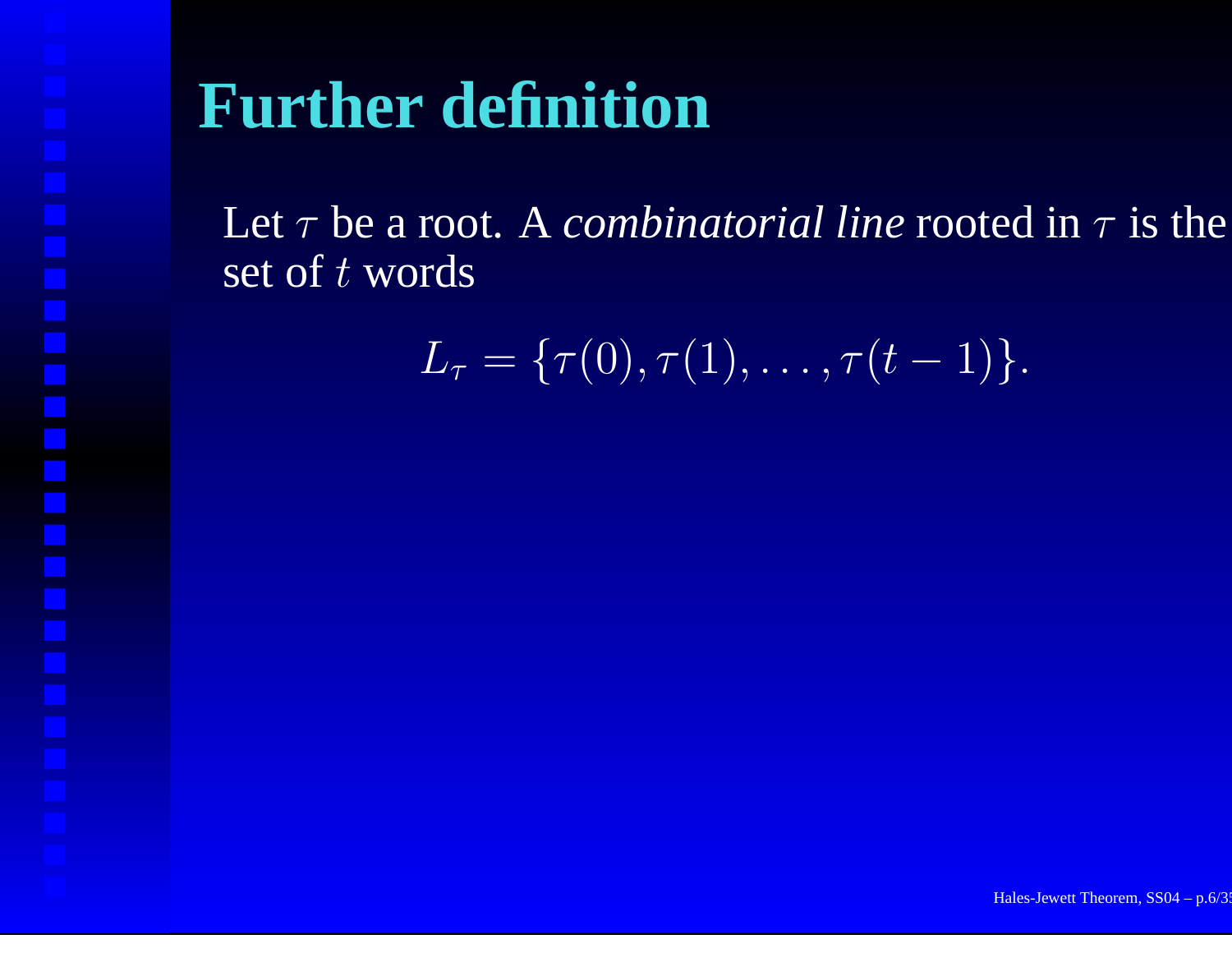# Further definition

Let $\tau$ be a root. A *combinatorial line* rooted in $\tau$ is the set of $t$ words

$$L_\tau = \{\tau(0), \tau(1), \ldots, \tau(t-1)\}.$$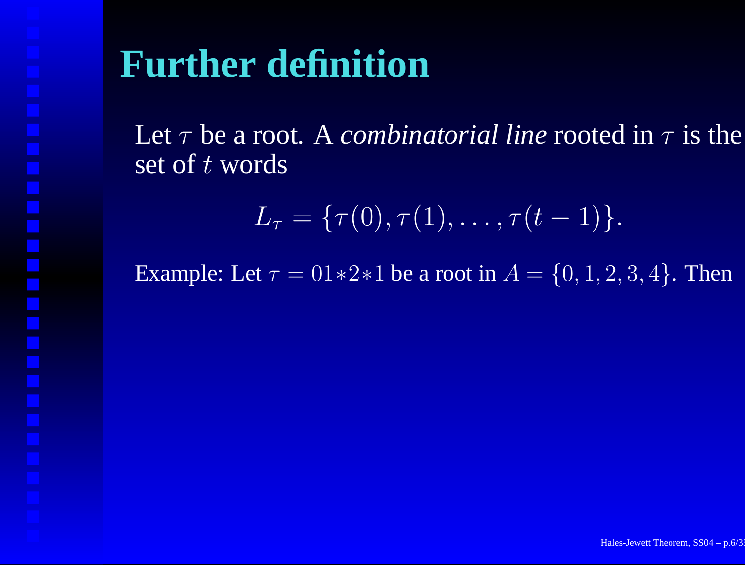# Further definition

Let $\tau$ be a root. A *combinatorial line* rooted in $\tau$ is the set of $t$ words

$$L_\tau = \{\tau(0), \tau(1), \ldots, \tau(t-1)\}.$$

Example: Let $\tau = 01{*}2{*}1$ be a root in $A = \{0, 1, 2, 3, 4\}$. Then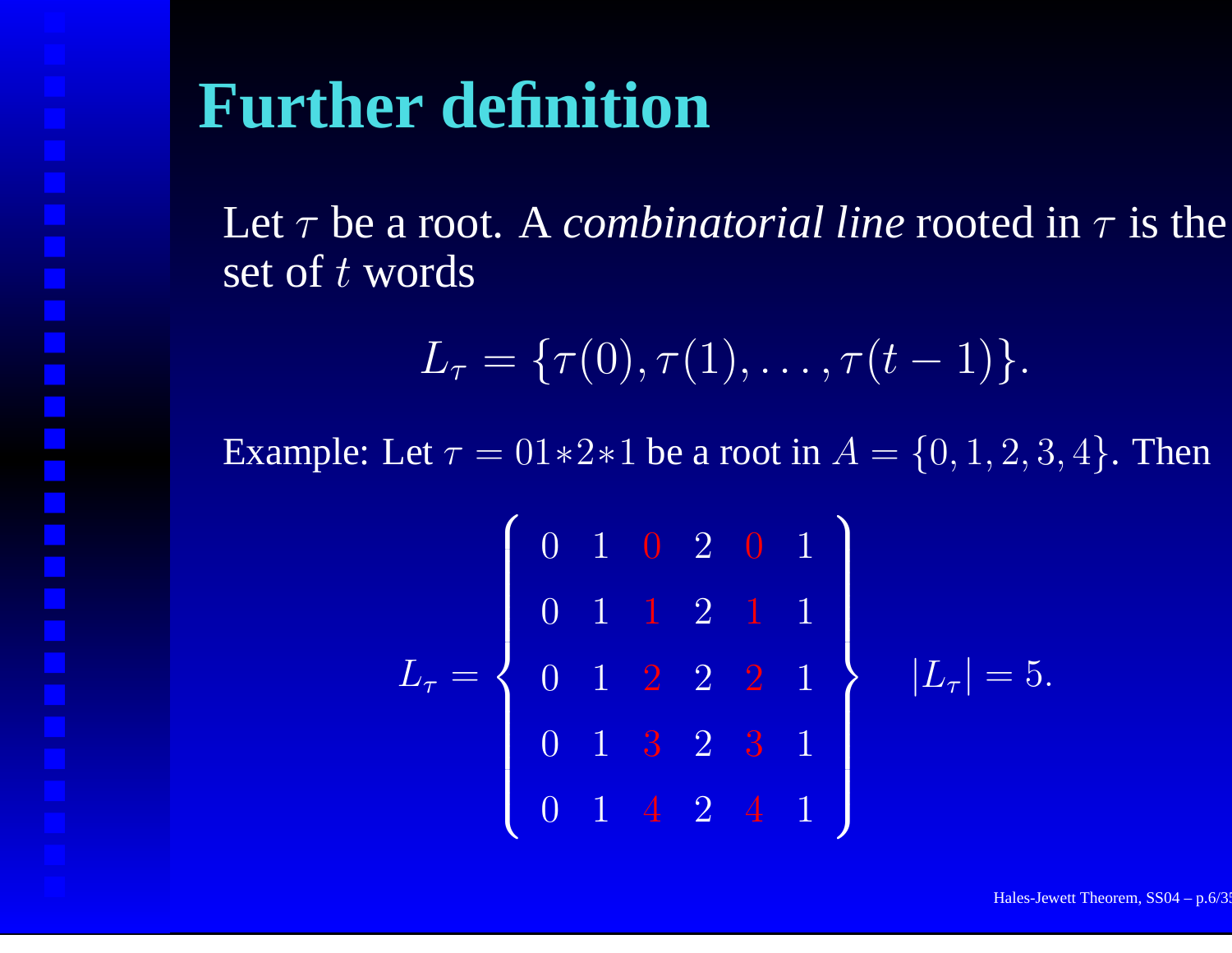# Further definition

Let $\tau$ be a root. A *combinatorial line* rooted in $\tau$ is the set of $t$ words

$$L_\tau = \{\tau(0), \tau(1), \ldots, \tau(t-1)\}.$$

Example: Let $\tau = 01{*}2{*}1$ be a root in $A = \{0, 1, 2, 3, 4\}$. Then

$$L_\tau = \left\{ \begin{array}{cccccc} 0 & 1 & 0 & 2 & 0 & 1 \\ 0 & 1 & 1 & 2 & 1 & 1 \\ 0 & 1 & 2 & 2 & 2 & 1 \\ 0 & 1 & 3 & 2 & 3 & 1 \\ 0 & 1 & 4 & 2 & 4 & 1 \end{array} \right\} \quad |L_\tau| = 5.$$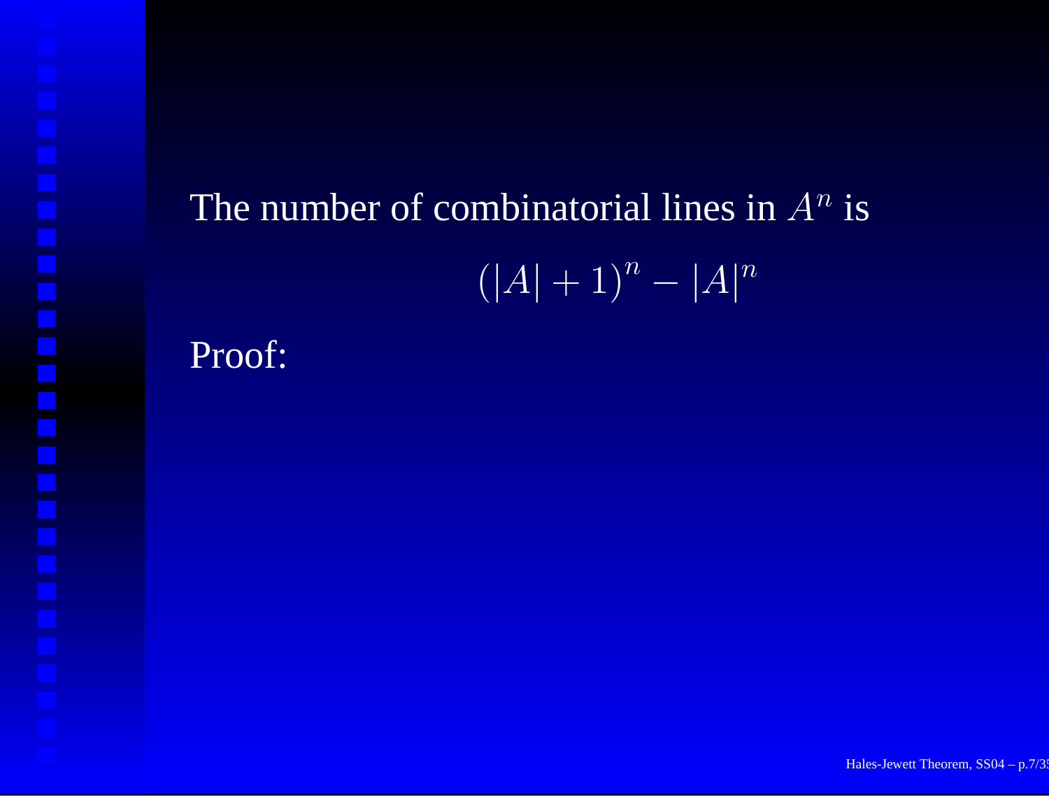The number of combinatorial lines in $A^n$ is

$$(|A| + 1)^n - |A|^n$$

Proof: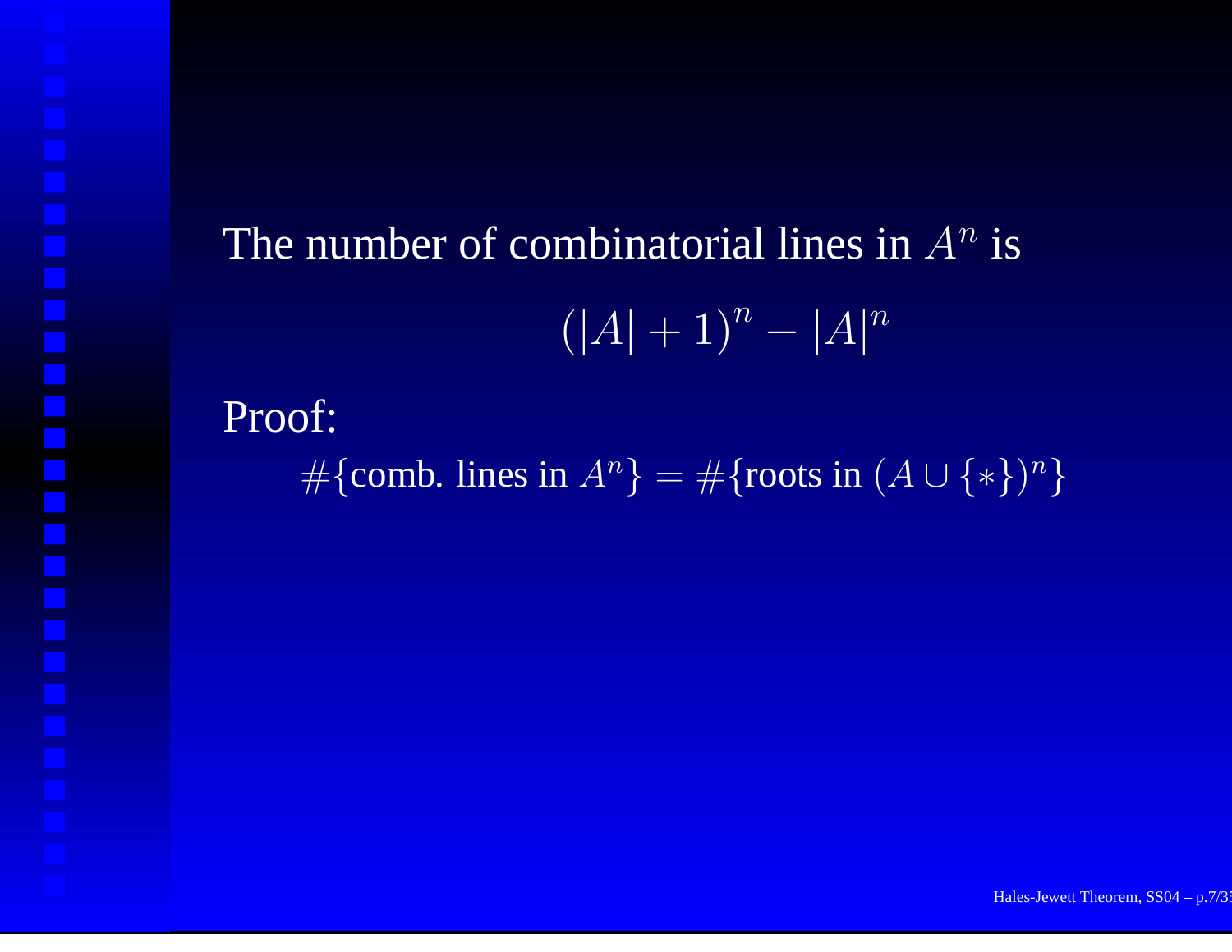The number of combinatorial lines in $A^n$ is

$$(|A| + 1)^n - |A|^n$$

Proof:

$$\#\{\text{comb. lines in } A^n\} = \#\{\text{roots in } (A \cup \{*\})^n\}$$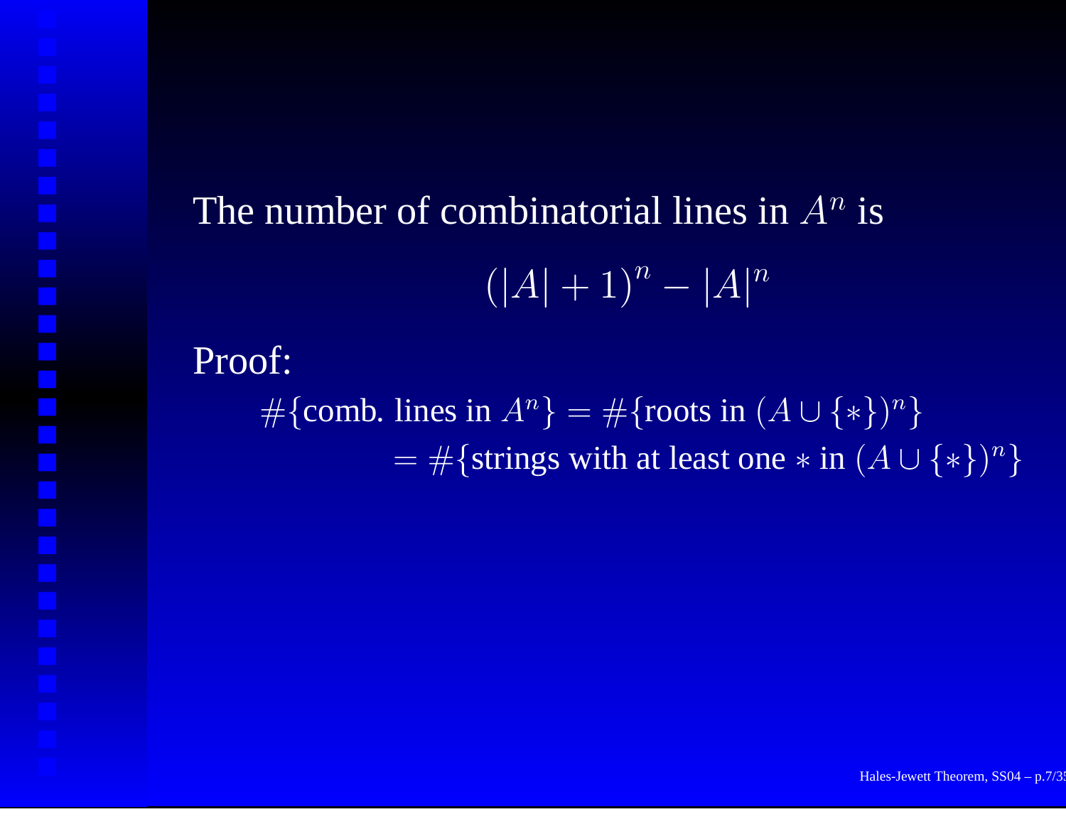The number of combinatorial lines in $A^n$ is

$$(|A| + 1)^n - |A|^n$$

Proof:

$$\begin{aligned}
\#\{\text{comb. lines in } A^n\} &= \#\{\text{roots in } (A \cup \{*\})^n\} \\
&= \#\{\text{strings with at least one } * \text{ in } (A \cup \{*\})^n\}
\end{aligned}$$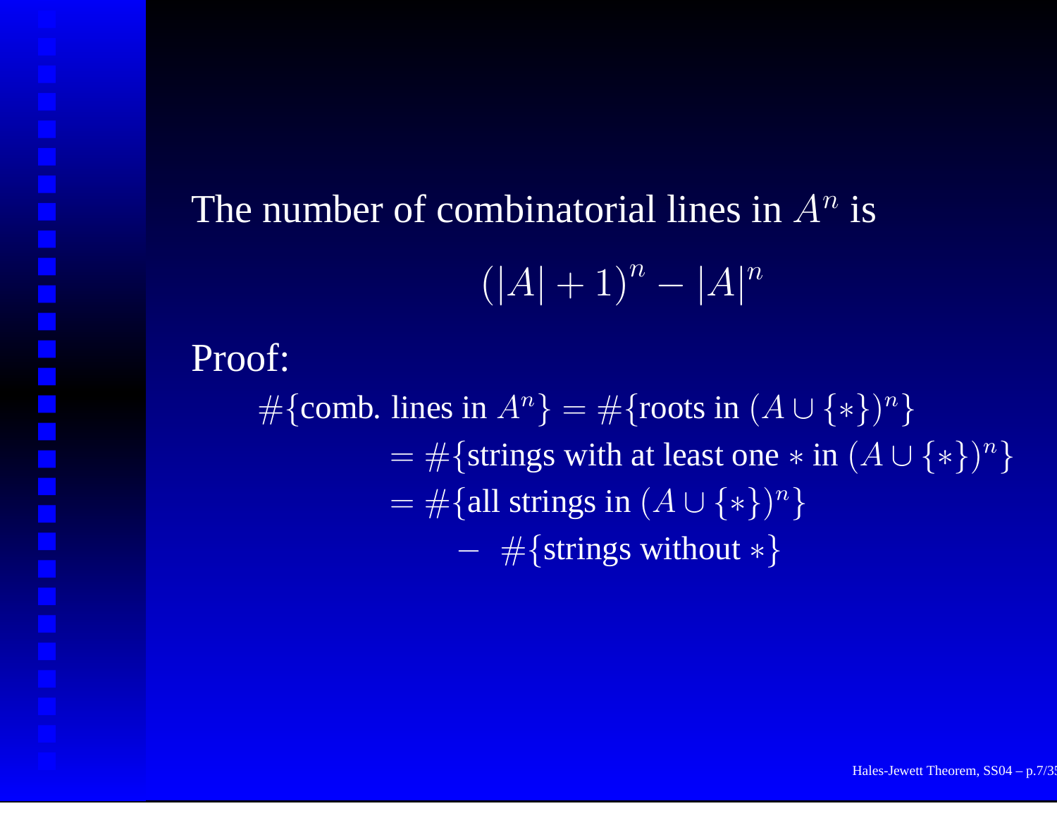The number of combinatorial lines in $A^n$ is

$$(|A|+1)^n - |A|^n$$

Proof:

$$\begin{aligned}
\#\{\text{comb. lines in } A^n\} &= \#\{\text{roots in } (A \cup \{*\})^n\} \\
&= \#\{\text{strings with at least one } * \text{ in } (A \cup \{*\})^n\} \\
&= \#\{\text{all strings in } (A \cup \{*\})^n\} \\
&\quad - \ \#\{\text{strings without } *\}
\end{aligned}$$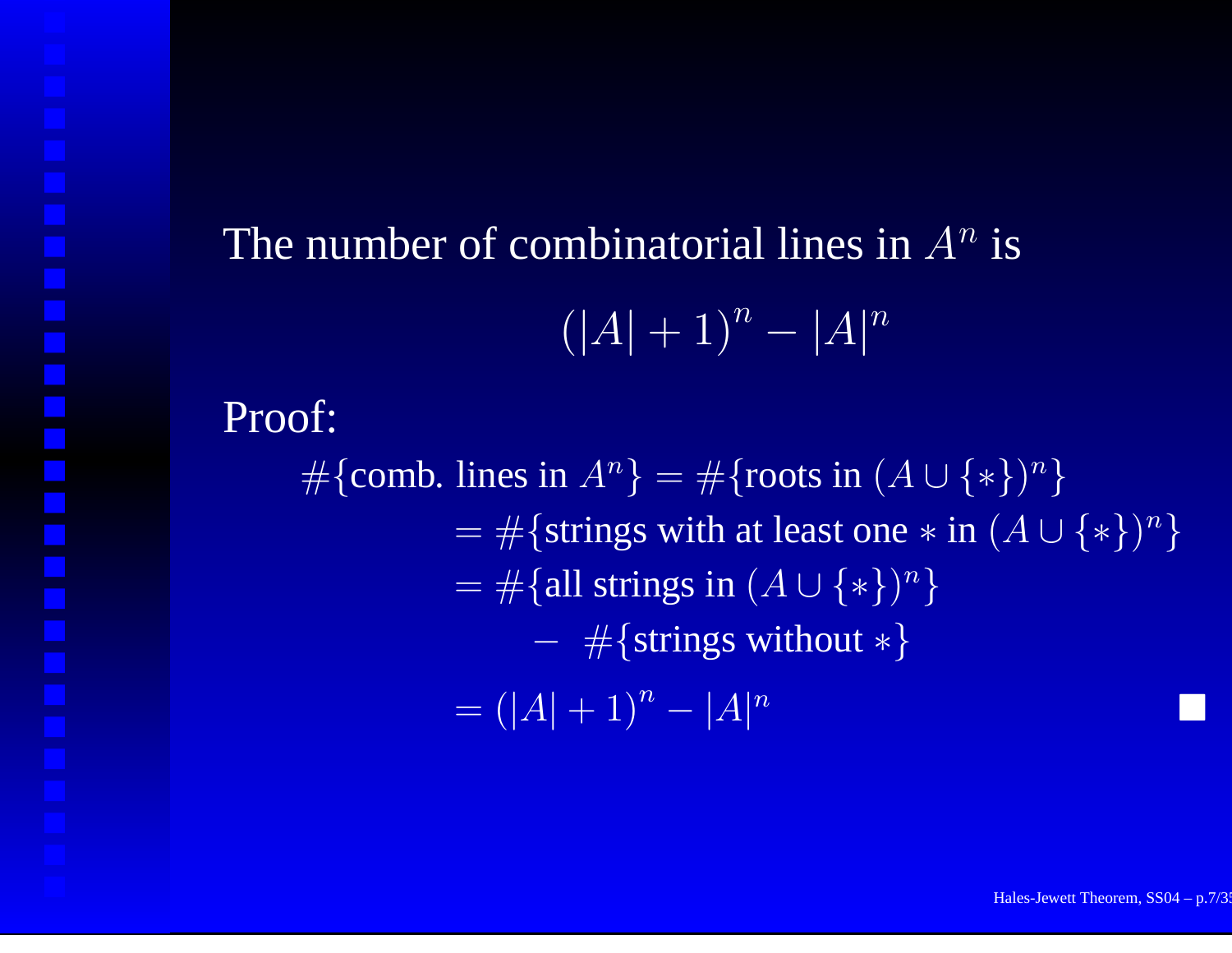The number of combinatorial lines in $A^n$ is

$$(|A| + 1)^n - |A|^n$$

Proof:

$$
\begin{aligned}
\#\{\text{comb. lines in } A^n\} &= \#\{\text{roots in } (A \cup \{*\})^n\} \\
&= \#\{\text{strings with at least one } * \text{ in } (A \cup \{*\})^n\} \\
&= \#\{\text{all strings in } (A \cup \{*\})^n\} \\
&\qquad - \; \#\{\text{strings without } *\} \\
&= (|A| + 1)^n - |A|^n
\end{aligned}
$$

■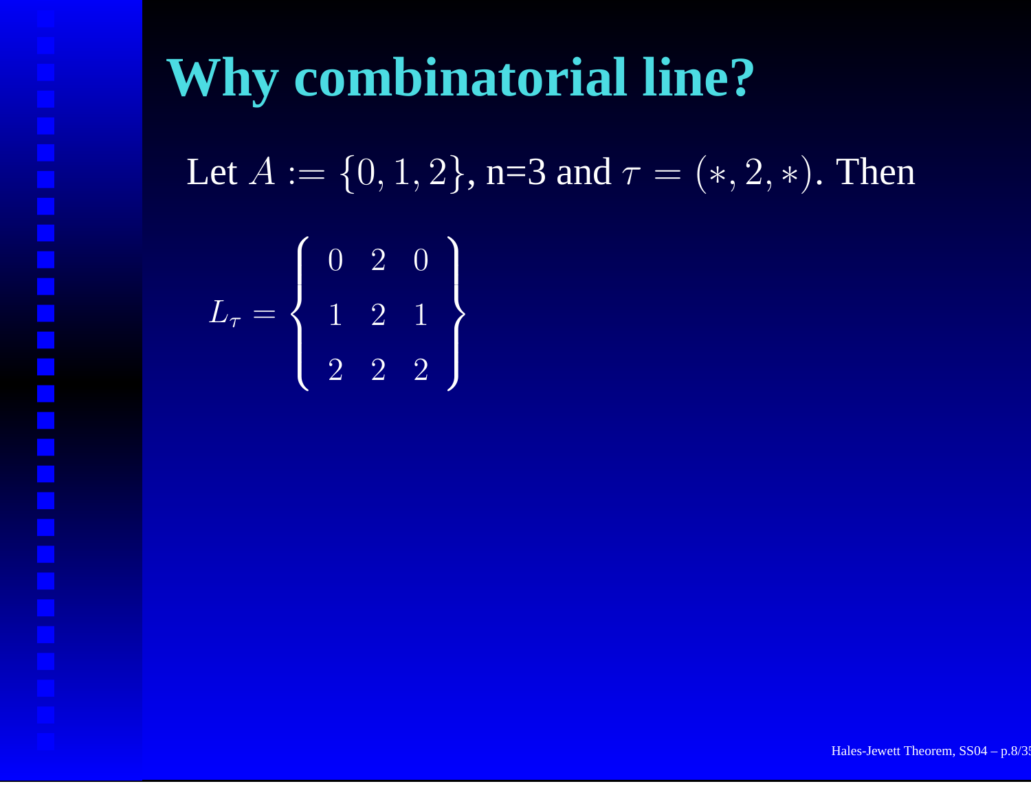# Why combinatorial line?

Let $A := \{0, 1, 2\}$, n=3 and $\tau = (*, 2, *)$. Then

$$L_\tau = \left\{ \begin{array}{ccc} 0 & 2 & 0 \\ 1 & 2 & 1 \\ 2 & 2 & 2 \end{array} \right\}$$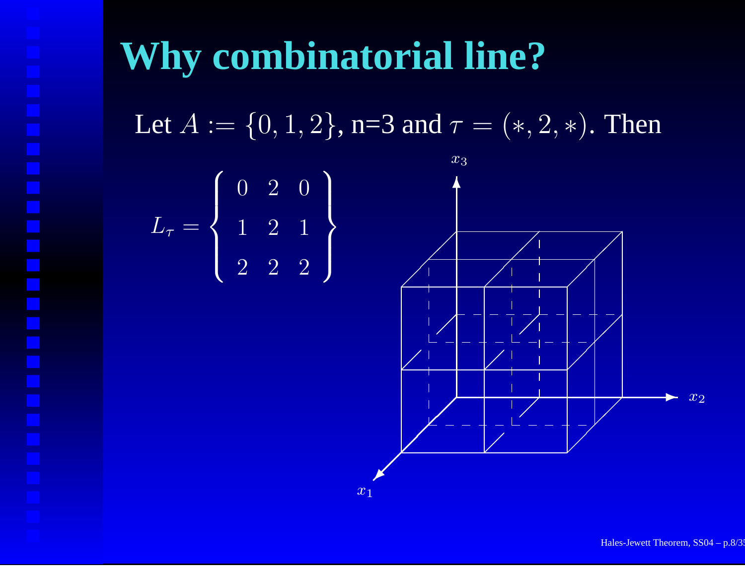# Why combinatorial line?

Let $A := \{0, 1, 2\}$, n=3 and $\tau = (*, 2, *)$. Then

$$L_\tau = \left\{ \begin{array}{ccc} 0 & 2 & 0 \\ 1 & 2 & 1 \\ 2 & 2 & 2 \end{array} \right\}$$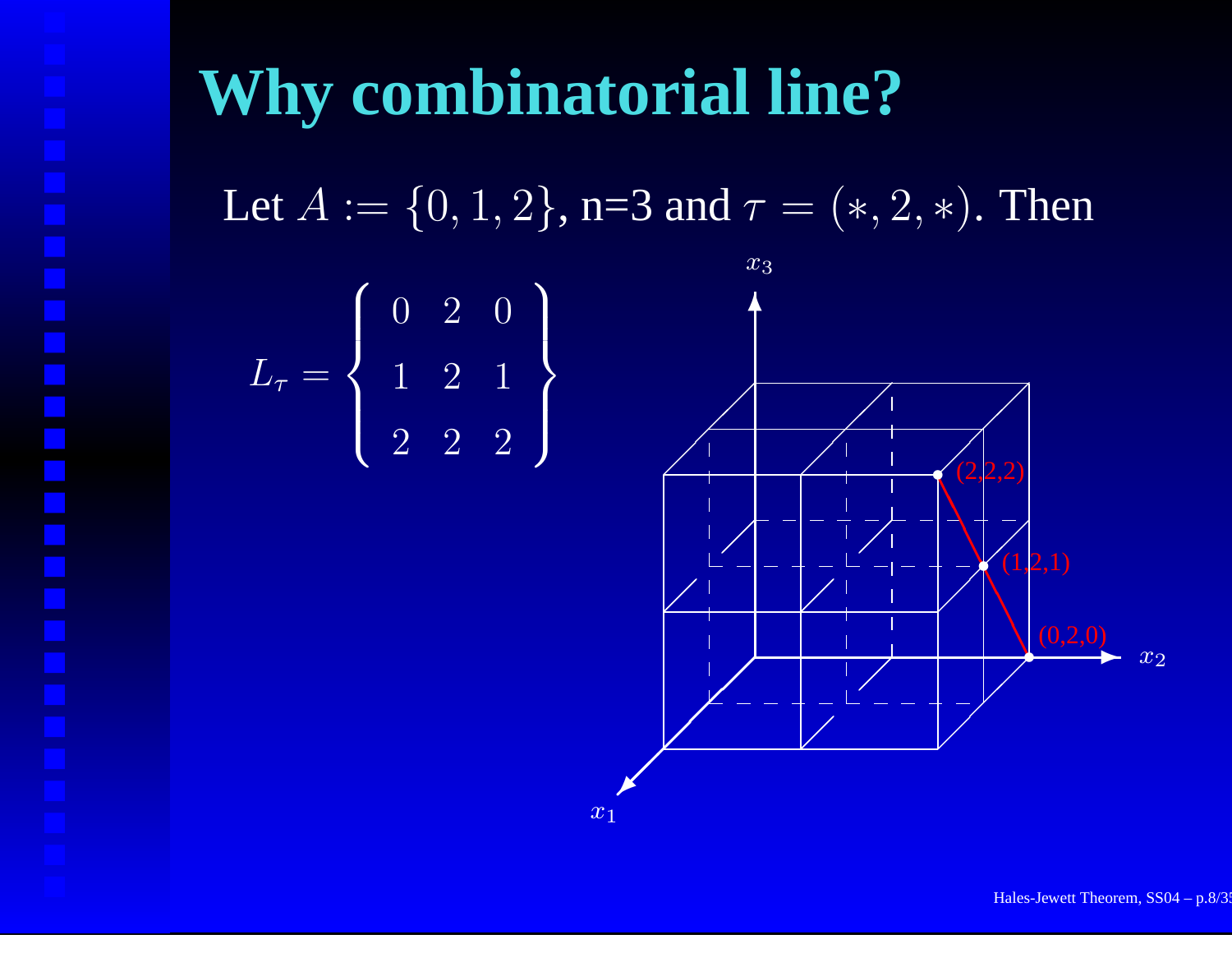# Why combinatorial line?

Let $A := \{0, 1, 2\}$, n=3 and $\tau = (*, 2, *)$. Then

$$L_\tau = \left\{ \begin{array}{ccc} 0 & 2 & 0 \\ 1 & 2 & 1 \\ 2 & 2 & 2 \end{array} \right\}$$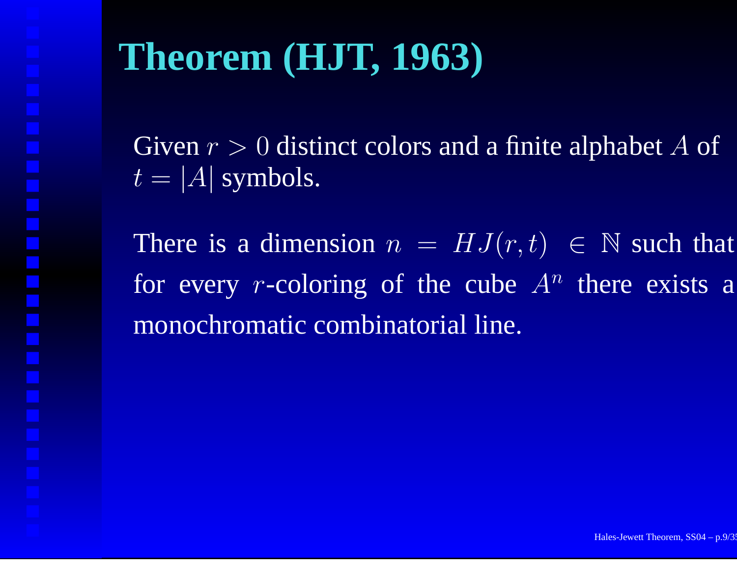# Theorem (HJT, 1963)

Given $r > 0$ distinct colors and a finite alphabet $A$ of $t = |A|$ symbols.

There is a dimension $n = HJ(r, t) \in \mathbb{N}$ such that for every $r$-coloring of the cube $A^n$ there exists a monochromatic combinatorial line.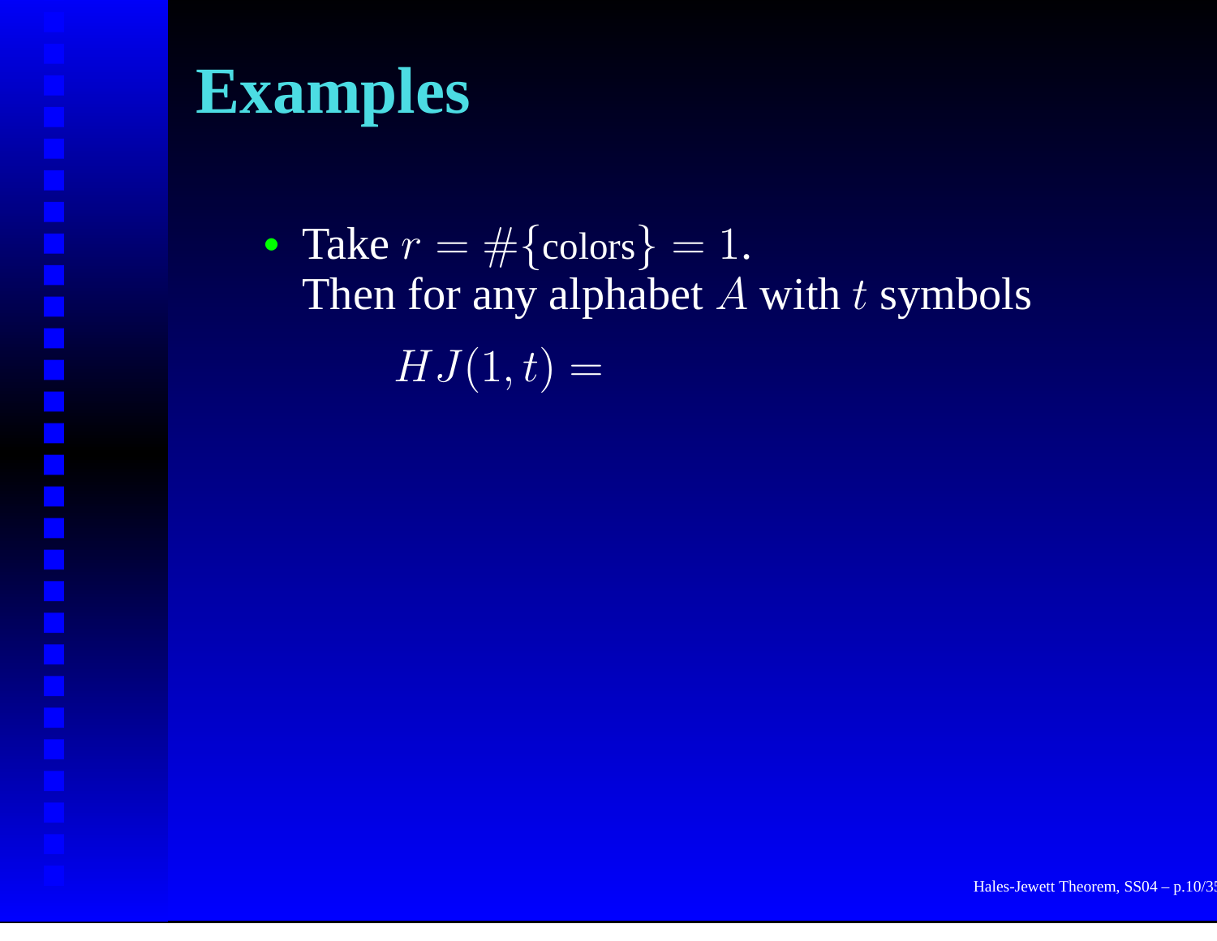# Examples

- Take $r = \#\{\text{colors}\} = 1$.
  Then for any alphabet $A$ with $t$ symbols

  $$HJ(1,t) =$$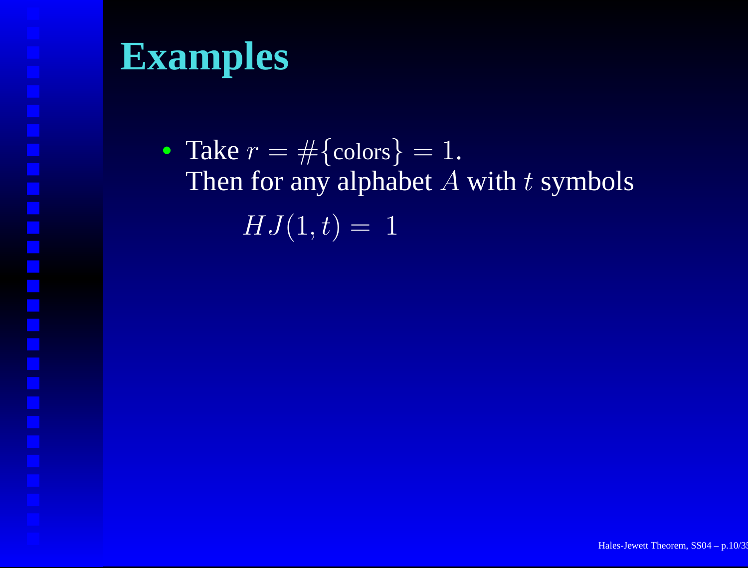# Examples

- Take $r = \#\{\text{colors}\} = 1$.
  Then for any alphabet $A$ with $t$ symbols

  $$HJ(1, t) = 1$$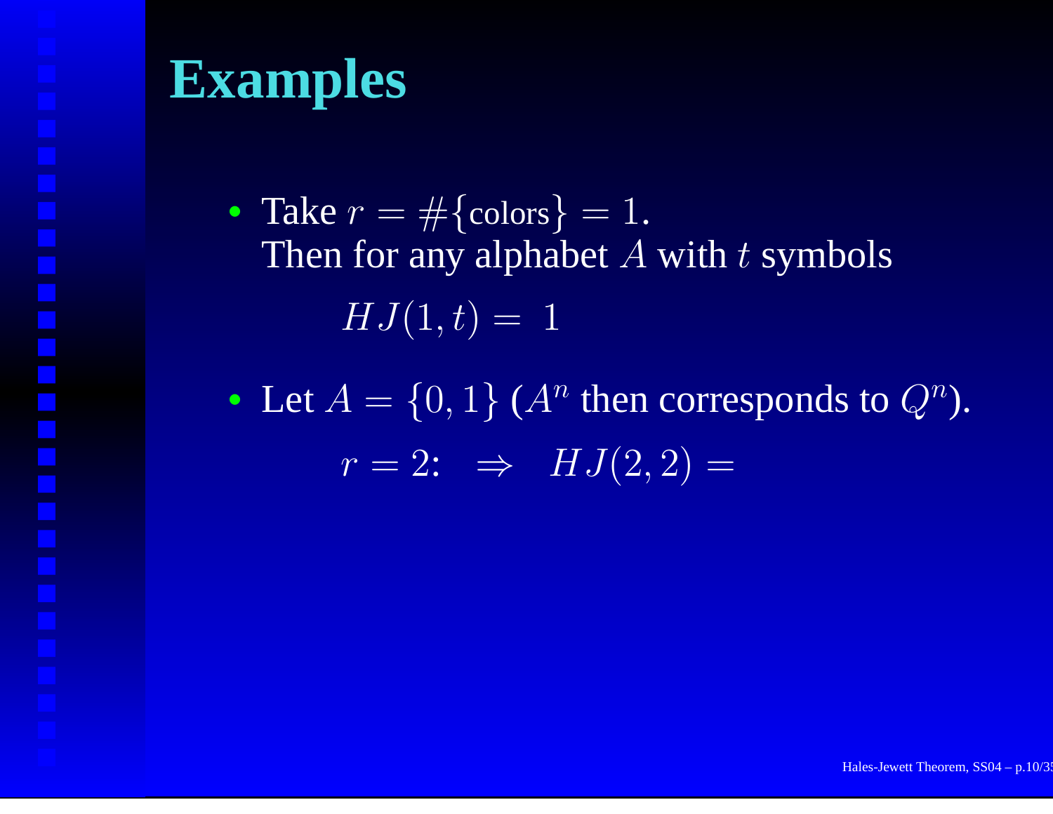# Examples

- Take $r = \#\{\text{colors}\} = 1$.
  Then for any alphabet $A$ with $t$ symbols

  $$HJ(1, t) = \ 1$$

- Let $A = \{0, 1\}$ ($A^n$ then corresponds to $Q^n$).

  $$r = 2: \quad \Rightarrow \quad HJ(2, 2) =$$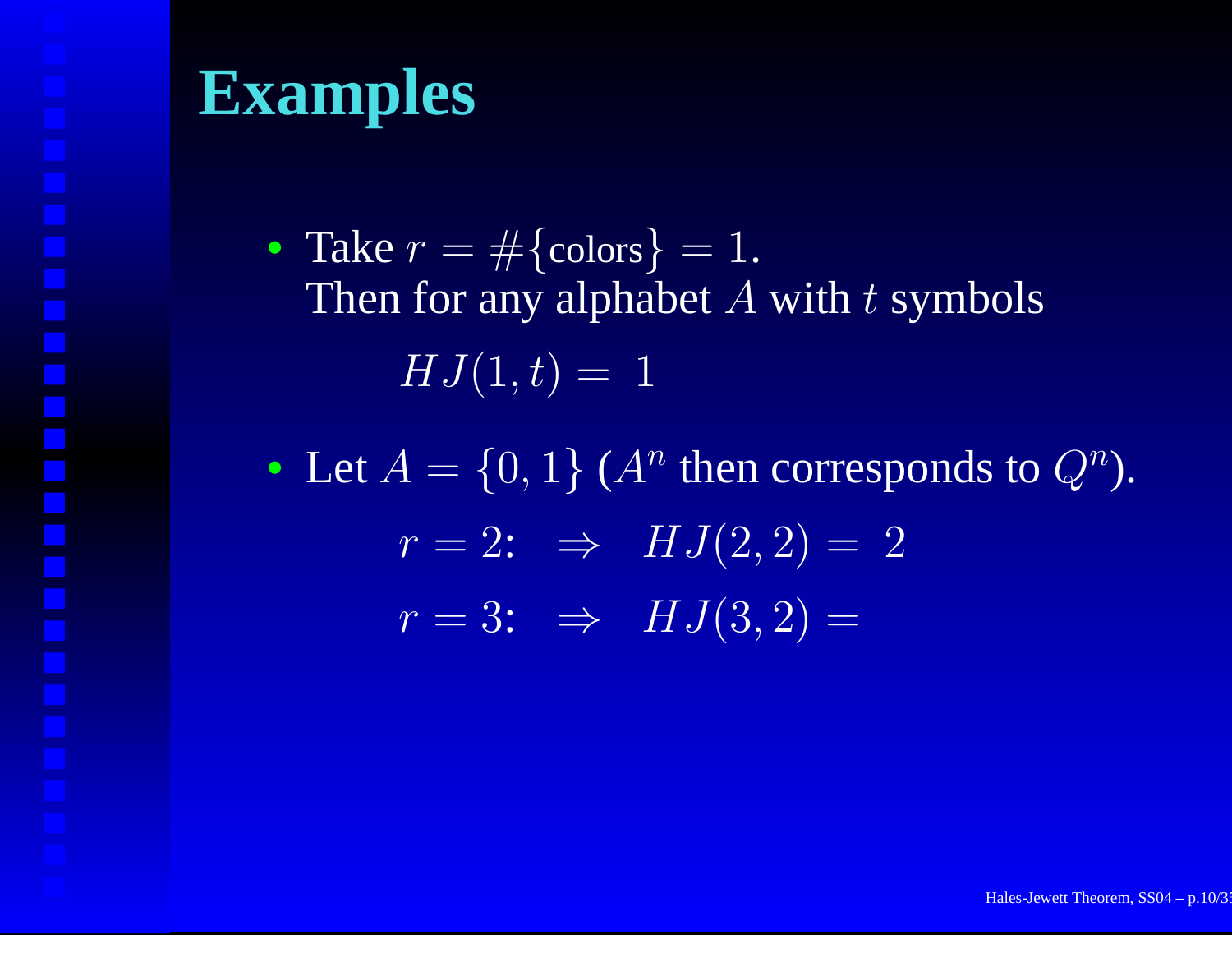# Examples

- Take $r = \#\{\text{colors}\} = 1$.
  Then for any alphabet $A$ with $t$ symbols

  $$HJ(1, t) = 1$$

- Let $A = \{0, 1\}$ ($A^n$ then corresponds to $Q^n$).

  $$r = 2: \quad \Rightarrow \quad HJ(2, 2) = 2$$

  $$r = 3: \quad \Rightarrow \quad HJ(3, 2) =$$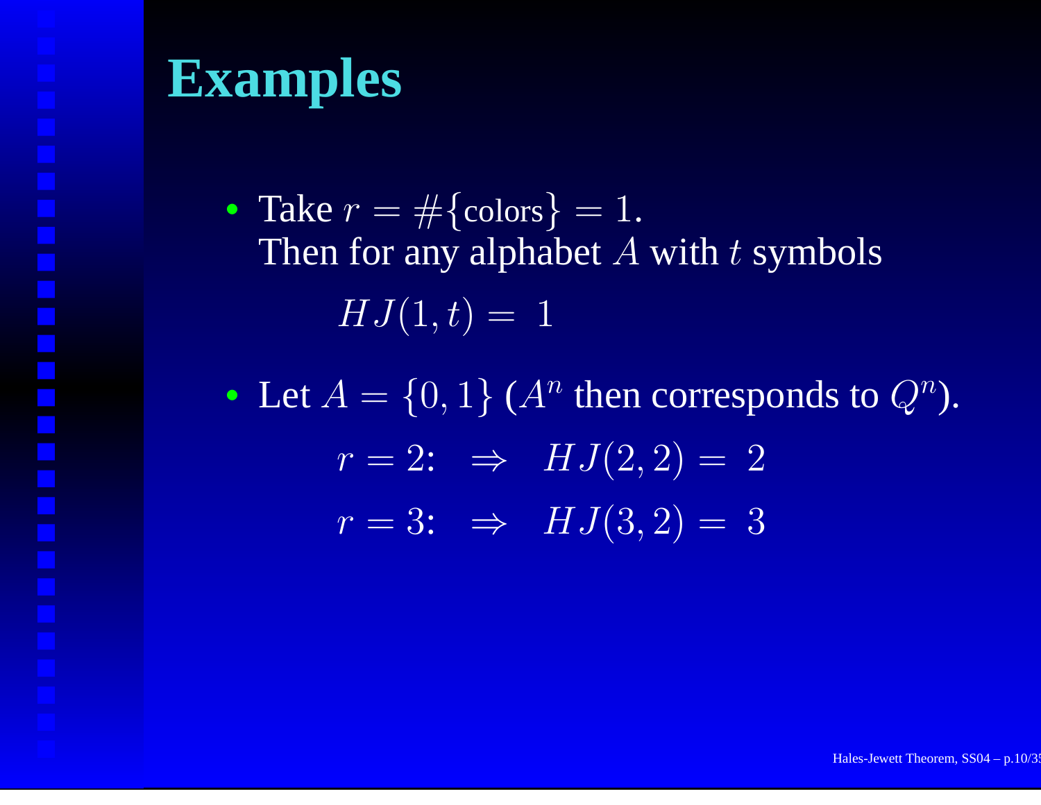# Examples

- Take $r = \#\{\text{colors}\} = 1$.
  Then for any alphabet $A$ with $t$ symbols

  $$HJ(1, t) = 1$$

- Let $A = \{0, 1\}$ ($A^n$ then corresponds to $Q^n$).

  $$r = 2: \quad \Rightarrow \quad HJ(2, 2) = 2$$

  $$r = 3: \quad \Rightarrow \quad HJ(3, 2) = 3$$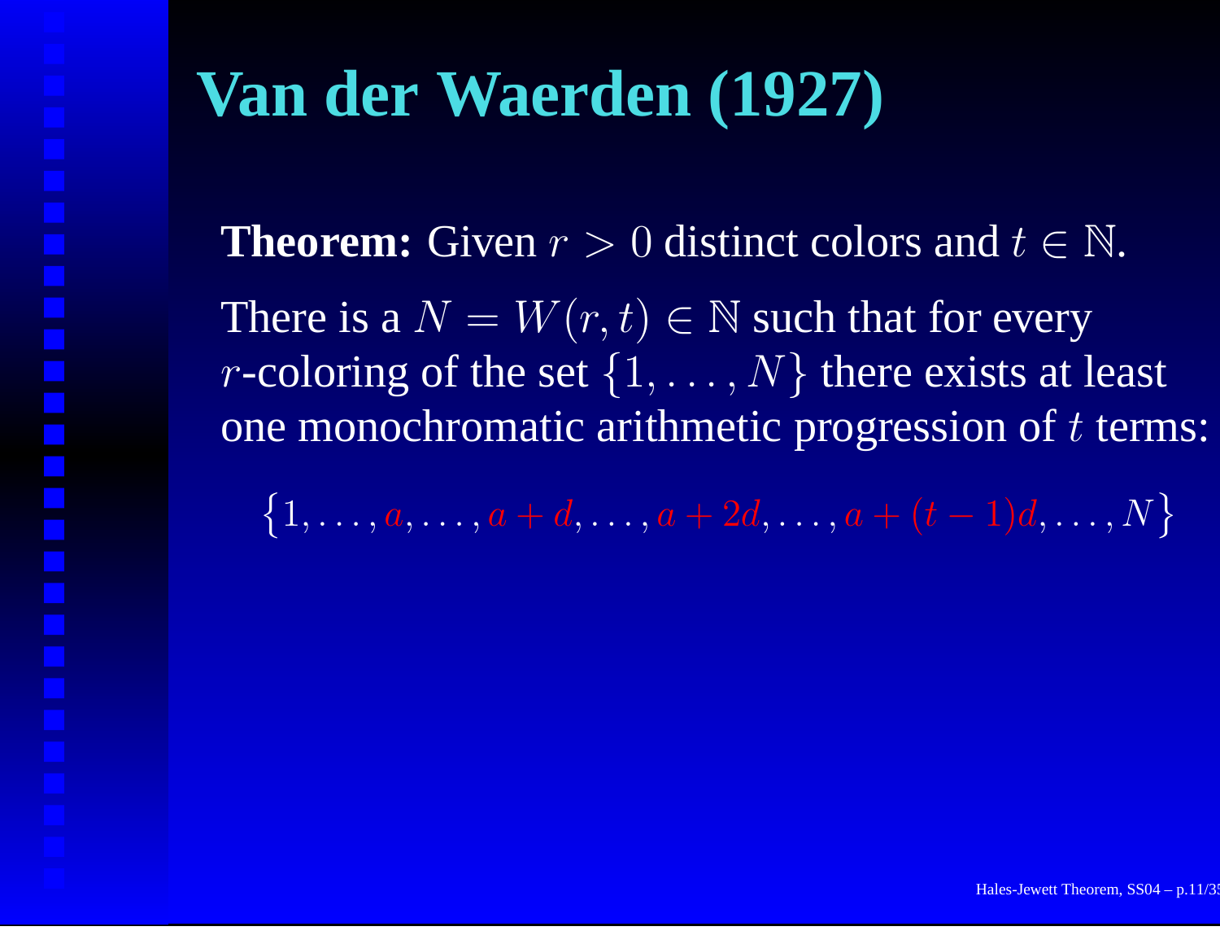# Van der Waerden (1927)

**Theorem:** Given $r > 0$ distinct colors and $t \in \mathbb{N}$.

There is a $N = W(r, t) \in \mathbb{N}$ such that for every $r$-coloring of the set $\{1, \ldots, N\}$ there exists at least one monochromatic arithmetic progression of $t$ terms:

$$\{1, \ldots, a, \ldots, a + d, \ldots, a + 2d, \ldots, a + (t-1)d, \ldots, N\}$$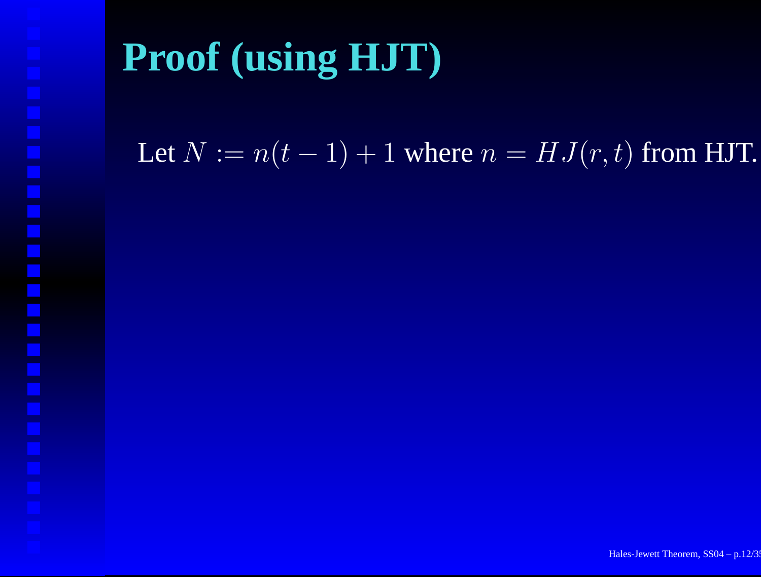# Proof (using HJT)

Let $N := n(t-1)+1$ where $n = HJ(r,t)$ from HJT.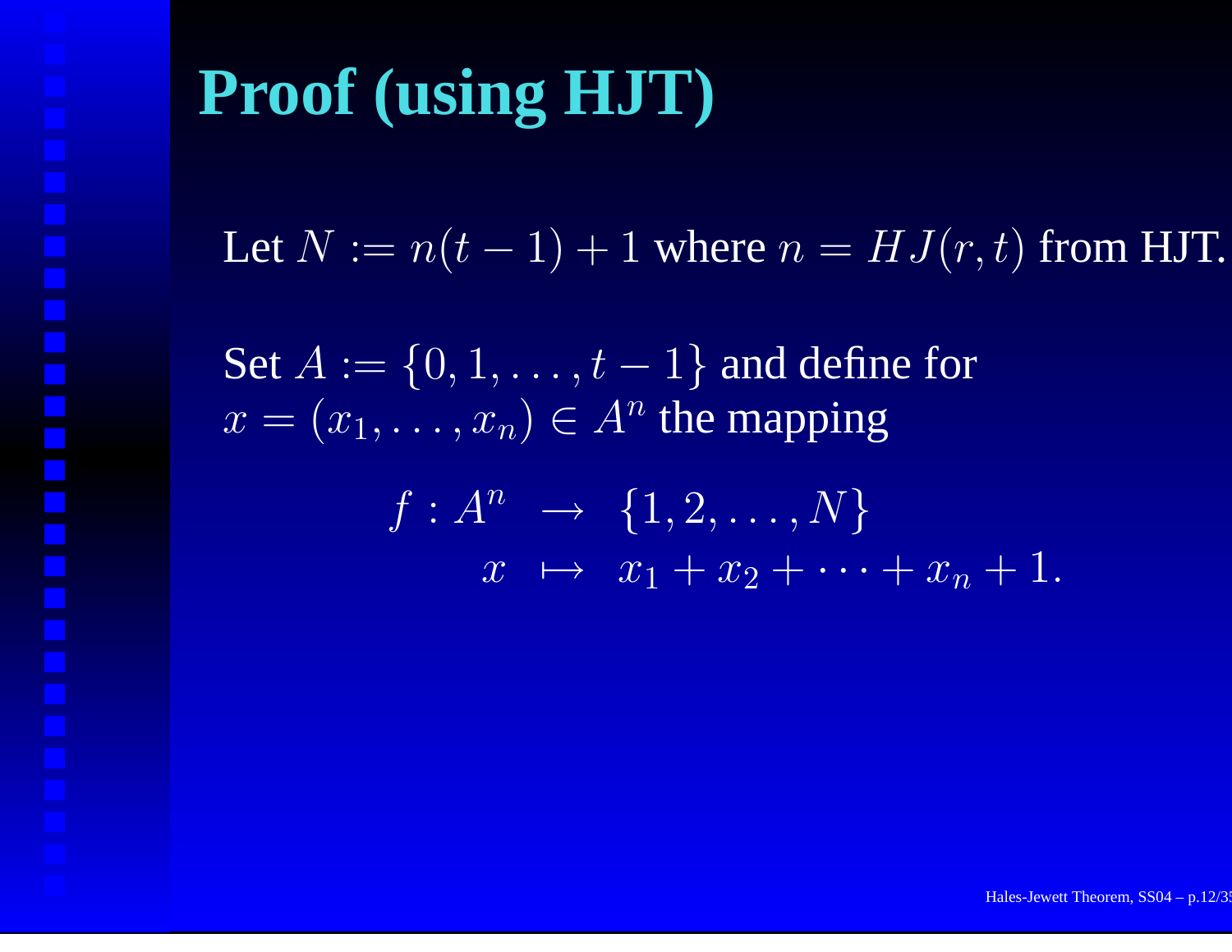# Proof (using HJT)

Let $N := n(t-1)+1$ where $n = HJ(r,t)$ from HJT.

Set $A := \{0, 1, \ldots, t-1\}$ and define for $x = (x_1, \ldots, x_n) \in A^n$ the mapping

$$
\begin{aligned}
f : A^n &\rightarrow \{1, 2, \ldots, N\} \\
x &\mapsto x_1 + x_2 + \cdots + x_n + 1.
\end{aligned}
$$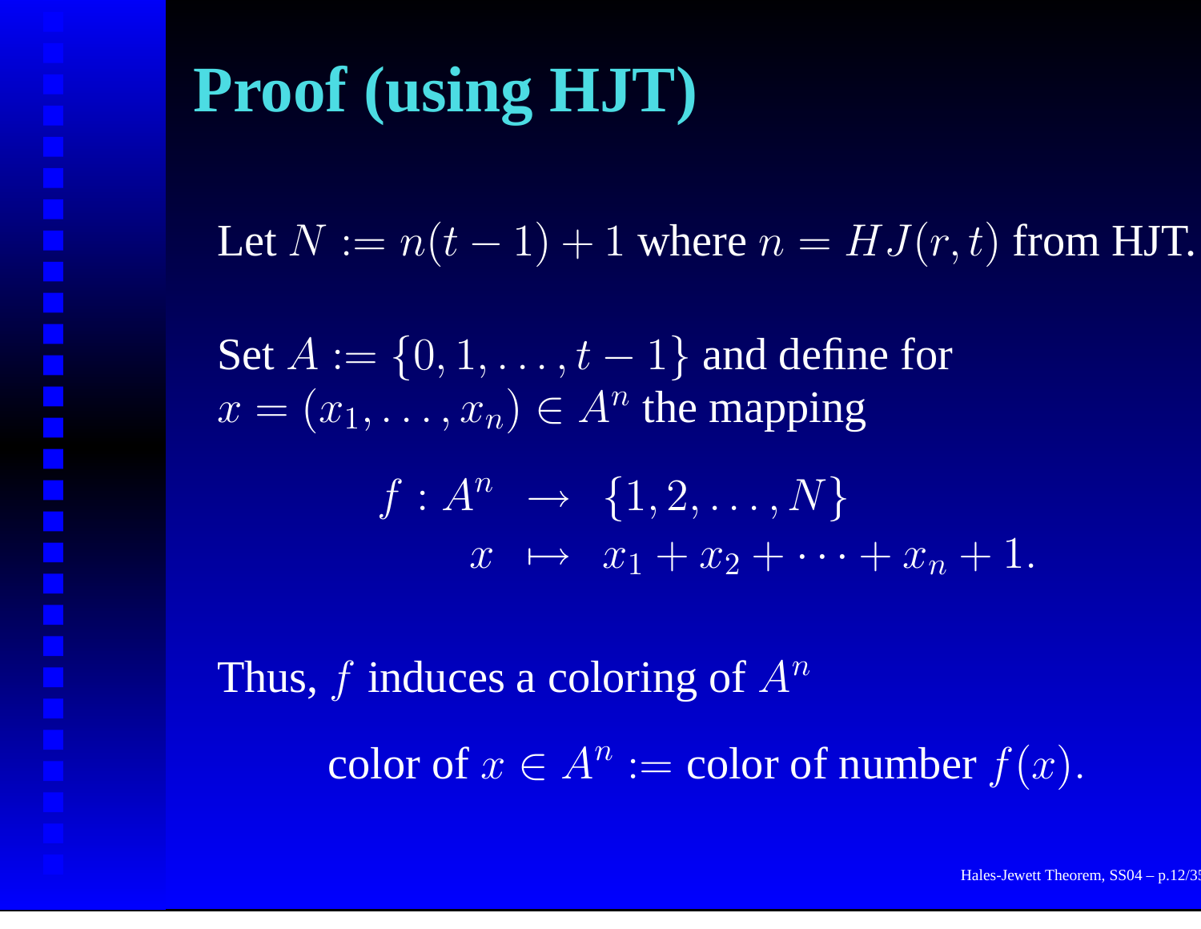# Proof (using HJT)

Let $N := n(t-1)+1$ where $n = HJ(r,t)$ from HJT.

Set $A := \{0, 1, \ldots, t-1\}$ and define for $x = (x_1, \ldots, x_n) \in A^n$ the mapping

$$\begin{aligned} f : A^n &\rightarrow \{1, 2, \ldots, N\} \\ x &\mapsto x_1 + x_2 + \cdots + x_n + 1. \end{aligned}$$

Thus, $f$ induces a coloring of $A^n$

color of $x \in A^n :=$ color of number $f(x)$.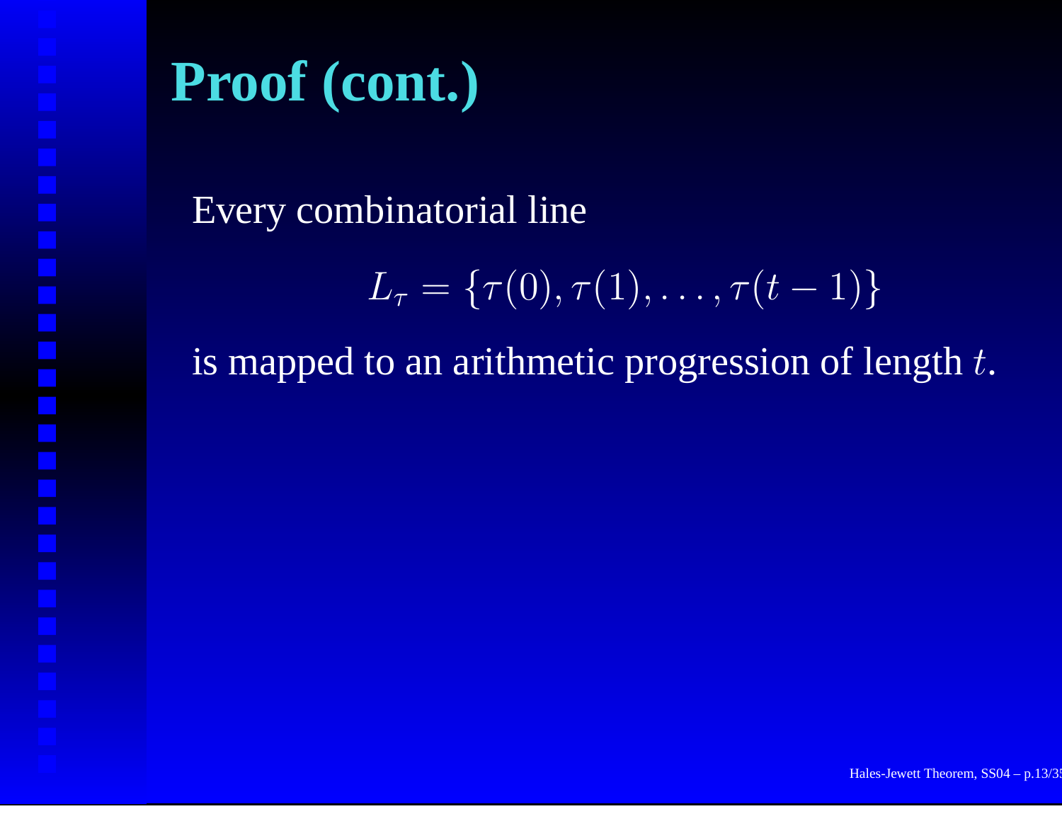# Proof (cont.)

Every combinatorial line

$$L_\tau = \{\tau(0), \tau(1), \ldots, \tau(t-1)\}$$

is mapped to an arithmetic progression of length $t$.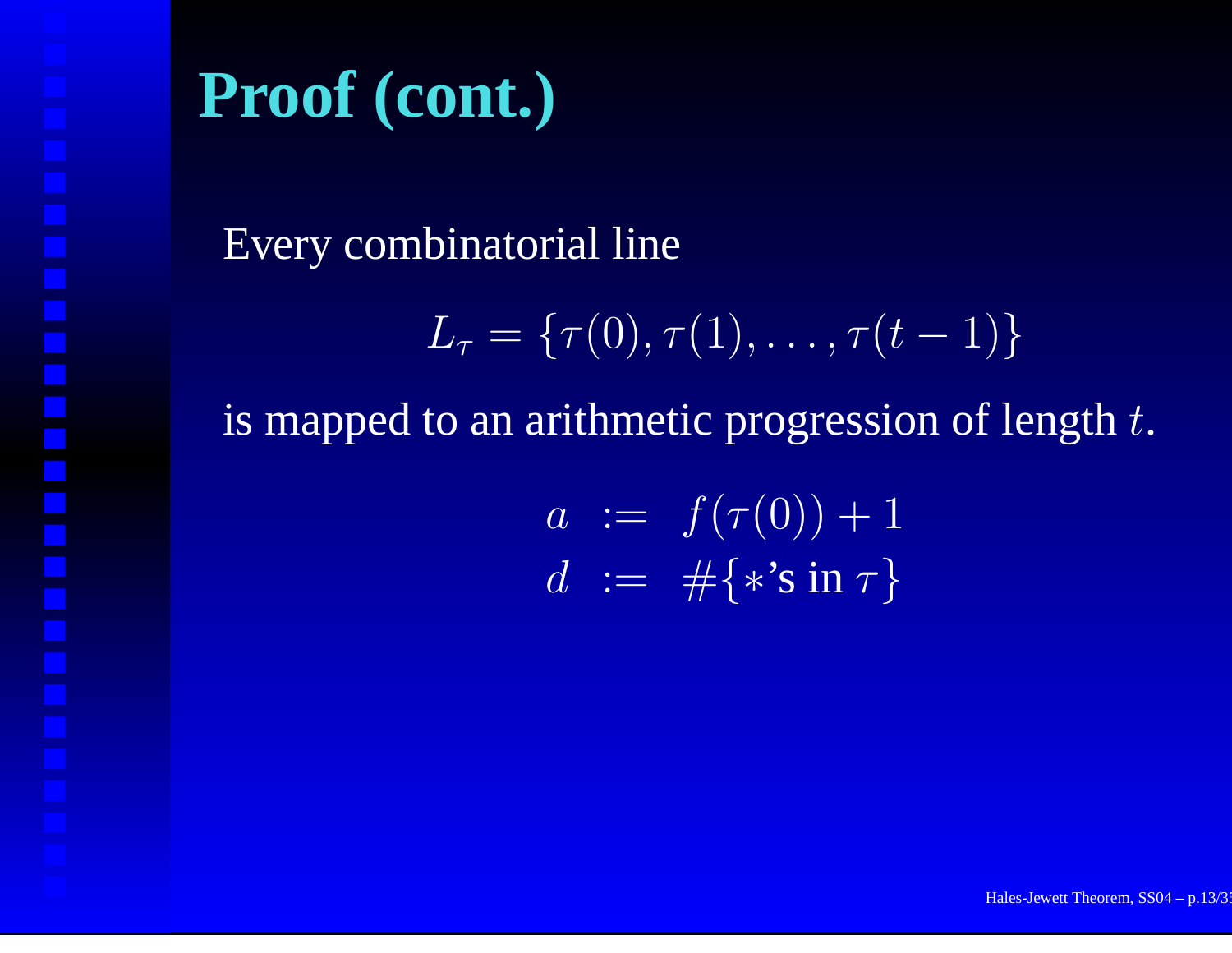# Proof (cont.)

Every combinatorial line

$$L_\tau = \{\tau(0), \tau(1), \ldots, \tau(t-1)\}$$

is mapped to an arithmetic progression of length $t$.

$$\begin{aligned} a &:= f(\tau(0)) + 1 \\ d &:= \#\{*\text{'s in } \tau\} \end{aligned}$$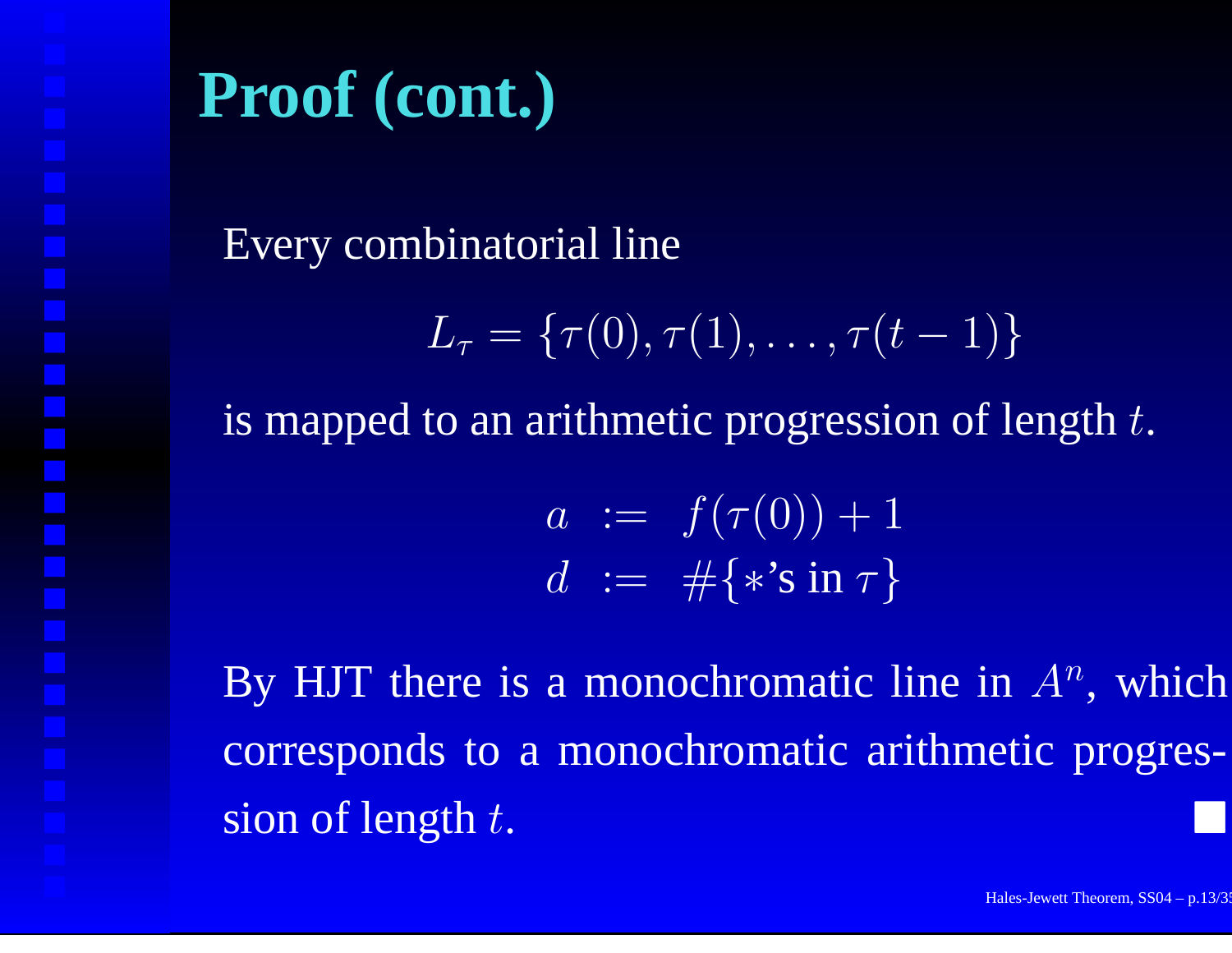# Proof (cont.)

Every combinatorial line

$$L_\tau = \{\tau(0), \tau(1), \ldots, \tau(t-1)\}$$

is mapped to an arithmetic progression of length $t$.

$$\begin{aligned} a &:= f(\tau(0)) + 1 \\ d &:= \#\{*\text{'s in } \tau\} \end{aligned}$$

By HJT there is a monochromatic line in $A^n$, which corresponds to a monochromatic arithmetic progression of length $t$. $\blacksquare$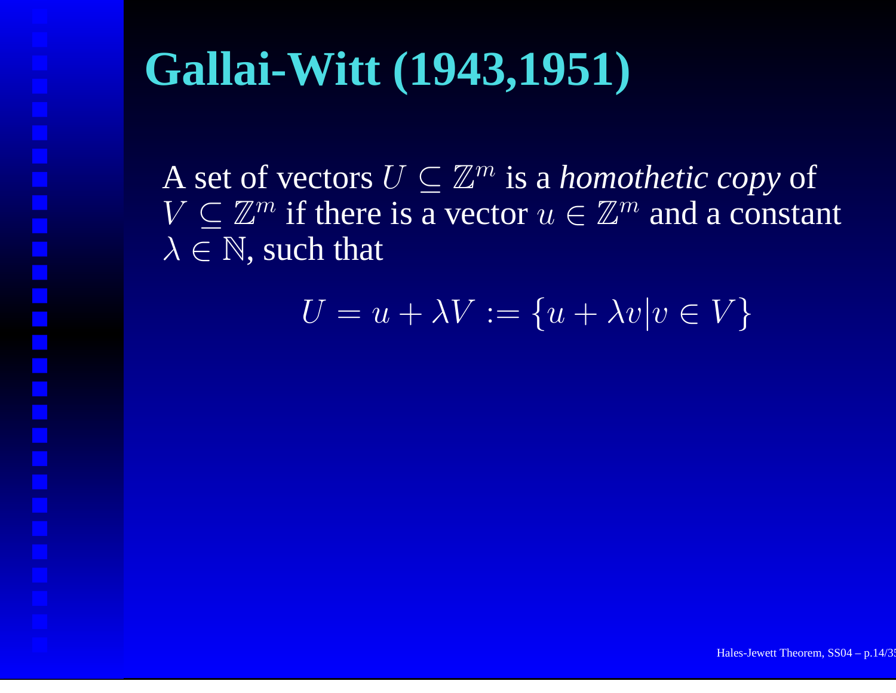# Gallai-Witt (1943,1951)

A set of vectors $U \subseteq \mathbb{Z}^m$ is a *homothetic copy* of $V \subseteq \mathbb{Z}^m$ if there is a vector $u \in \mathbb{Z}^m$ and a constant $\lambda \in \mathbb{N}$, such that

$$U = u + \lambda V := \{u + \lambda v | v \in V\}$$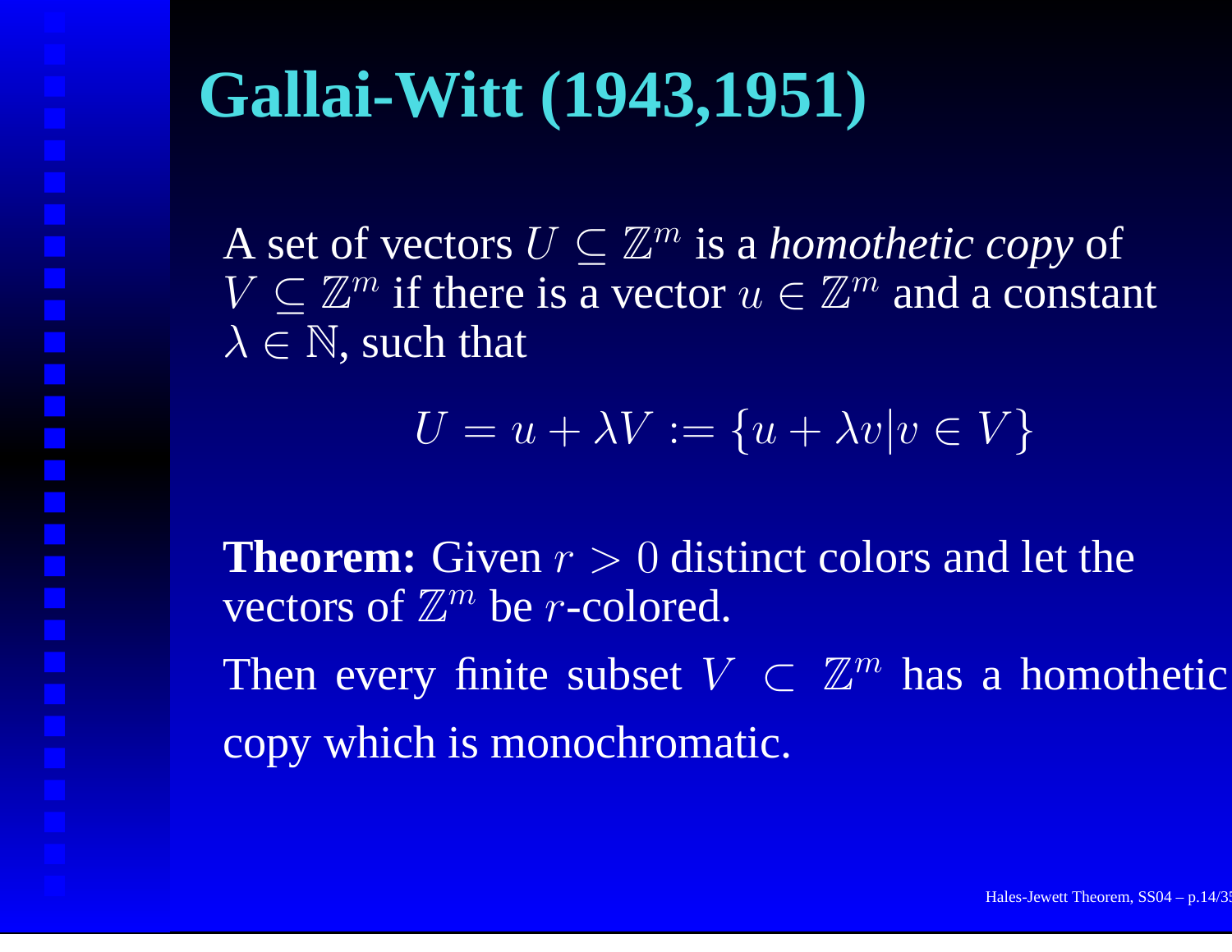# Gallai-Witt (1943,1951)

A set of vectors $U \subseteq \mathbb{Z}^m$ is a *homothetic copy* of $V \subseteq \mathbb{Z}^m$ if there is a vector $u \in \mathbb{Z}^m$ and a constant $\lambda \in \mathbb{N}$, such that

$$U = u + \lambda V := \{u + \lambda v | v \in V\}$$

**Theorem:** Given $r > 0$ distinct colors and let the vectors of $\mathbb{Z}^m$ be $r$-colored.

Then every finite subset $V \subset \mathbb{Z}^m$ has a homothetic copy which is monochromatic.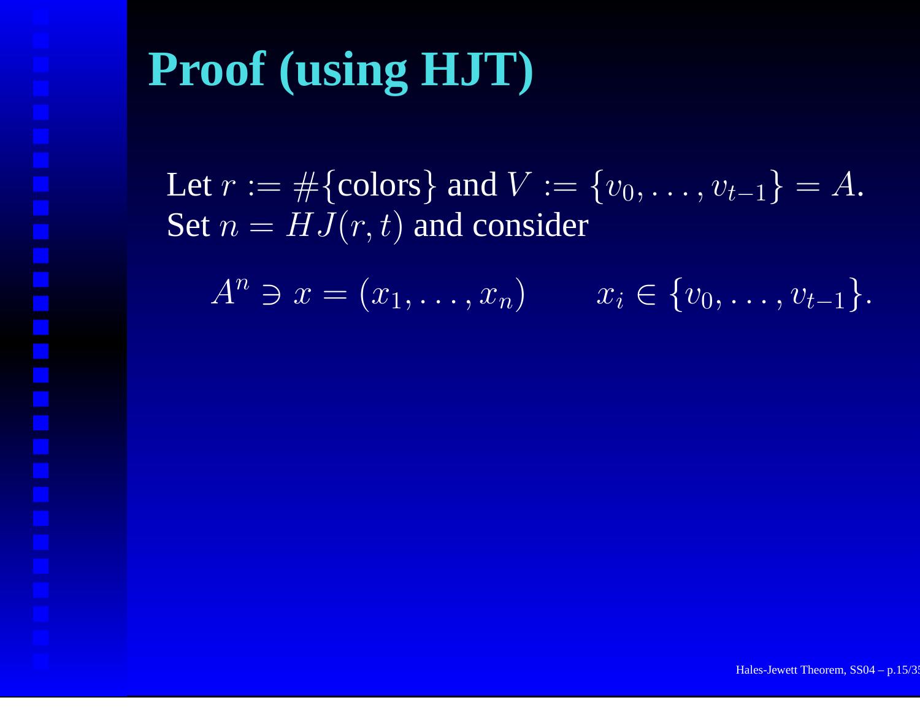# Proof (using HJT)

Let $r := \#\{\text{colors}\}$ and $V := \{v_0, \ldots, v_{t-1}\} = A$.
Set $n = HJ(r, t)$ and consider

$$A^n \ni x = (x_1, \ldots, x_n) \qquad x_i \in \{v_0, \ldots, v_{t-1}\}.$$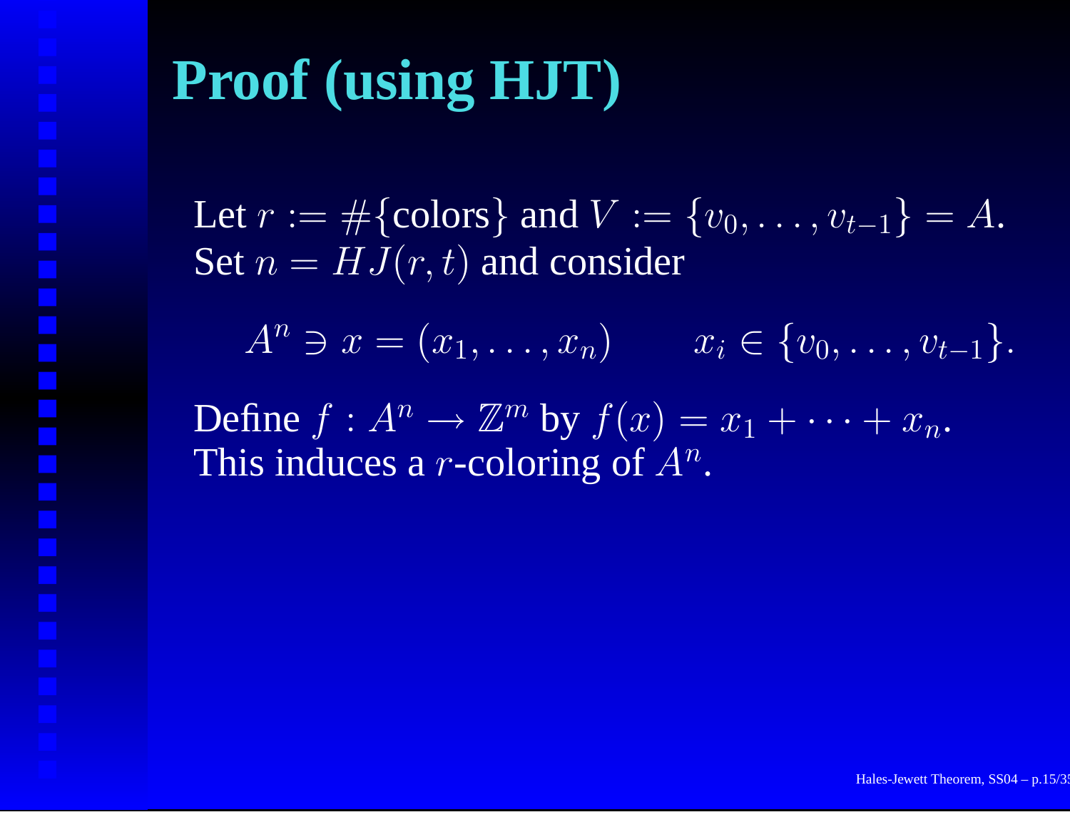# Proof (using HJT)

Let $r := \#\{\text{colors}\}$ and $V := \{v_0, \ldots, v_{t-1}\} = A$.
Set $n = HJ(r, t)$ and consider

$$A^n \ni x = (x_1, \ldots, x_n) \qquad x_i \in \{v_0, \ldots, v_{t-1}\}.$$

Define $f : A^n \to \mathbb{Z}^m$ by $f(x) = x_1 + \cdots + x_n$.
This induces a $r$-coloring of $A^n$.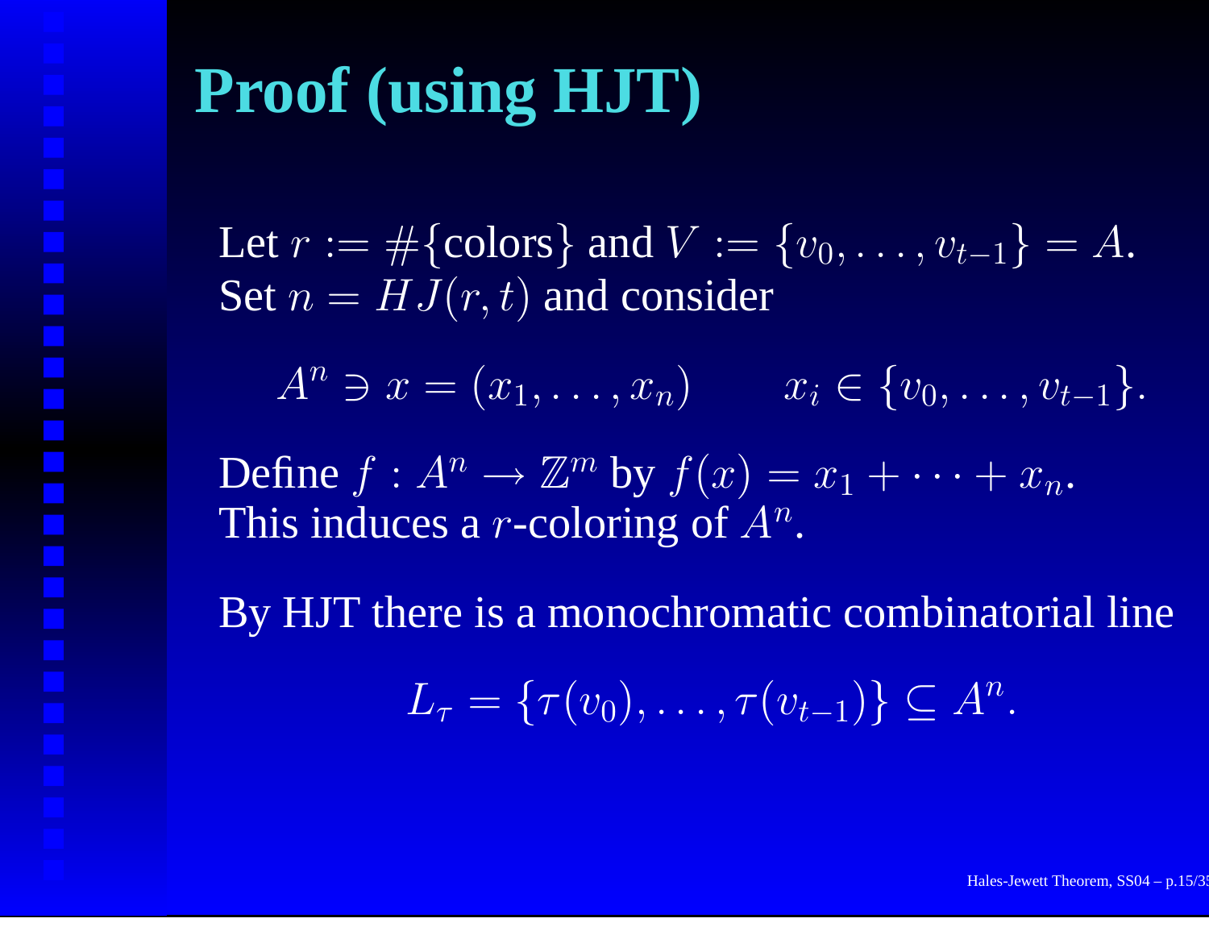# Proof (using HJT)

Let $r := \#\{\text{colors}\}$ and $V := \{v_0, \ldots, v_{t-1}\} = A$.
Set $n = HJ(r, t)$ and consider

$$A^n \ni x = (x_1, \ldots, x_n) \qquad x_i \in \{v_0, \ldots, v_{t-1}\}.$$

Define $f : A^n \to \mathbb{Z}^m$ by $f(x) = x_1 + \cdots + x_n$.
This induces a $r$-coloring of $A^n$.

By HJT there is a monochromatic combinatorial line

$$L_\tau = \{\tau(v_0), \ldots, \tau(v_{t-1})\} \subseteq A^n.$$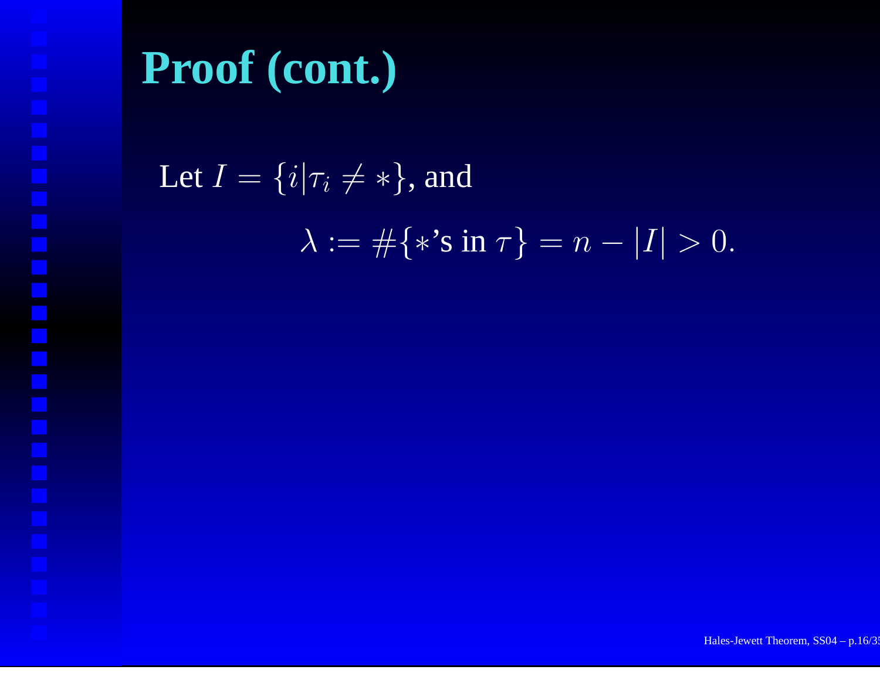# Proof (cont.)

Let $I = \{i | \tau_i \neq *\}$, and

$$\lambda := \#\{*\text{'s in } \tau\} = n - |I| > 0.$$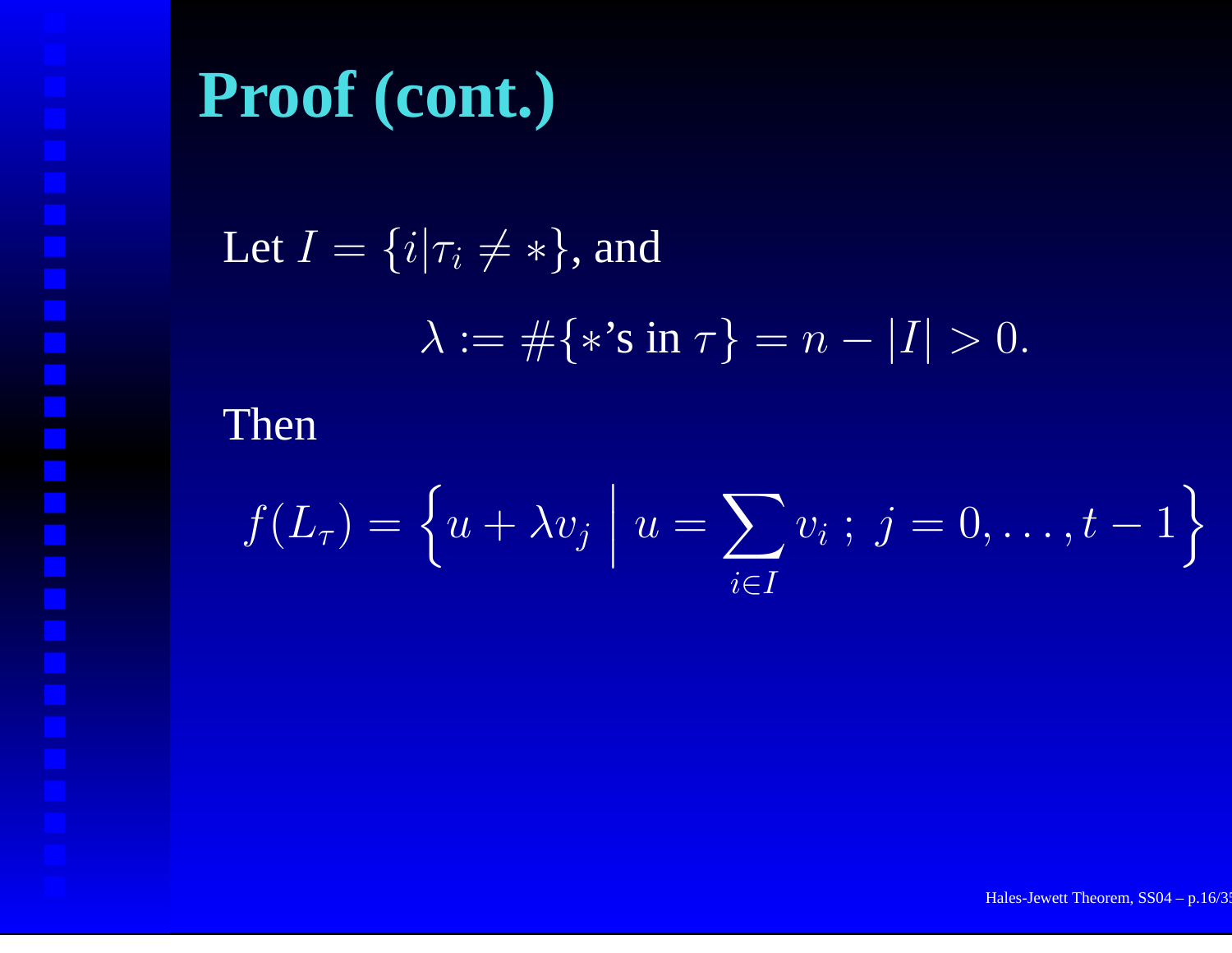# Proof (cont.)

Let $I = \{i | \tau_i \neq *\}$, and

$$\lambda := \#\{*\text{'s in } \tau\} = n - |I| > 0.$$

Then

$$f(L_\tau) = \left\{ u + \lambda v_j \,\middle|\, u = \sum_{i \in I} v_i \;;\; j = 0, \ldots, t-1 \right\}$$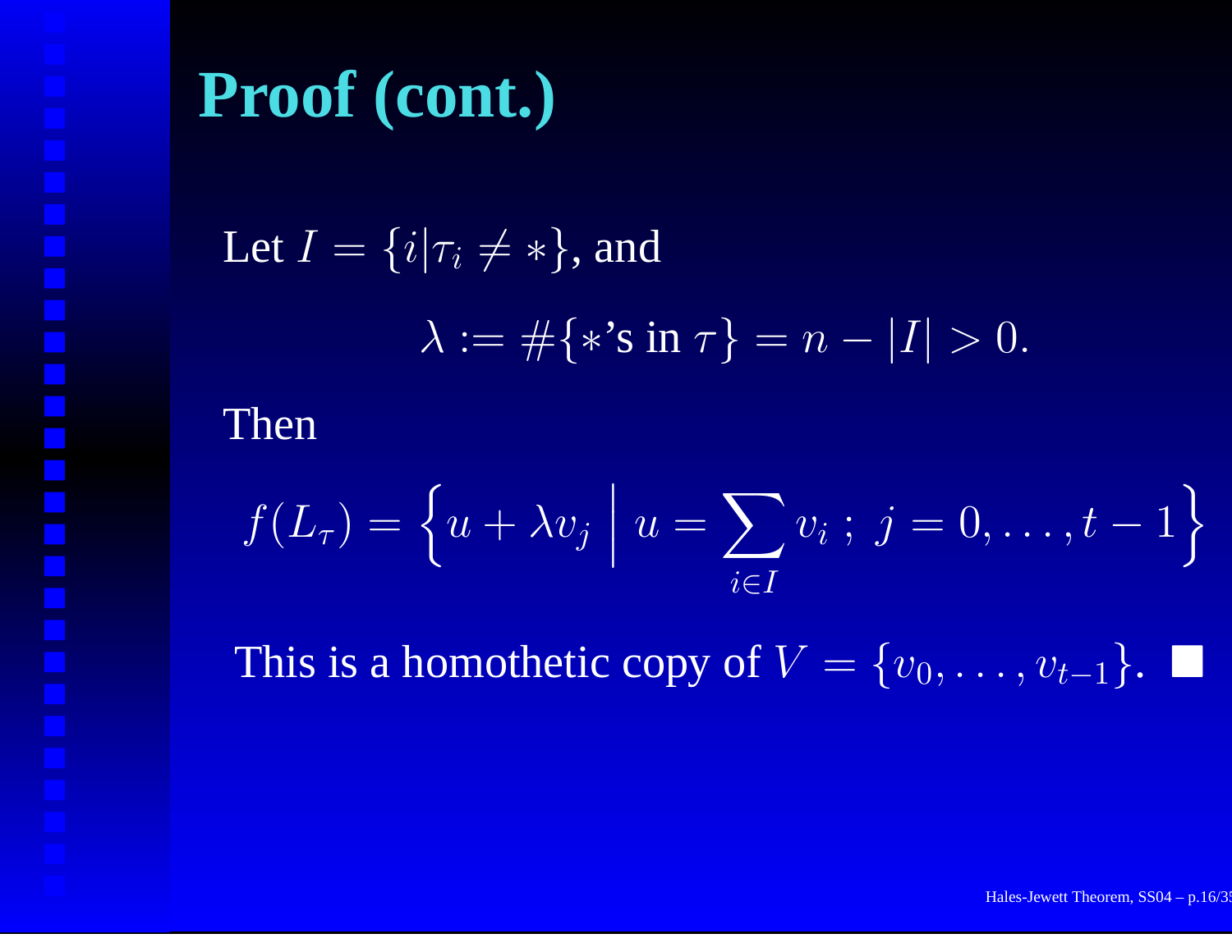# Proof (cont.)

Let $I = \{i | \tau_i \neq *\}$, and

$$\lambda := \#\{*\text{'s in } \tau\} = n - |I| > 0.$$

Then

$$f(L_\tau) = \left\{ u + \lambda v_j \;\middle|\; u = \sum_{i \in I} v_i \;;\; j = 0, \ldots, t-1 \right\}$$

This is a homothetic copy of $V = \{v_0, \ldots, v_{t-1}\}$. ■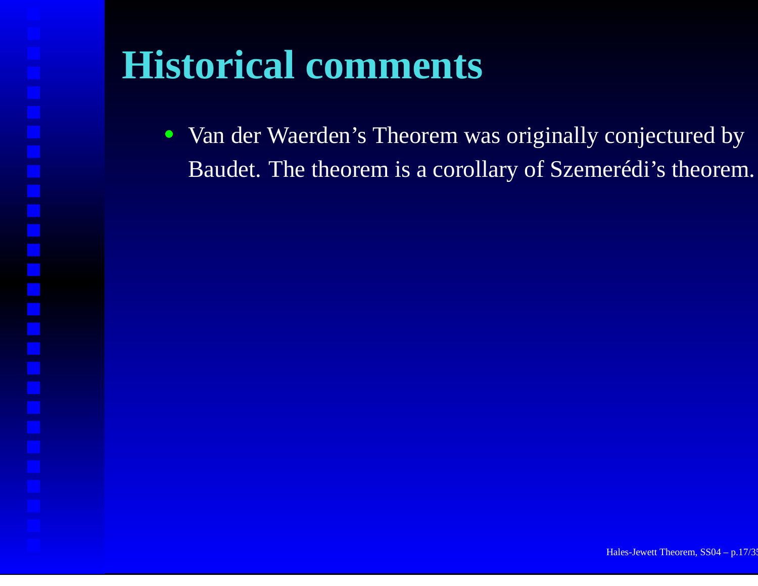# Historical comments

- Van der Waerden's Theorem was originally conjectured by Baudet. The theorem is a corollary of Szemerédi's theorem.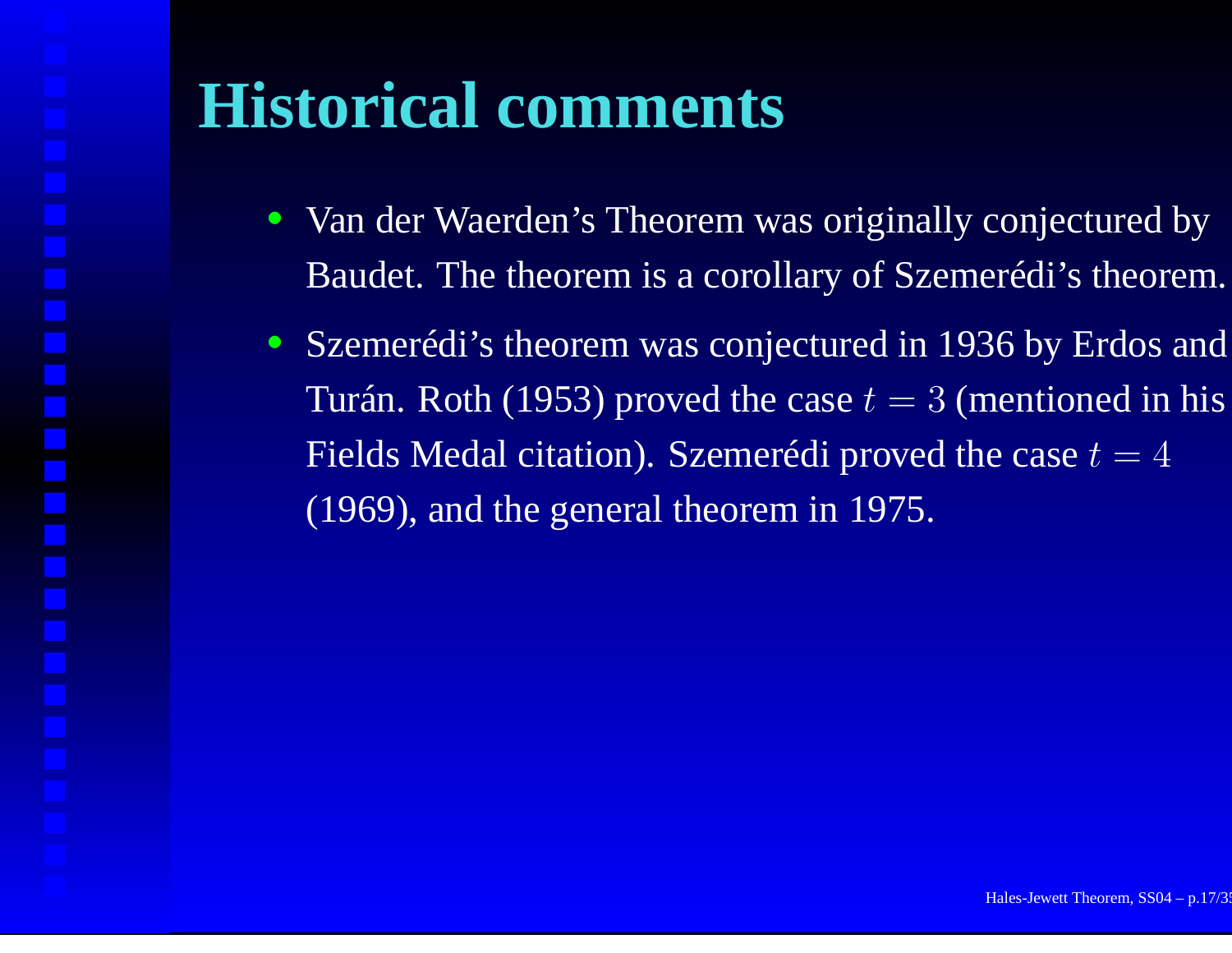# Historical comments

- Van der Waerden's Theorem was originally conjectured by Baudet. The theorem is a corollary of Szemerédi's theorem.
- Szemerédi's theorem was conjectured in 1936 by Erdos and Turán. Roth (1953) proved the case $t = 3$ (mentioned in his Fields Medal citation). Szemerédi proved the case $t = 4$ (1969), and the general theorem in 1975.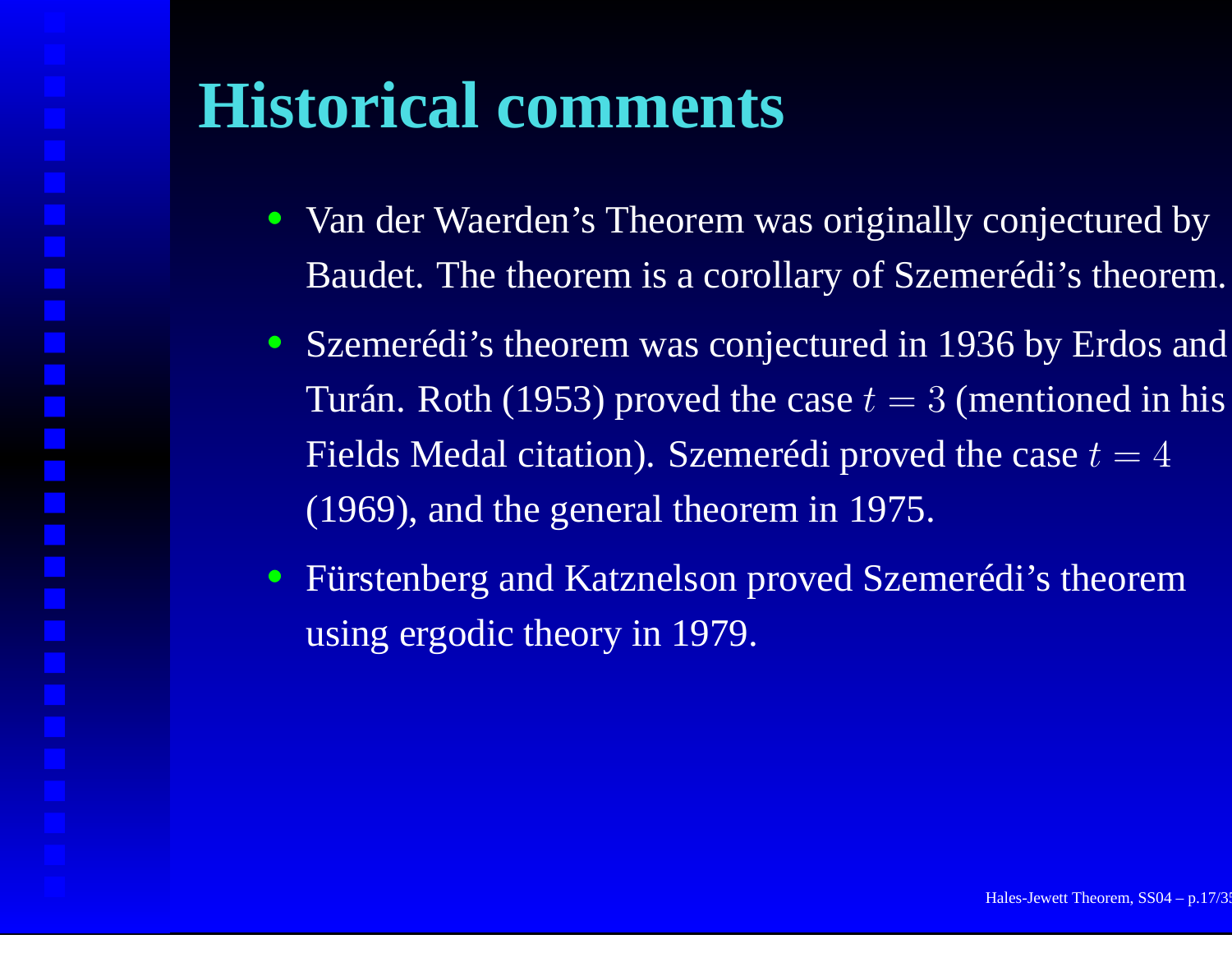# Historical comments

- Van der Waerden's Theorem was originally conjectured by Baudet. The theorem is a corollary of Szemerédi's theorem.
- Szemerédi's theorem was conjectured in 1936 by Erdos and Turán. Roth (1953) proved the case $t = 3$ (mentioned in his Fields Medal citation). Szemerédi proved the case $t = 4$ (1969), and the general theorem in 1975.
- Fürstenberg and Katznelson proved Szemerédi's theorem using ergodic theory in 1979.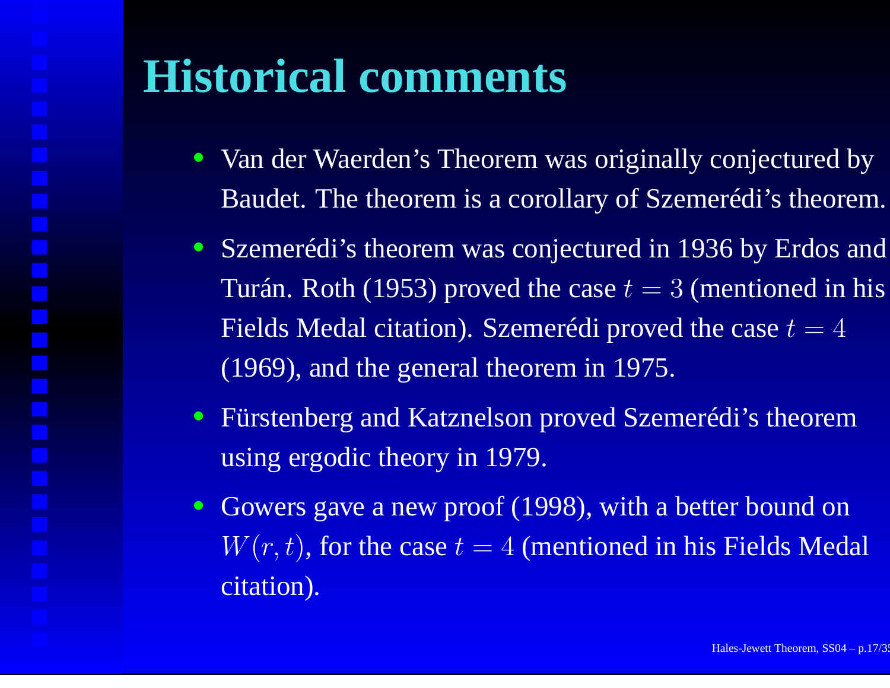# Historical comments

- Van der Waerden's Theorem was originally conjectured by Baudet. The theorem is a corollary of Szemerédi's theorem.
- Szemerédi's theorem was conjectured in 1936 by Erdos and Turán. Roth (1953) proved the case $t = 3$ (mentioned in his Fields Medal citation). Szemerédi proved the case $t = 4$ (1969), and the general theorem in 1975.
- Fürstenberg and Katznelson proved Szemerédi's theorem using ergodic theory in 1979.
- Gowers gave a new proof (1998), with a better bound on $W(r, t)$, for the case $t = 4$ (mentioned in his Fields Medal citation).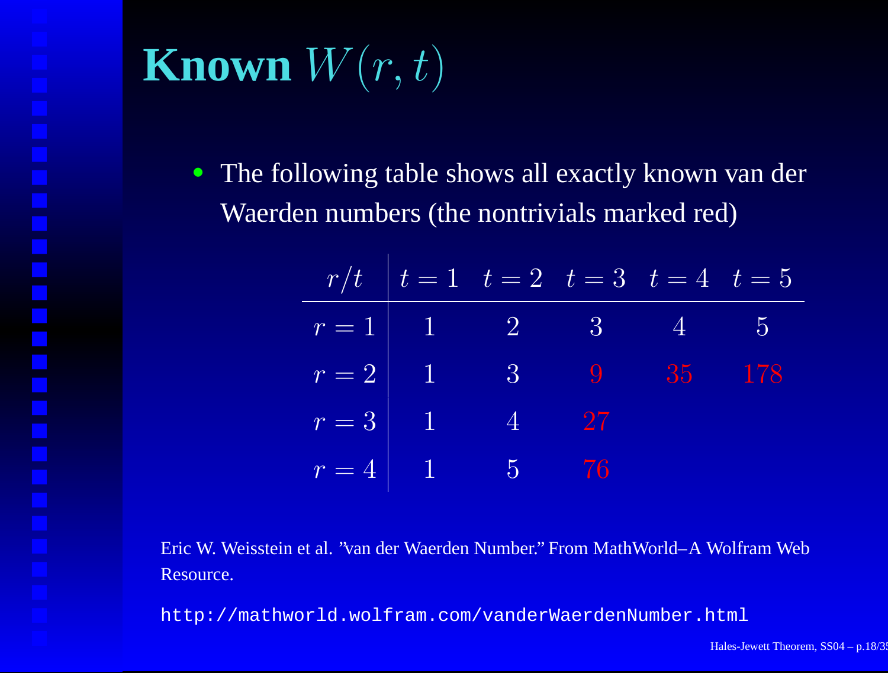# Known $W(r, t)$

- The following table shows all exactly known van der Waerden numbers (the nontrivials marked red)

| $r/t$ | $t = 1$ | $t = 2$ | $t = 3$ | $t = 4$ | $t = 5$ |
|---|---|---|---|---|---|
| $r = 1$ | 1 | 2 | 3 | 4 | 5 |
| $r = 2$ | 1 | 3 | 9 | 35 | 178 |
| $r = 3$ | 1 | 4 | 27 | | |
| $r = 4$ | 1 | 5 | 76 | | |

Eric W. Weisstein et al. "van der Waerden Number." From MathWorld–A Wolfram Web Resource.

`http://mathworld.wolfram.com/vanderWaerdenNumber.html`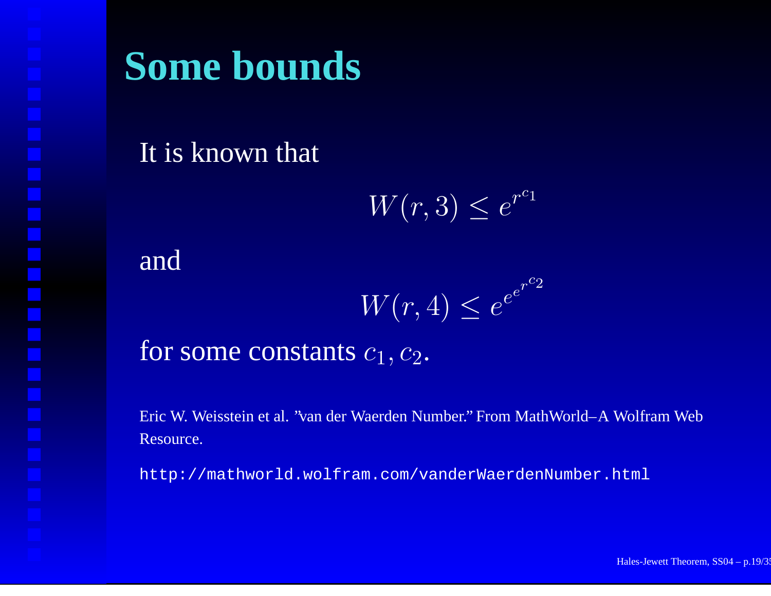# Some bounds

It is known that

$$W(r,3) \leq e^{r^{c_1}}$$

and

$$W(r,4) \leq e^{e^{e^{r^{c_2}}}}$$

for some constants $c_1, c_2$.

Eric W. Weisstein et al. ”van der Waerden Number.” From MathWorld–A Wolfram Web Resource.

http://mathworld.wolfram.com/vanderWaerdenNumber.html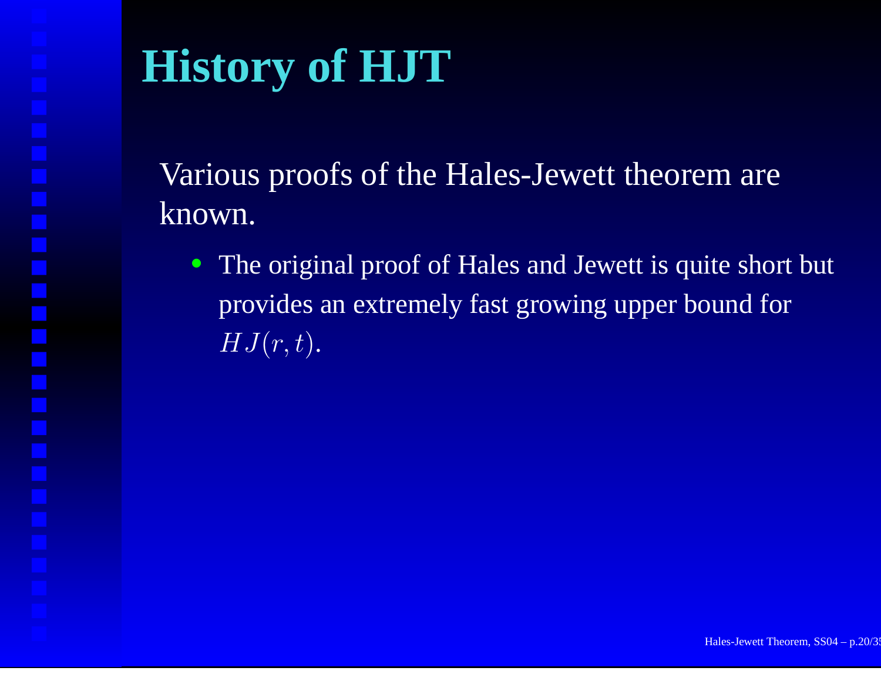# History of HJT

Various proofs of the Hales-Jewett theorem are known.

- The original proof of Hales and Jewett is quite short but provides an extremely fast growing upper bound for $HJ(r,t)$.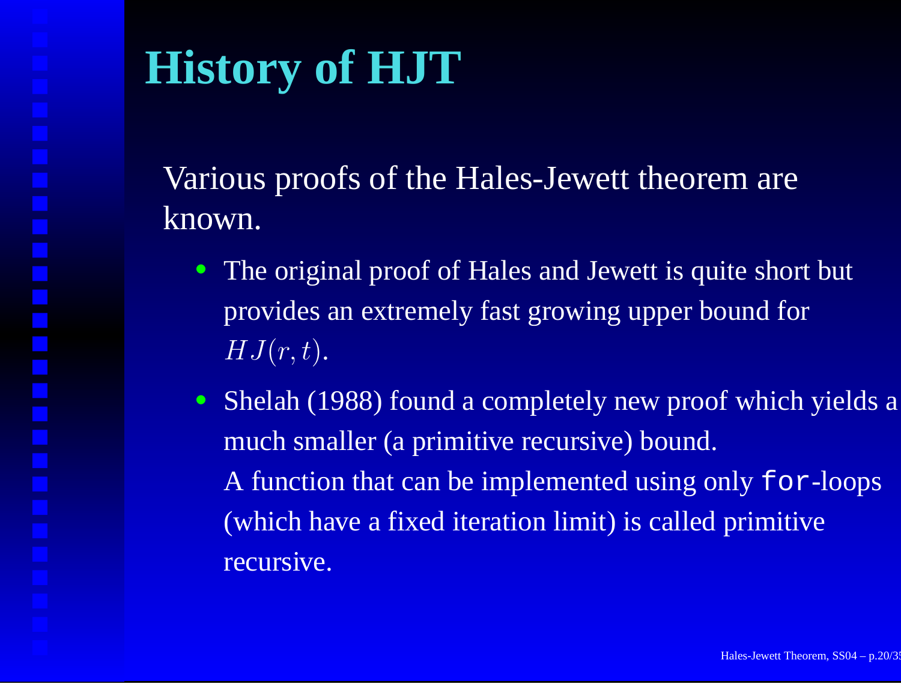# History of HJT

Various proofs of the Hales-Jewett theorem are known.

- The original proof of Hales and Jewett is quite short but provides an extremely fast growing upper bound for $HJ(r,t)$.
- Shelah (1988) found a completely new proof which yields a much smaller (a primitive recursive) bound.
  A function that can be implemented using only `for`-loops (which have a fixed iteration limit) is called primitive recursive.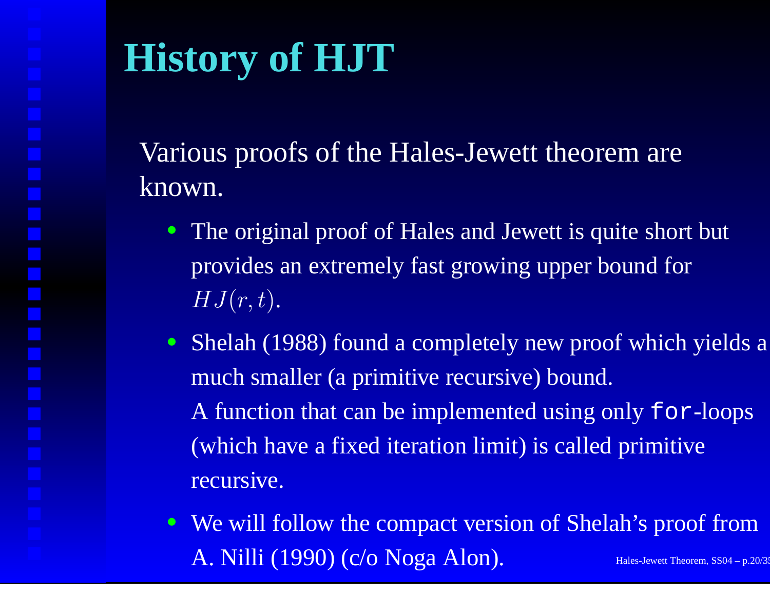# History of HJT

Various proofs of the Hales-Jewett theorem are known.

- The original proof of Hales and Jewett is quite short but provides an extremely fast growing upper bound for $HJ(r,t)$.
- Shelah (1988) found a completely new proof which yields a much smaller (a primitive recursive) bound.
  A function that can be implemented using only `for`-loops (which have a fixed iteration limit) is called primitive recursive.
- We will follow the compact version of Shelah's proof from A. Nilli (1990) (c/o Noga Alon).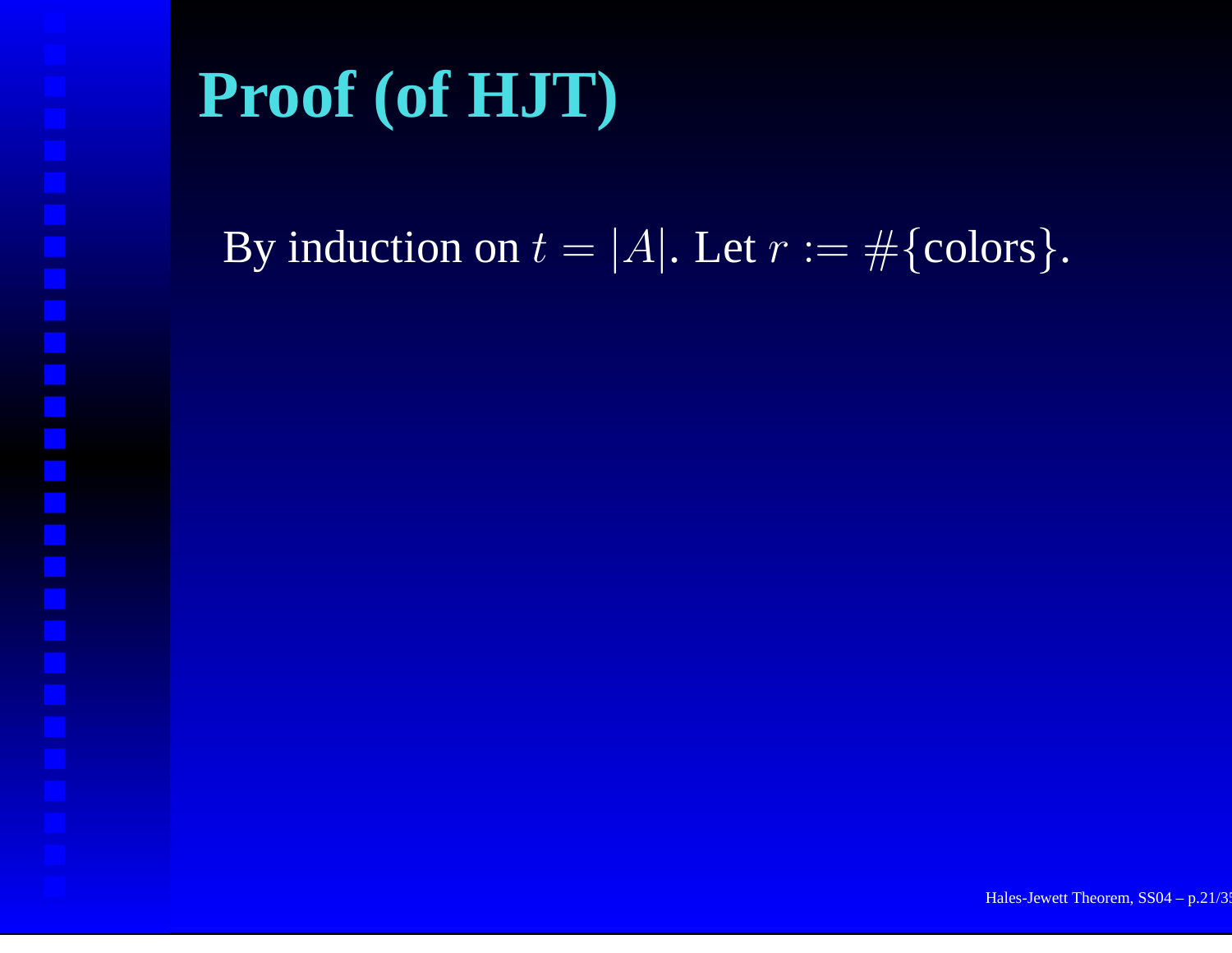# Proof (of HJT)

By induction on $t = |A|$. Let $r := \#\{\text{colors}\}$.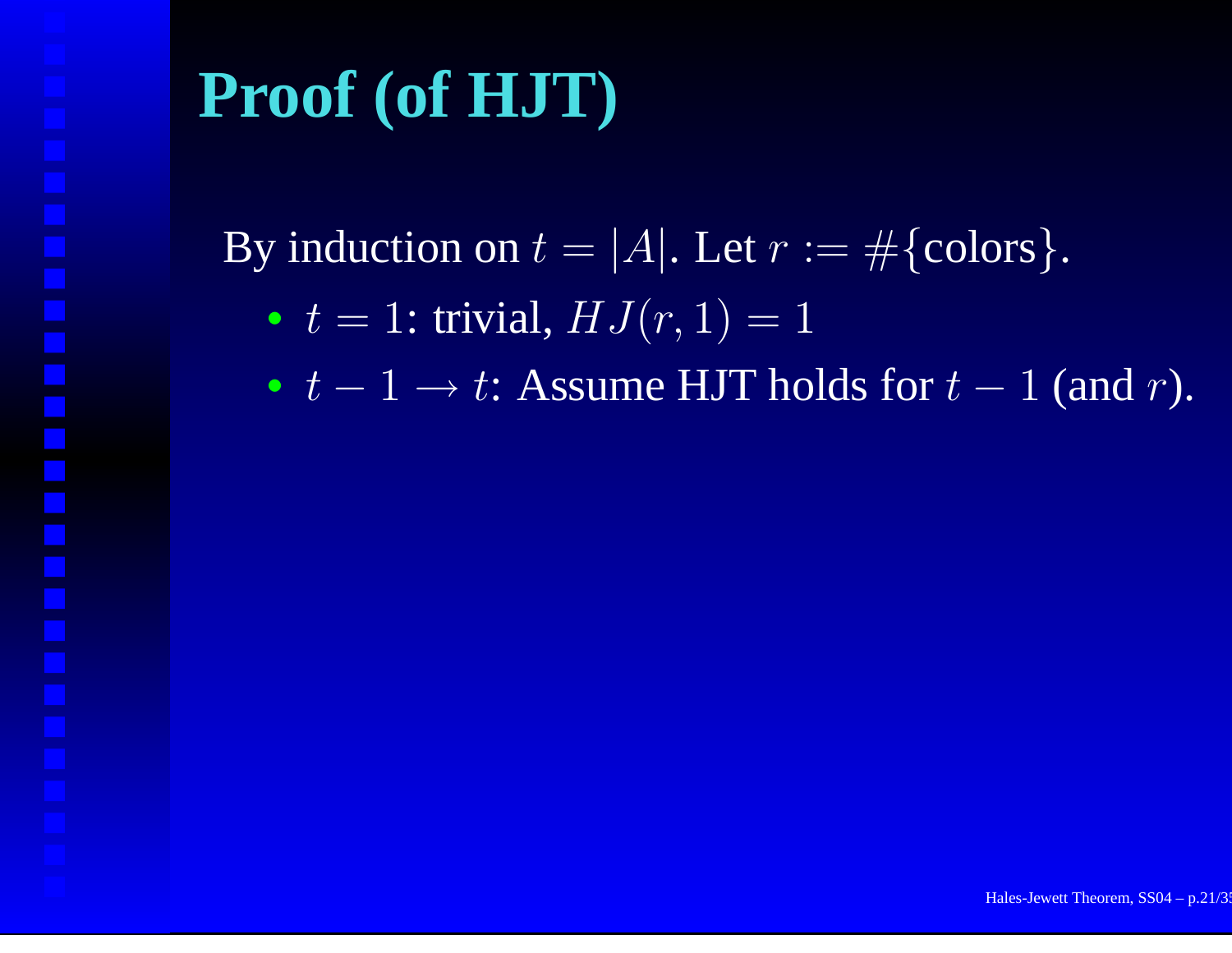# Proof (of HJT)

By induction on $t = |A|$. Let $r := \#\{\text{colors}\}$.

- $t = 1$: trivial, $HJ(r, 1) = 1$
- $t - 1 \to t$: Assume HJT holds for $t - 1$ (and $r$).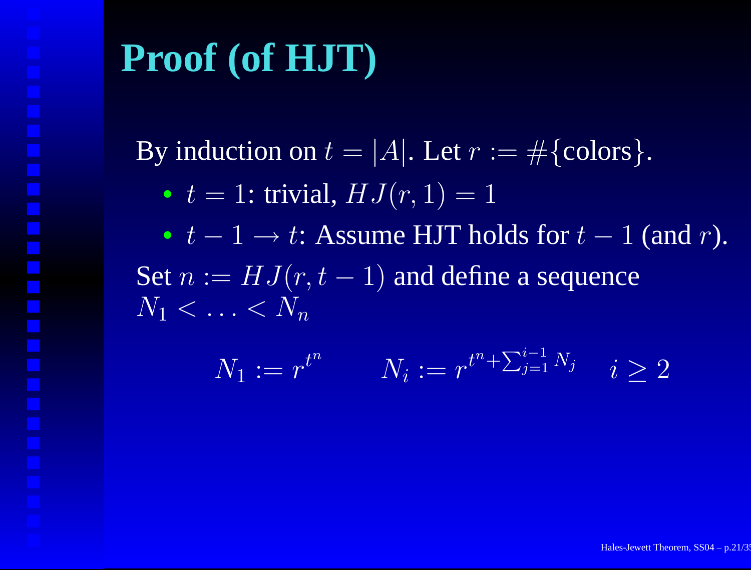# Proof (of HJT)

By induction on $t = |A|$. Let $r := \#\{\text{colors}\}$.

- $t = 1$: trivial, $HJ(r, 1) = 1$
- $t - 1 \to t$: Assume HJT holds for $t - 1$ (and $r$).

Set $n := HJ(r, t-1)$ and define a sequence $N_1 < \ldots < N_n$

$$N_1 := r^{t^n} \qquad N_i := r^{t^n + \sum_{j=1}^{i-1} N_j} \quad i \geq 2$$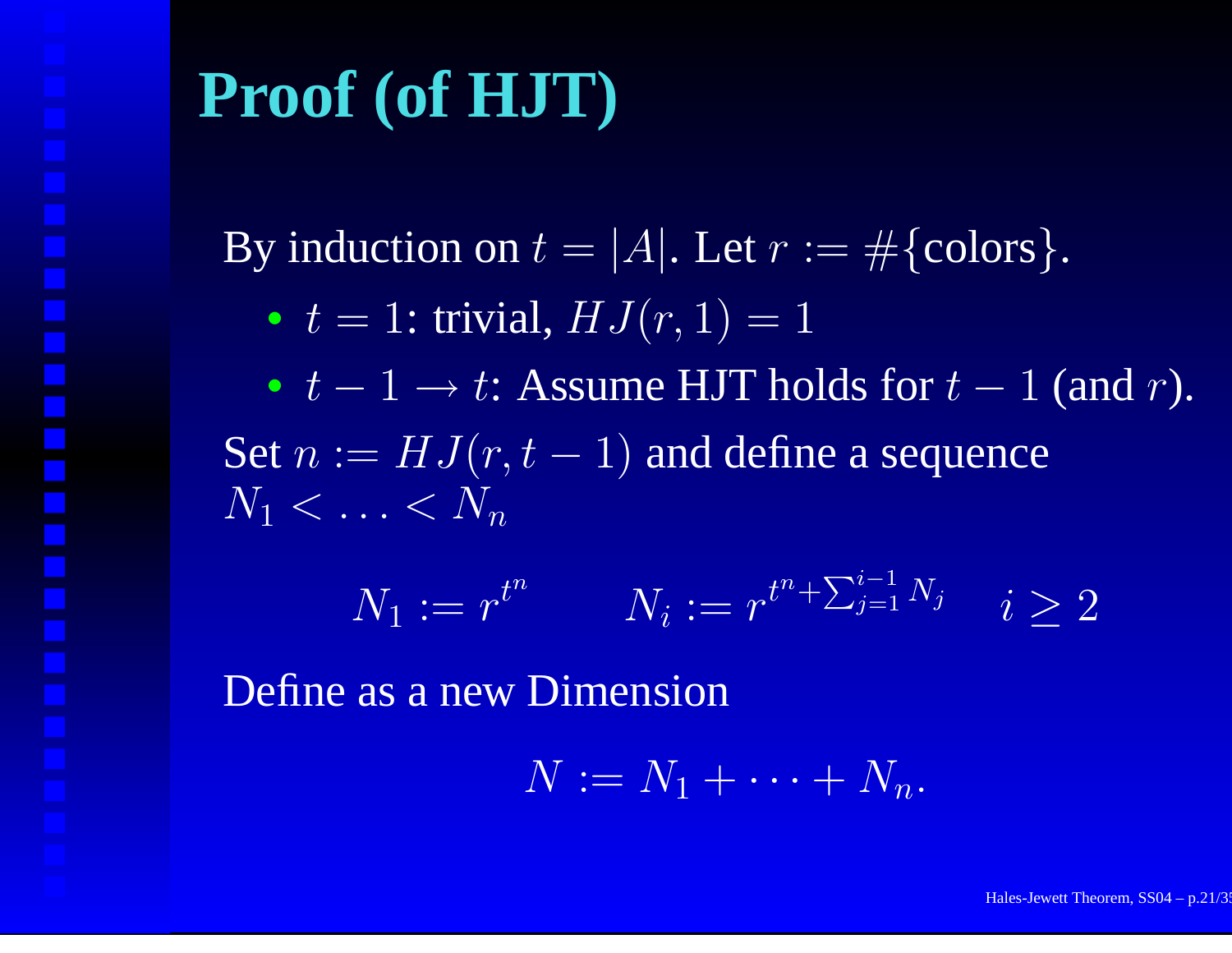# Proof (of HJT)

By induction on $t = |A|$. Let $r := \#\{\text{colors}\}$.

- $t = 1$: trivial, $HJ(r, 1) = 1$
- $t - 1 \to t$: Assume HJT holds for $t - 1$ (and $r$).

Set $n := HJ(r, t-1)$ and define a sequence $N_1 < \ldots < N_n$

$$N_1 := r^{t^n} \qquad N_i := r^{t^n + \sum_{j=1}^{i-1} N_j} \quad i \geq 2$$

Define as a new Dimension

$$N := N_1 + \cdots + N_n.$$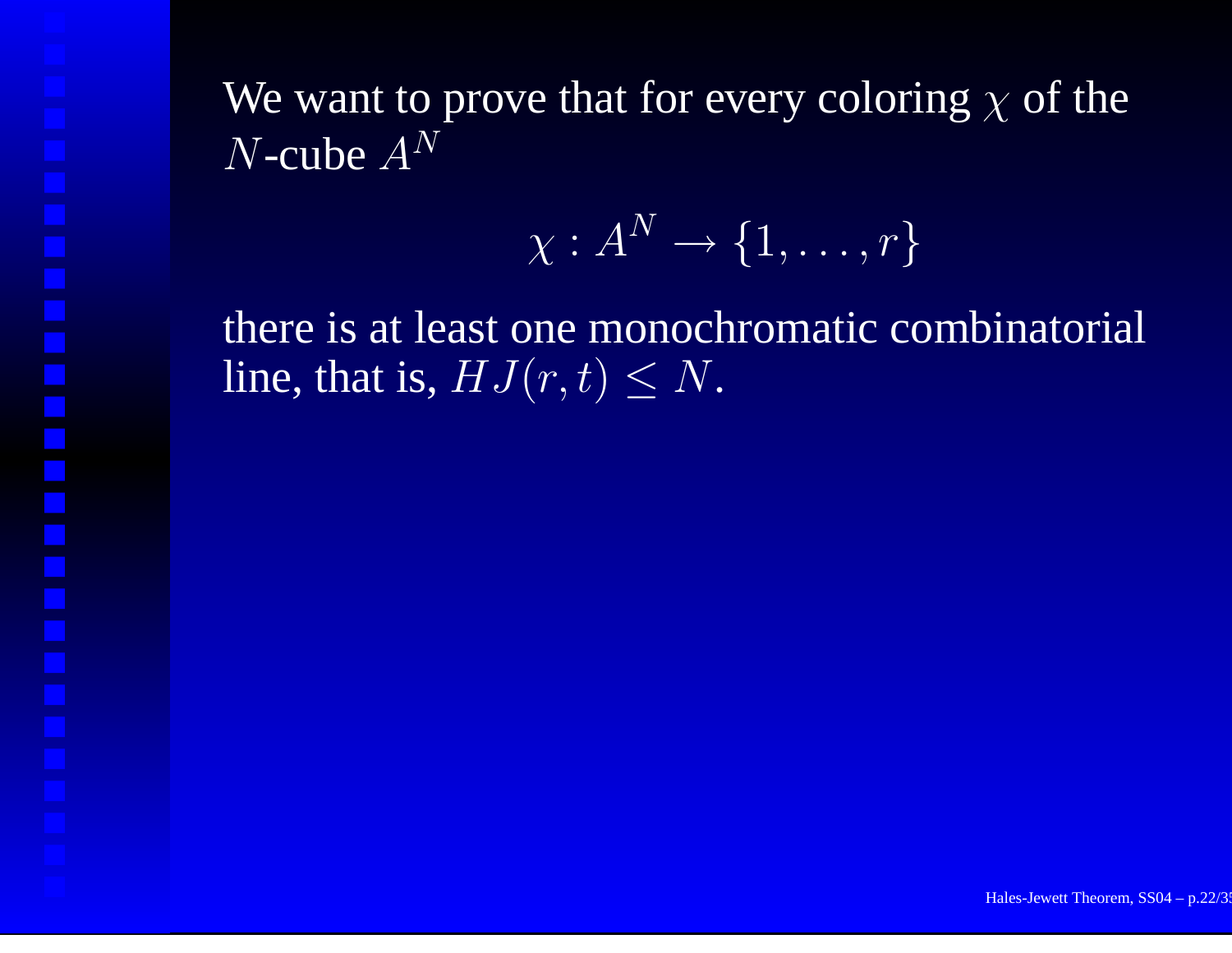We want to prove that for every coloring $\chi$ of the $N$-cube $A^N$

$$\chi : A^N \rightarrow \{1, \ldots, r\}$$

there is at least one monochromatic combinatorial line, that is, $HJ(r,t) \leq N$.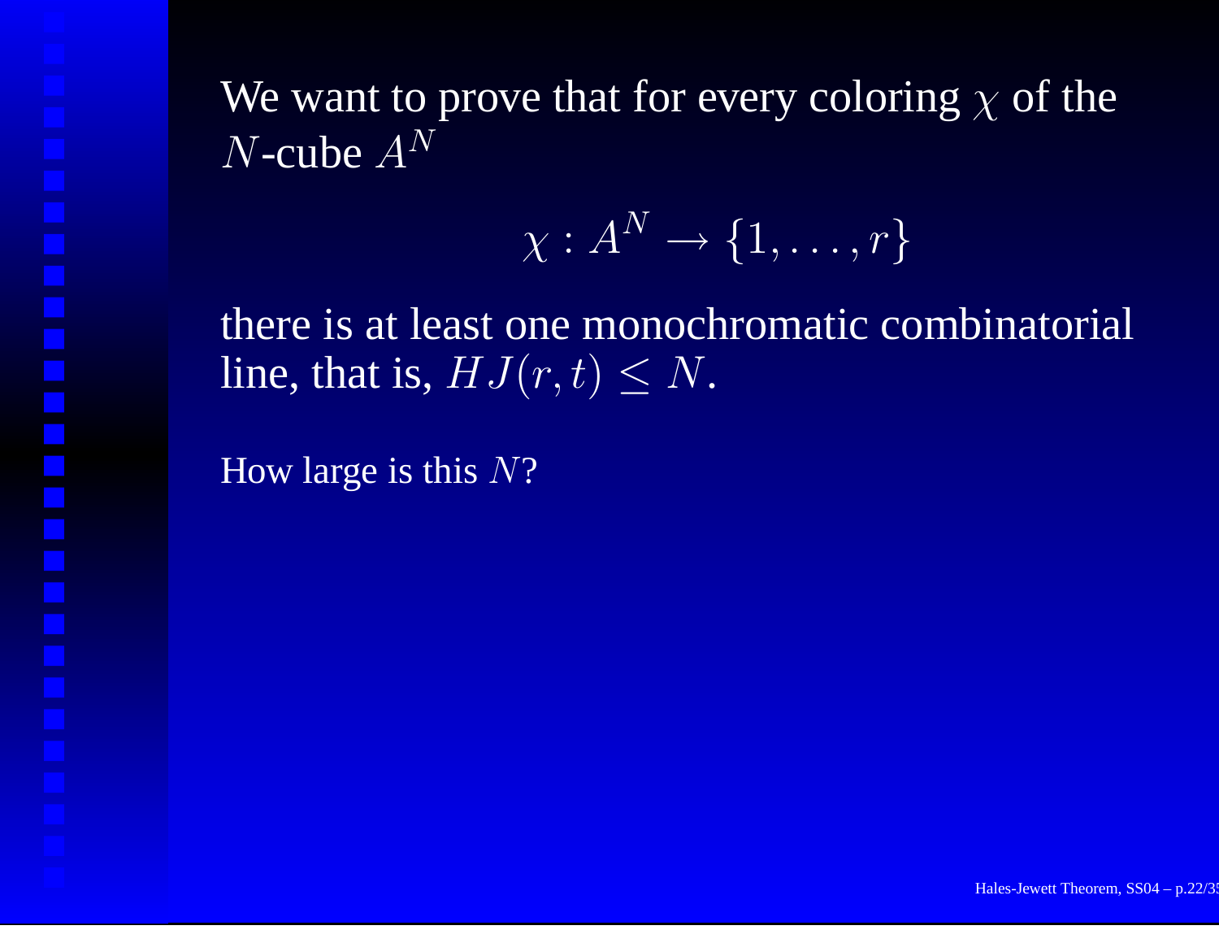We want to prove that for every coloring $\chi$ of the $N$-cube $A^N$

$$\chi : A^N \to \{1, \ldots, r\}$$

there is at least one monochromatic combinatorial line, that is, $HJ(r, t) \leq N$.

How large is this $N$?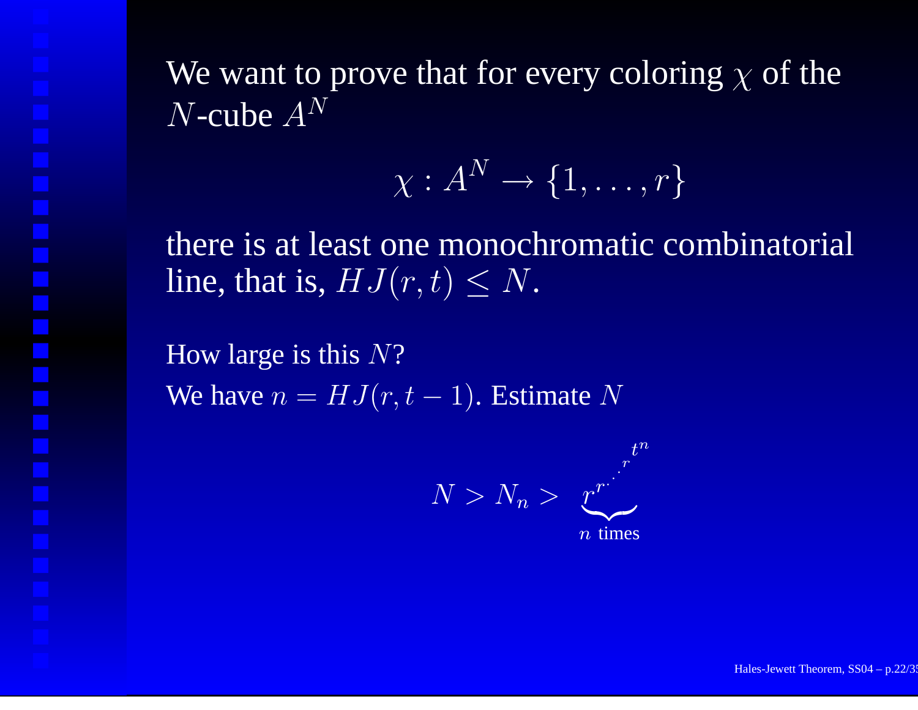We want to prove that for every coloring $\chi$ of the $N$-cube $A^N$

$$\chi : A^N \to \{1, \ldots, r\}$$

there is at least one monochromatic combinatorial line, that is, $HJ(r,t) \leq N$.

How large is this $N$?

We have $n = HJ(r, t-1)$. Estimate $N$

$$N > N_n > \underbrace{r^{r^{\cdot^{\cdot^{\cdot^{r^{t^n}}}}}}}_{n \text{ times}}$$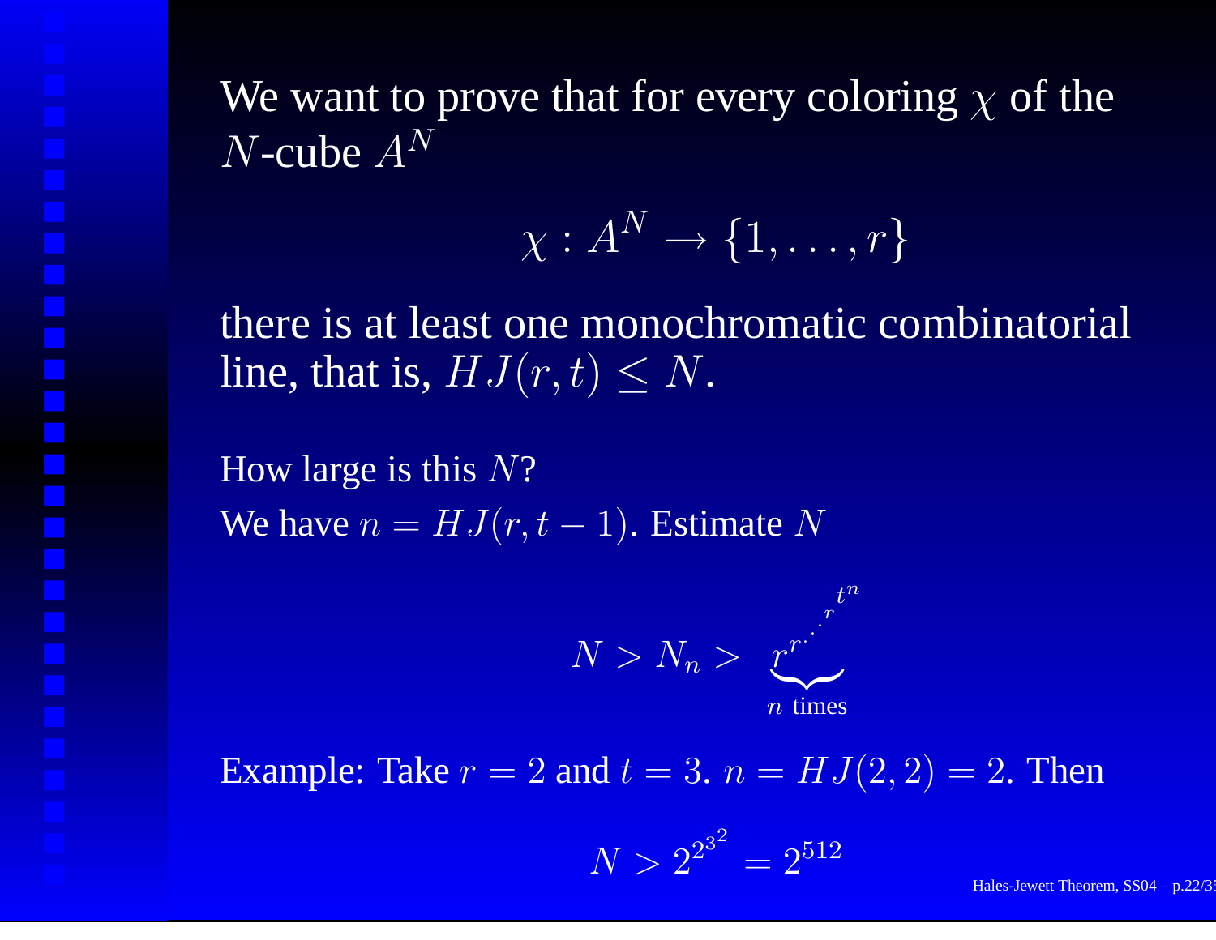We want to prove that for every coloring $\chi$ of the $N$-cube $A^N$

$$\chi : A^N \to \{1, \ldots, r\}$$

there is at least one monochromatic combinatorial line, that is, $HJ(r,t) \leq N$.

How large is this $N$?

We have $n = HJ(r, t-1)$. Estimate $N$

$$N > N_n > \underbrace{r^{r^{\cdot^{\cdot^{\cdot^{r^{t^n}}}}}}}_{n \text{ times}}$$

Example: Take $r = 2$ and $t = 3$. $n = HJ(2,2) = 2$. Then

$$N > 2^{2^{3^2}} = 2^{512}$$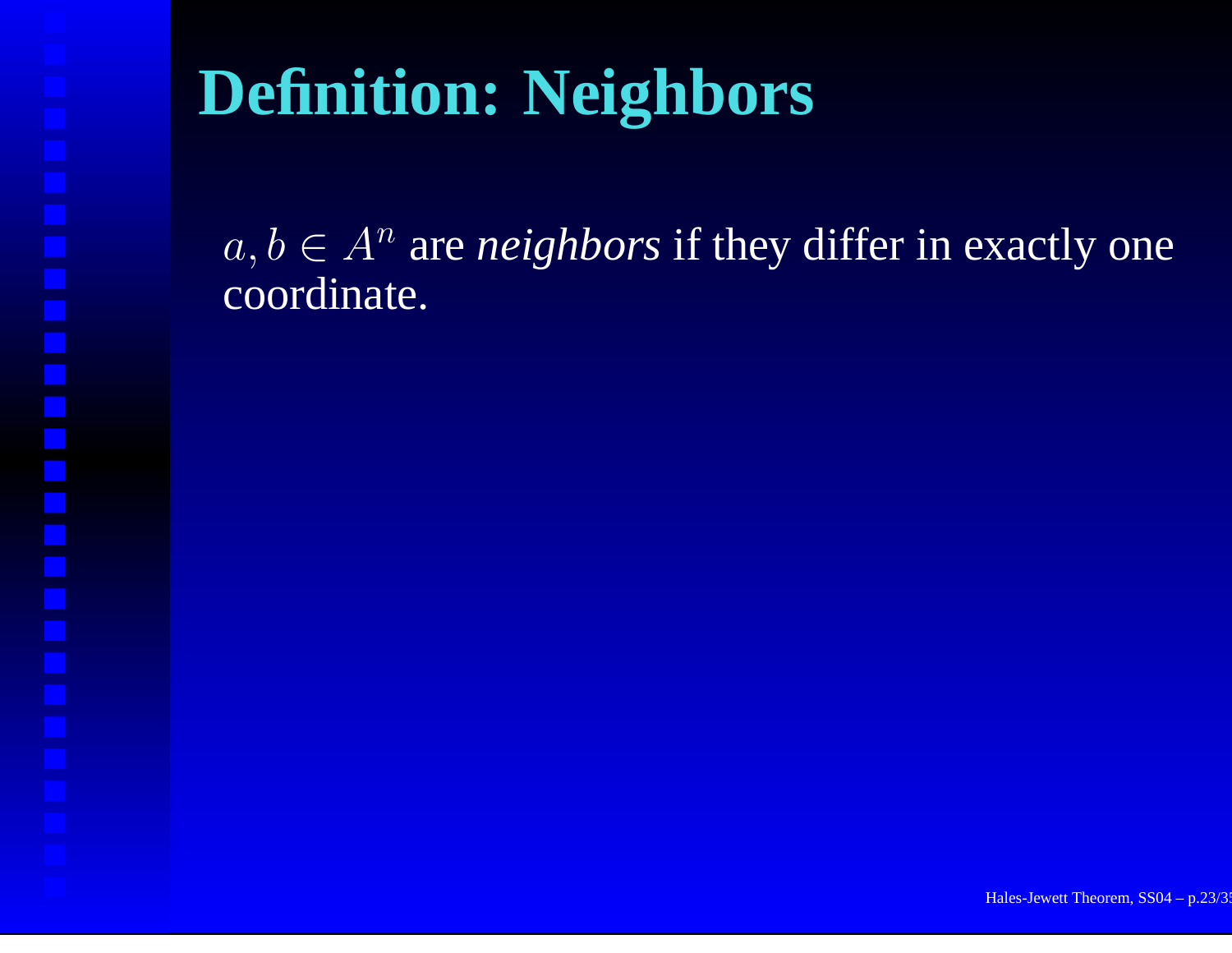# Definition: Neighbors

$a, b \in A^n$ are *neighbors* if they differ in exactly one coordinate.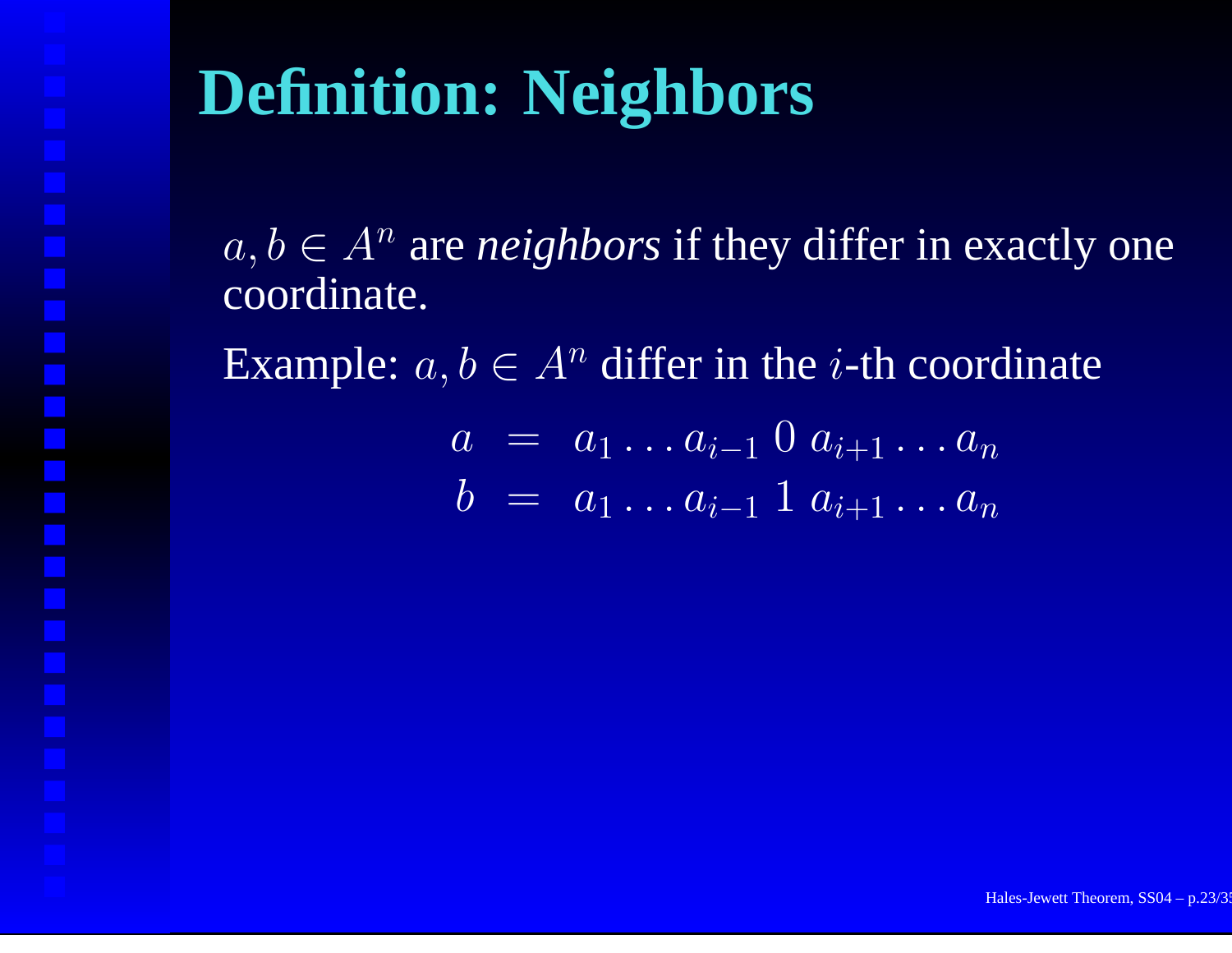# Definition: Neighbors

$a, b \in A^n$ are *neighbors* if they differ in exactly one coordinate.

Example: $a, b \in A^n$ differ in the $i$-th coordinate

$$\begin{aligned} a &= a_1 \ldots a_{i-1}\, 0\, a_{i+1} \ldots a_n \\ b &= a_1 \ldots a_{i-1}\, 1\, a_{i+1} \ldots a_n \end{aligned}$$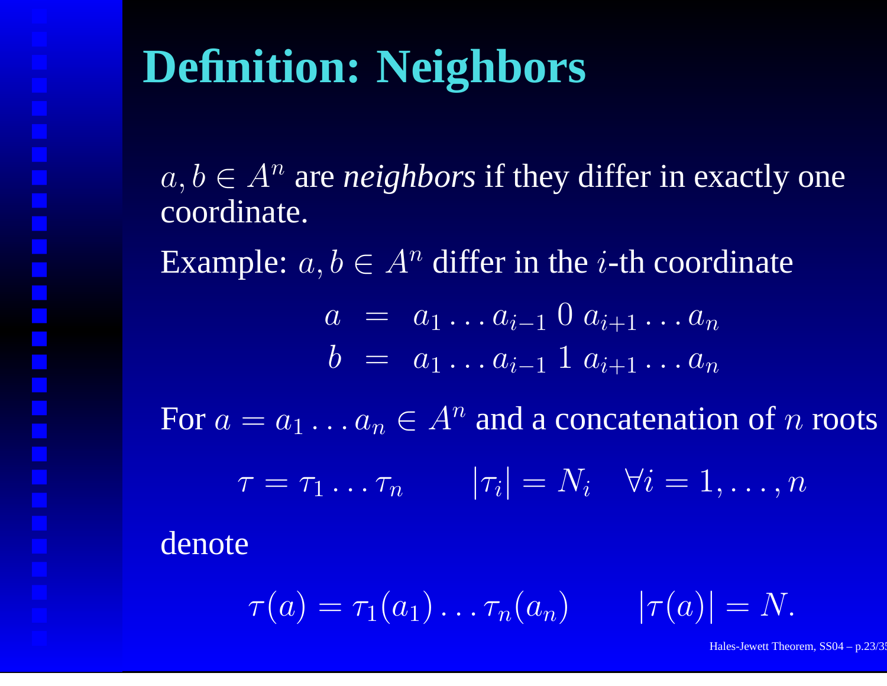# Definition: Neighbors

$a, b \in A^n$ are *neighbors* if they differ in exactly one coordinate.

Example: $a, b \in A^n$ differ in the $i$-th coordinate

$$
\begin{aligned}
a &= a_1 \ldots a_{i-1}\, 0\, a_{i+1} \ldots a_n \\
b &= a_1 \ldots a_{i-1}\, 1\, a_{i+1} \ldots a_n
\end{aligned}
$$

For $a = a_1 \ldots a_n \in A^n$ and a concatenation of $n$ roots

$$
\tau = \tau_1 \ldots \tau_n \qquad |\tau_i| = N_i \quad \forall i = 1, \ldots, n
$$

denote

$$
\tau(a) = \tau_1(a_1) \ldots \tau_n(a_n) \qquad |\tau(a)| = N.
$$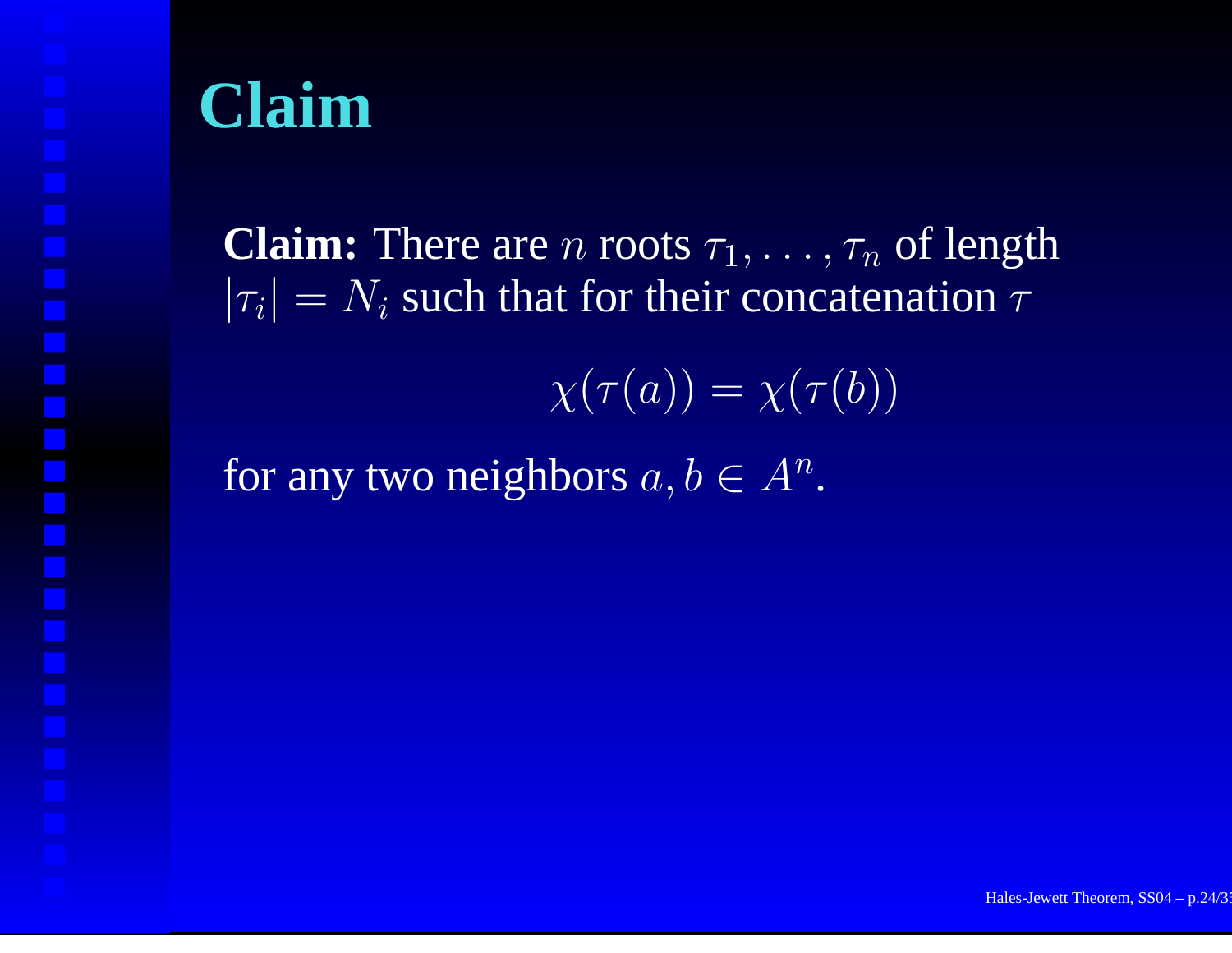# Claim

**Claim:** There are $n$ roots $\tau_1, \ldots, \tau_n$ of length $|\tau_i| = N_i$ such that for their concatenation $\tau$

$$\chi(\tau(a)) = \chi(\tau(b))$$

for any two neighbors $a, b \in A^n$.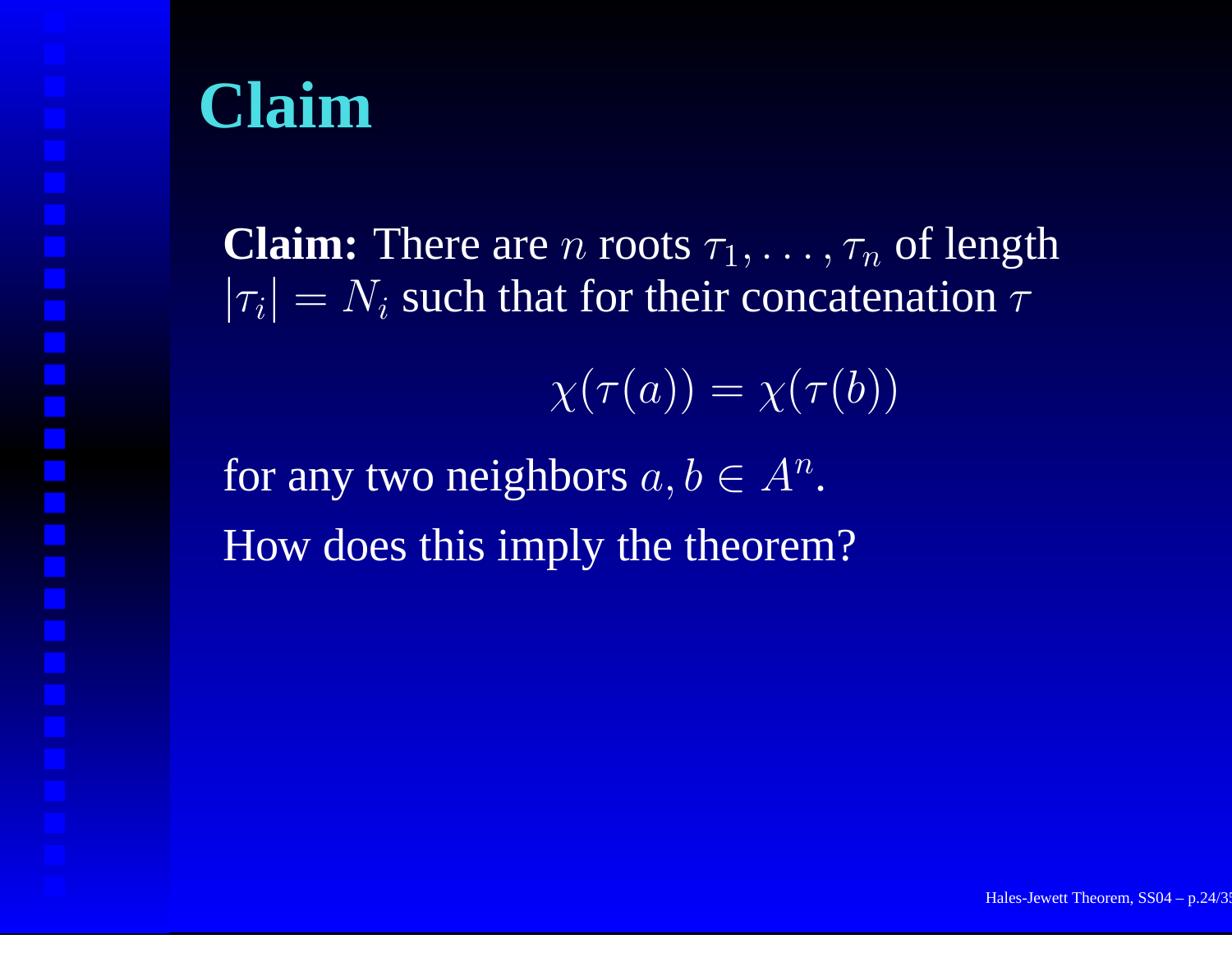# Claim

**Claim:** There are $n$ roots $\tau_1, \ldots, \tau_n$ of length $|\tau_i| = N_i$ such that for their concatenation $\tau$

$$\chi(\tau(a)) = \chi(\tau(b))$$

for any two neighbors $a, b \in A^n$.

How does this imply the theorem?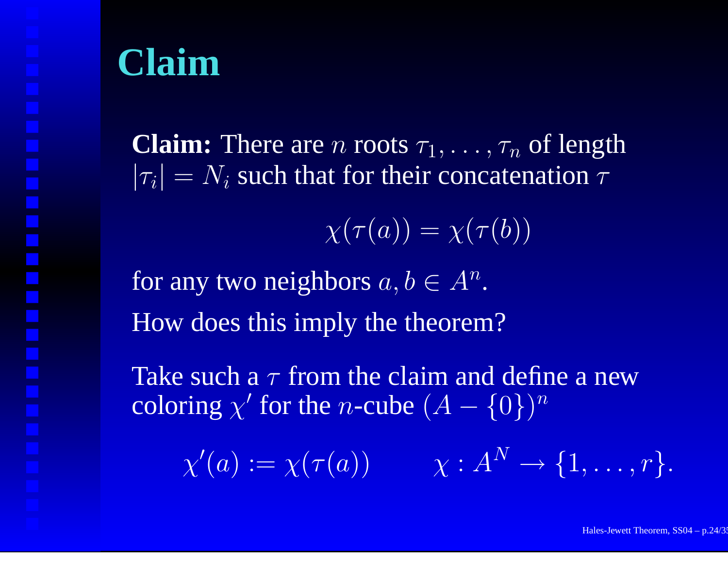# Claim

**Claim:** There are $n$ roots $\tau_1, \ldots, \tau_n$ of length $|\tau_i| = N_i$ such that for their concatenation $\tau$

$$\chi(\tau(a)) = \chi(\tau(b))$$

for any two neighbors $a, b \in A^n$.

How does this imply the theorem?

Take such a $\tau$ from the claim and define a new coloring $\chi'$ for the $n$-cube $(A - \{0\})^n$

$$\chi'(a) := \chi(\tau(a)) \qquad \chi : A^N \to \{1, \ldots, r\}.$$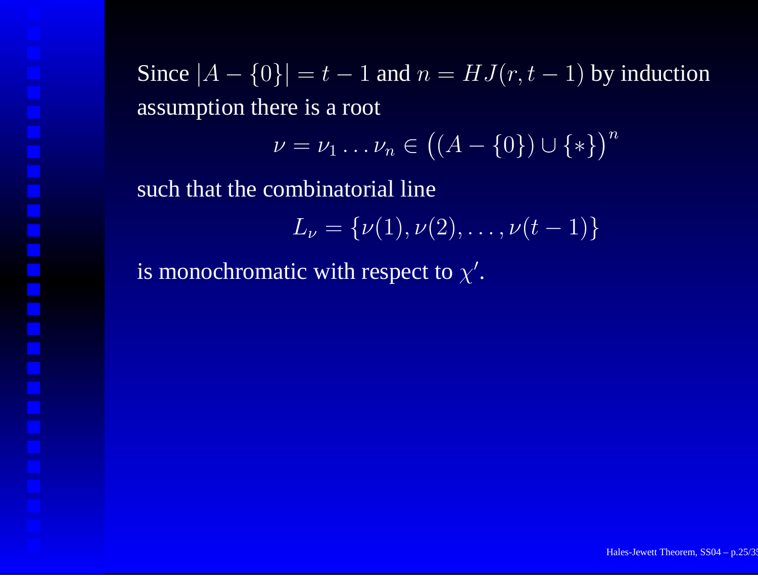Since $|A - \{0\}| = t - 1$ and $n = HJ(r, t-1)$ by induction assumption there is a root

$$\nu = \nu_1 \ldots \nu_n \in \big((A - \{0\}) \cup \{*\}\big)^n$$

such that the combinatorial line

$$L_\nu = \{\nu(1), \nu(2), \ldots, \nu(t-1)\}$$

is monochromatic with respect to $\chi'$.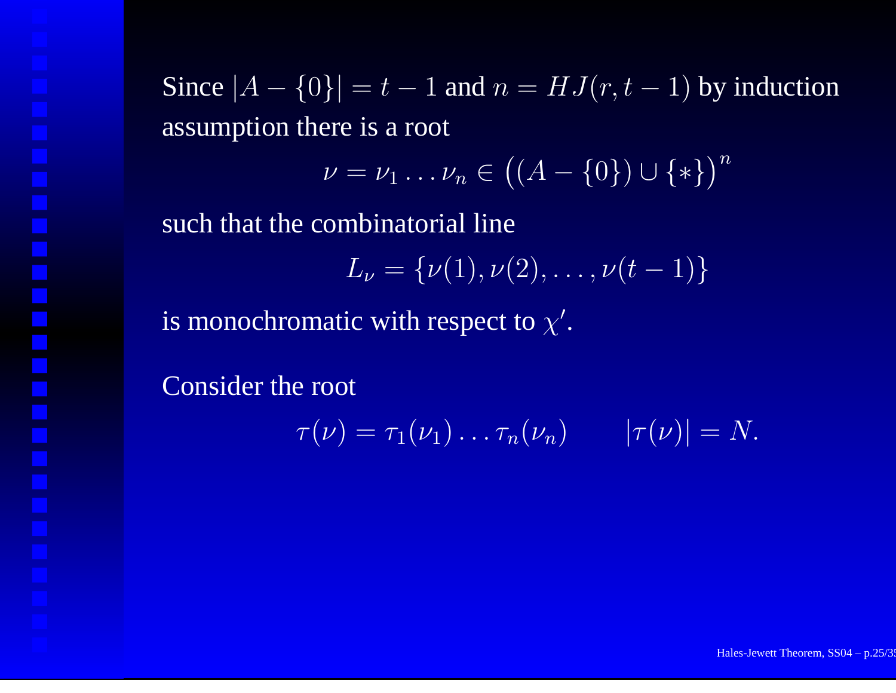Since $|A - \{0\}| = t - 1$ and $n = HJ(r, t-1)$ by induction assumption there is a root

$$\nu = \nu_1 \ldots \nu_n \in \big((A - \{0\}) \cup \{*\}\big)^n$$

such that the combinatorial line

$$L_\nu = \{\nu(1), \nu(2), \ldots, \nu(t-1)\}$$

is monochromatic with respect to $\chi'$.

Consider the root

$$\tau(\nu) = \tau_1(\nu_1) \ldots \tau_n(\nu_n) \qquad |\tau(\nu)| = N.$$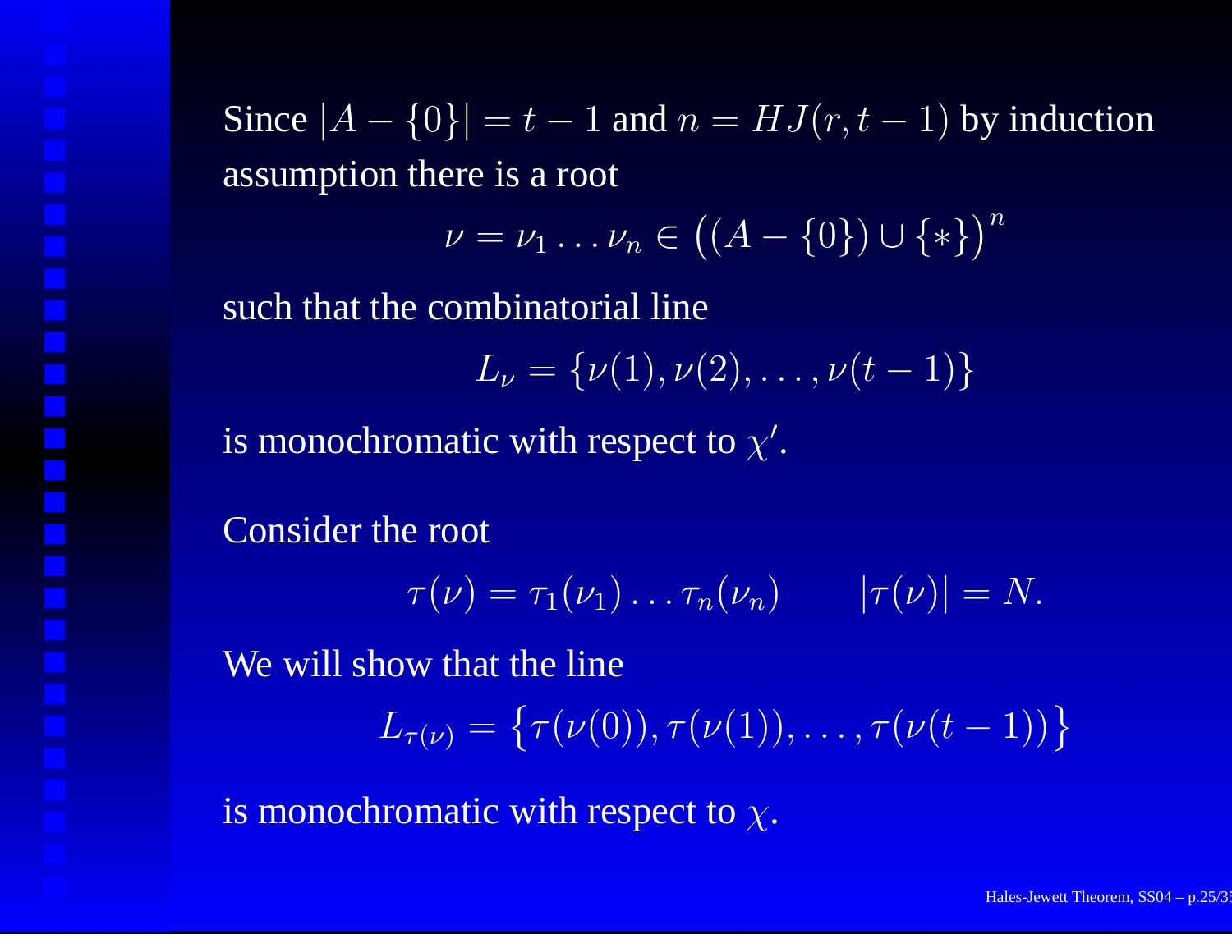Since $|A - \{0\}| = t - 1$ and $n = HJ(r, t-1)$ by induction assumption there is a root

$$\nu = \nu_1 \dots \nu_n \in \big((A - \{0\}) \cup \{*\}\big)^n$$

such that the combinatorial line

$$L_\nu = \{\nu(1), \nu(2), \dots, \nu(t-1)\}$$

is monochromatic with respect to $\chi'$.

Consider the root

$$\tau(\nu) = \tau_1(\nu_1) \dots \tau_n(\nu_n) \qquad |\tau(\nu)| = N.$$

We will show that the line

$$L_{\tau(\nu)} = \big\{\tau(\nu(0)), \tau(\nu(1)), \dots, \tau(\nu(t-1))\big\}$$

is monochromatic with respect to $\chi$.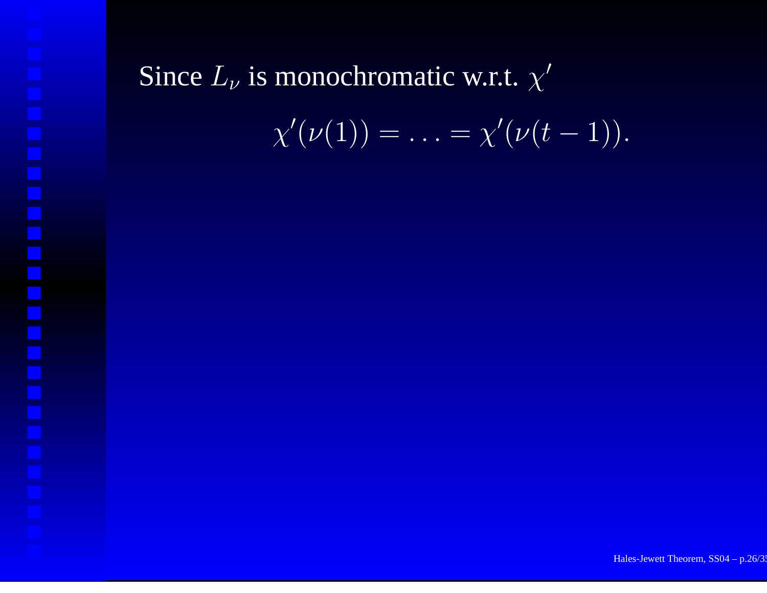Since $L_\nu$ is monochromatic w.r.t. $\chi'$

$$\chi'(\nu(1)) = \ldots = \chi'(\nu(t-1)).$$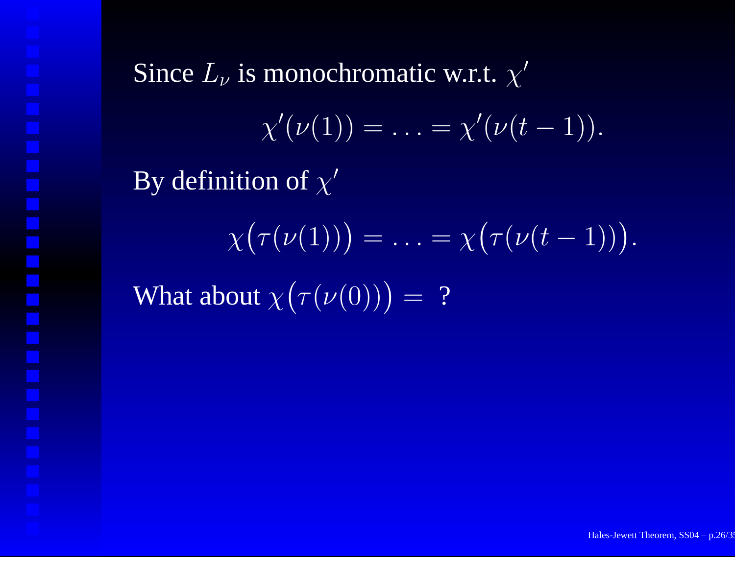Since $L_\nu$ is monochromatic w.r.t. $\chi'$

$$\chi'(\nu(1)) = \ldots = \chi'(\nu(t-1)).$$

By definition of $\chi'$

$$\chi\big(\tau(\nu(1))\big) = \ldots = \chi\big(\tau(\nu(t-1))\big).$$

What about $\chi\big(\tau(\nu(0))\big) =$ ?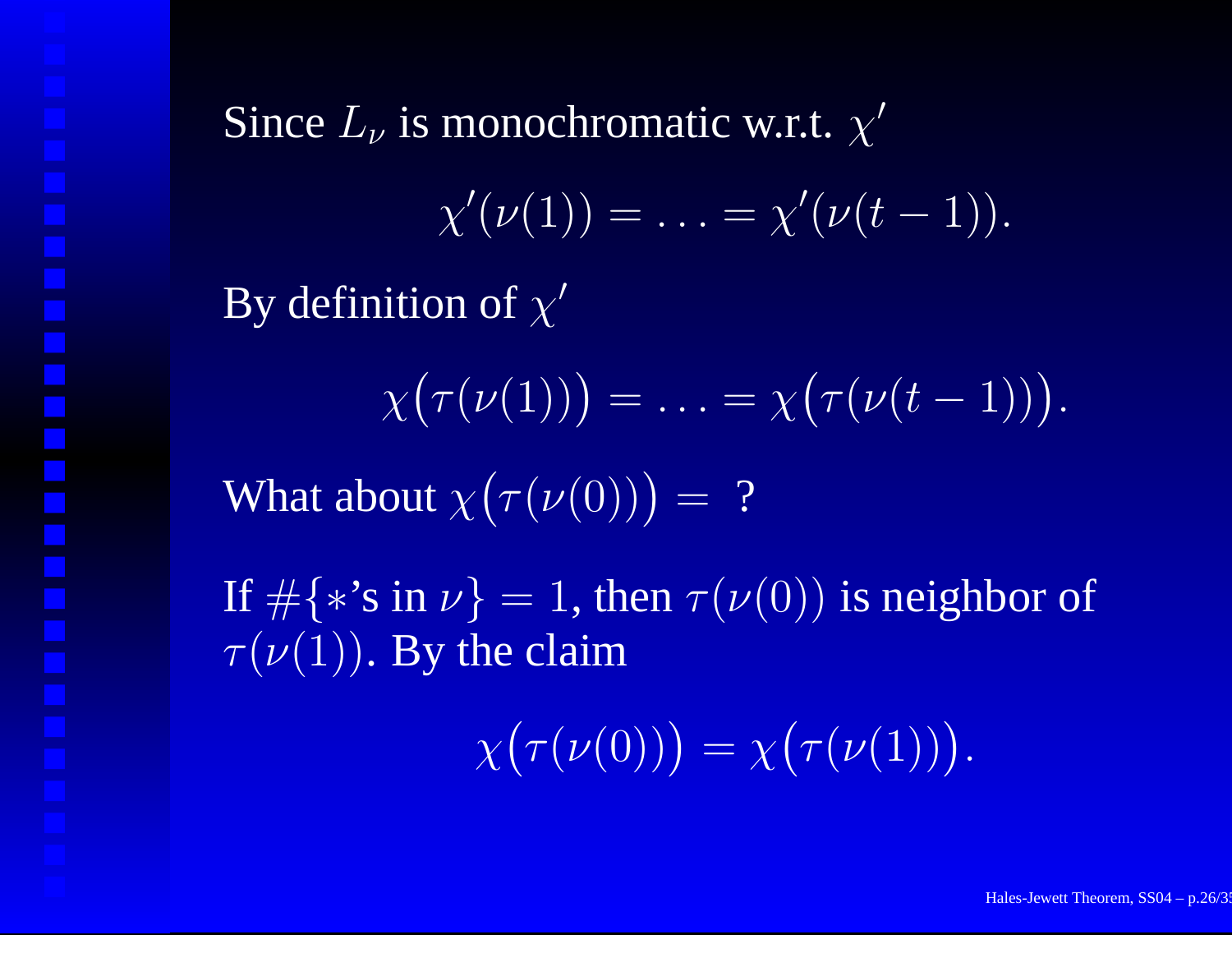Since $L_\nu$ is monochromatic w.r.t. $\chi'$

$$\chi'(\nu(1)) = \ldots = \chi'(\nu(t-1)).$$

By definition of $\chi'$

$$\chi\big(\tau(\nu(1))\big) = \ldots = \chi\big(\tau(\nu(t-1))\big).$$

What about $\chi\big(\tau(\nu(0))\big) =$ ?

If $\#\{*\text{'s in } \nu\} = 1$, then $\tau(\nu(0))$ is neighbor of $\tau(\nu(1))$. By the claim

$$\chi\big(\tau(\nu(0))\big) = \chi\big(\tau(\nu(1))\big).$$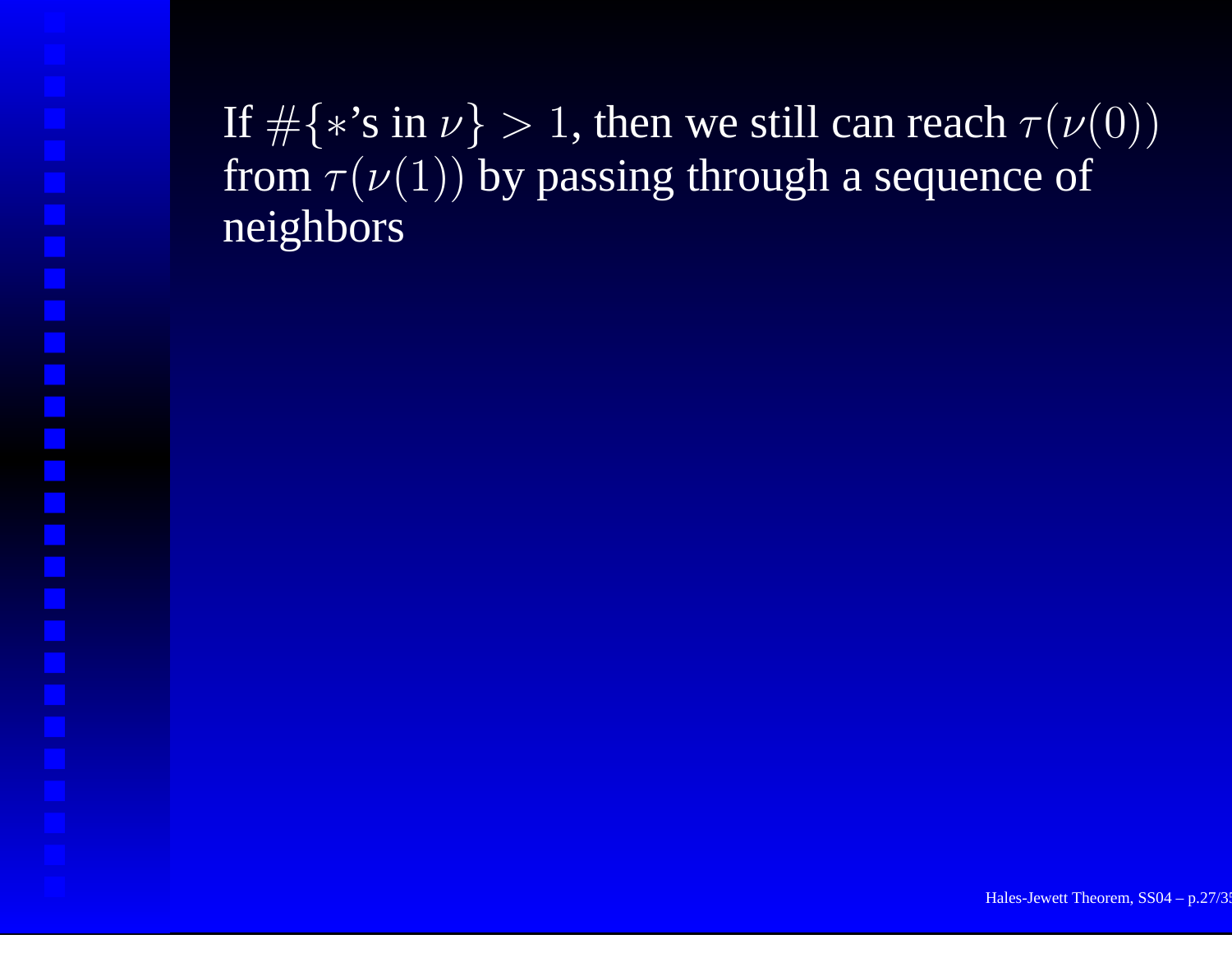If $\#\{*\text{'s in } \nu\} > 1$, then we still can reach $\tau(\nu(0))$ from $\tau(\nu(1))$ by passing through a sequence of neighbors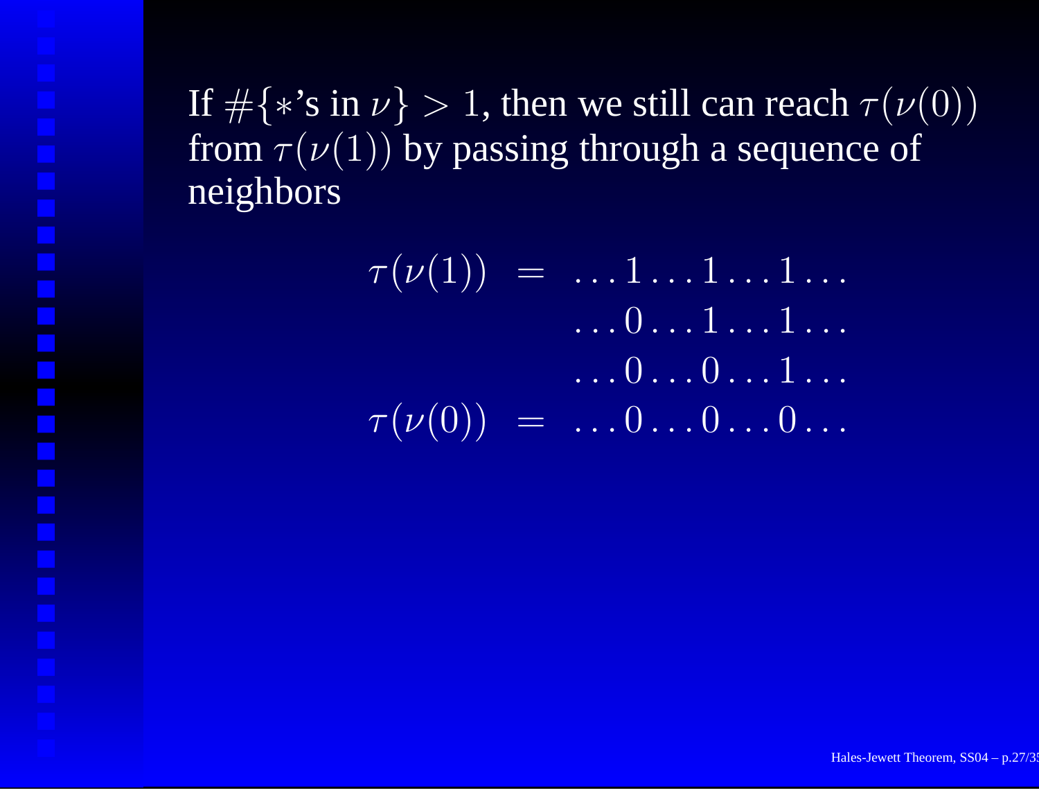If $\#\{*\text{'s in } \nu\} > 1$, then we still can reach $\tau(\nu(0))$ from $\tau(\nu(1))$ by passing through a sequence of neighbors

$$
\begin{aligned}
\tau(\nu(1)) &= \ldots 1 \ldots 1 \ldots 1 \ldots \\
&\phantom{=} \ldots 0 \ldots 1 \ldots 1 \ldots \\
&\phantom{=} \ldots 0 \ldots 0 \ldots 1 \ldots \\
\tau(\nu(0)) &= \ldots 0 \ldots 0 \ldots 0 \ldots
\end{aligned}
$$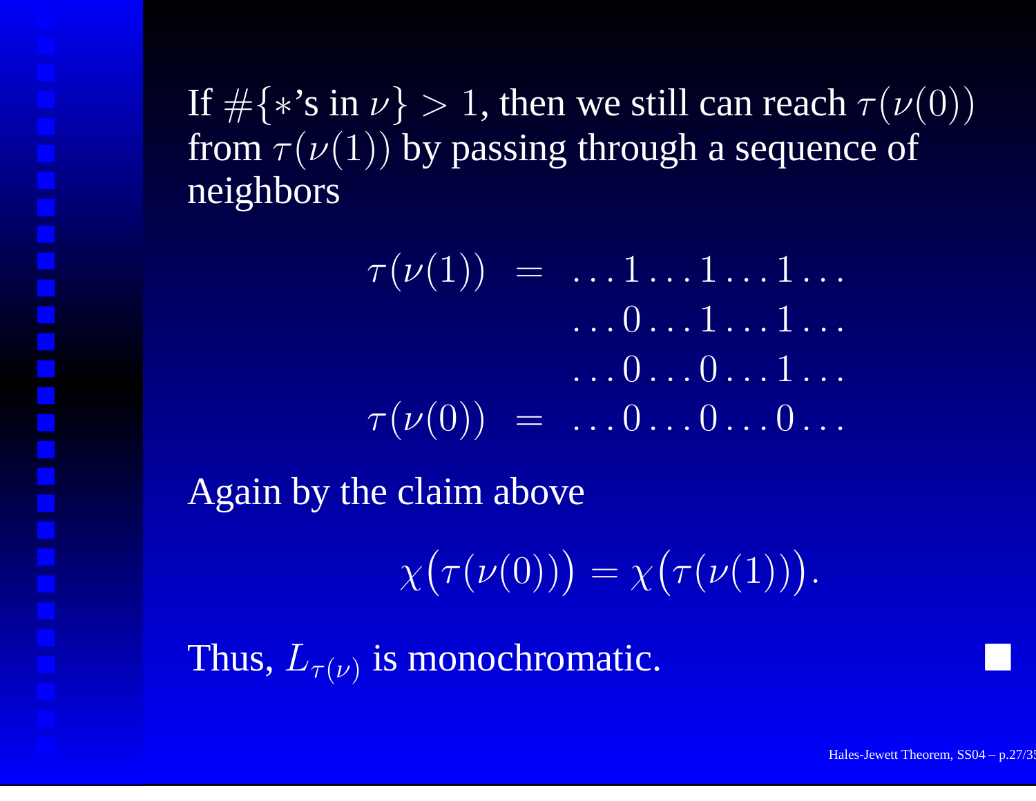If $\#\{*\text{'s in } \nu\} > 1$, then we still can reach $\tau(\nu(0))$ from $\tau(\nu(1))$ by passing through a sequence of neighbors

$$
\begin{aligned}
\tau(\nu(1)) \;&=\; \ldots 1 \ldots 1 \ldots 1 \ldots \\
&\phantom{=}\;\; \ldots 0 \ldots 1 \ldots 1 \ldots \\
&\phantom{=}\;\; \ldots 0 \ldots 0 \ldots 1 \ldots \\
\tau(\nu(0)) \;&=\; \ldots 0 \ldots 0 \ldots 0 \ldots
\end{aligned}
$$

Again by the claim above

$$\chi\big(\tau(\nu(0))\big) = \chi\big(\tau(\nu(1))\big).$$

Thus, $L_{\tau(\nu)}$ is monochromatic. ■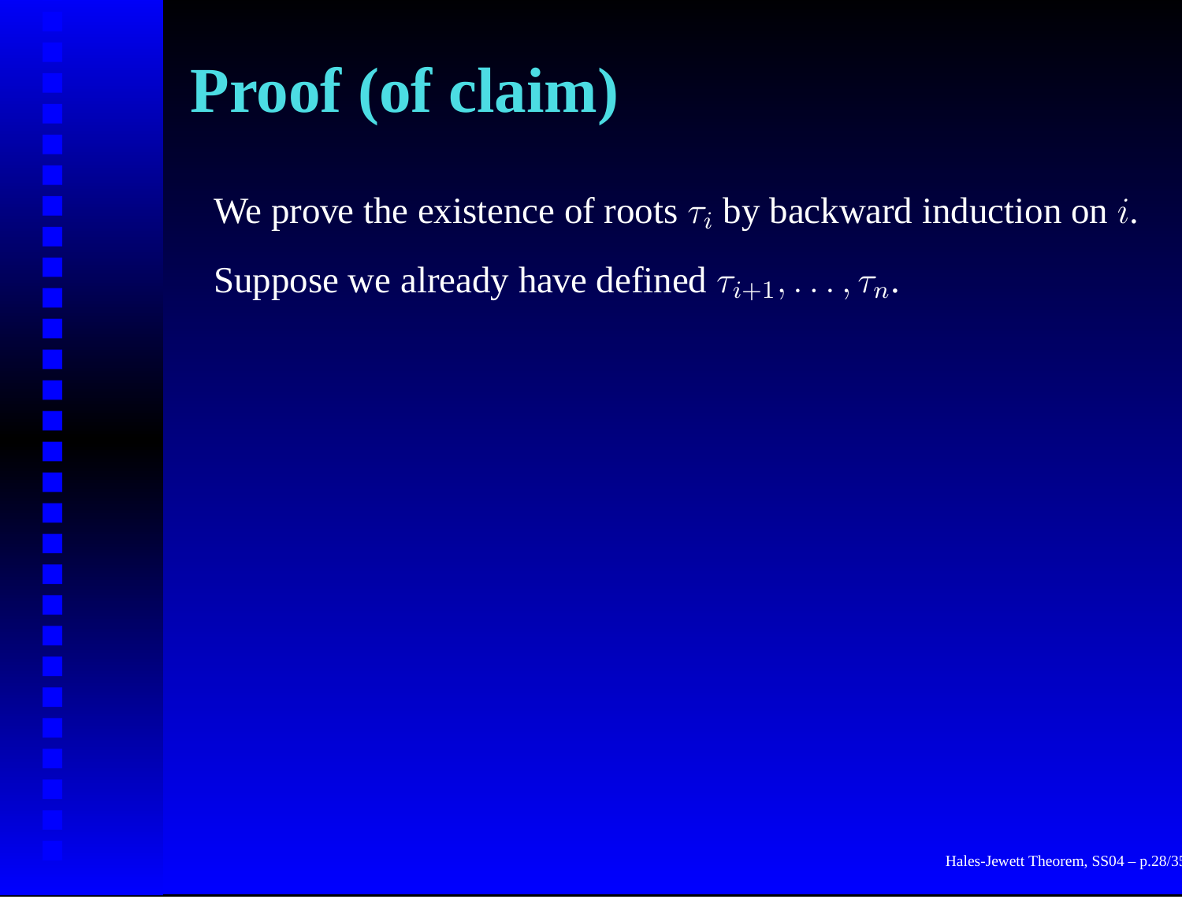# Proof (of claim)

We prove the existence of roots $\tau_i$ by backward induction on $i$.

Suppose we already have defined $\tau_{i+1}, \ldots, \tau_n$.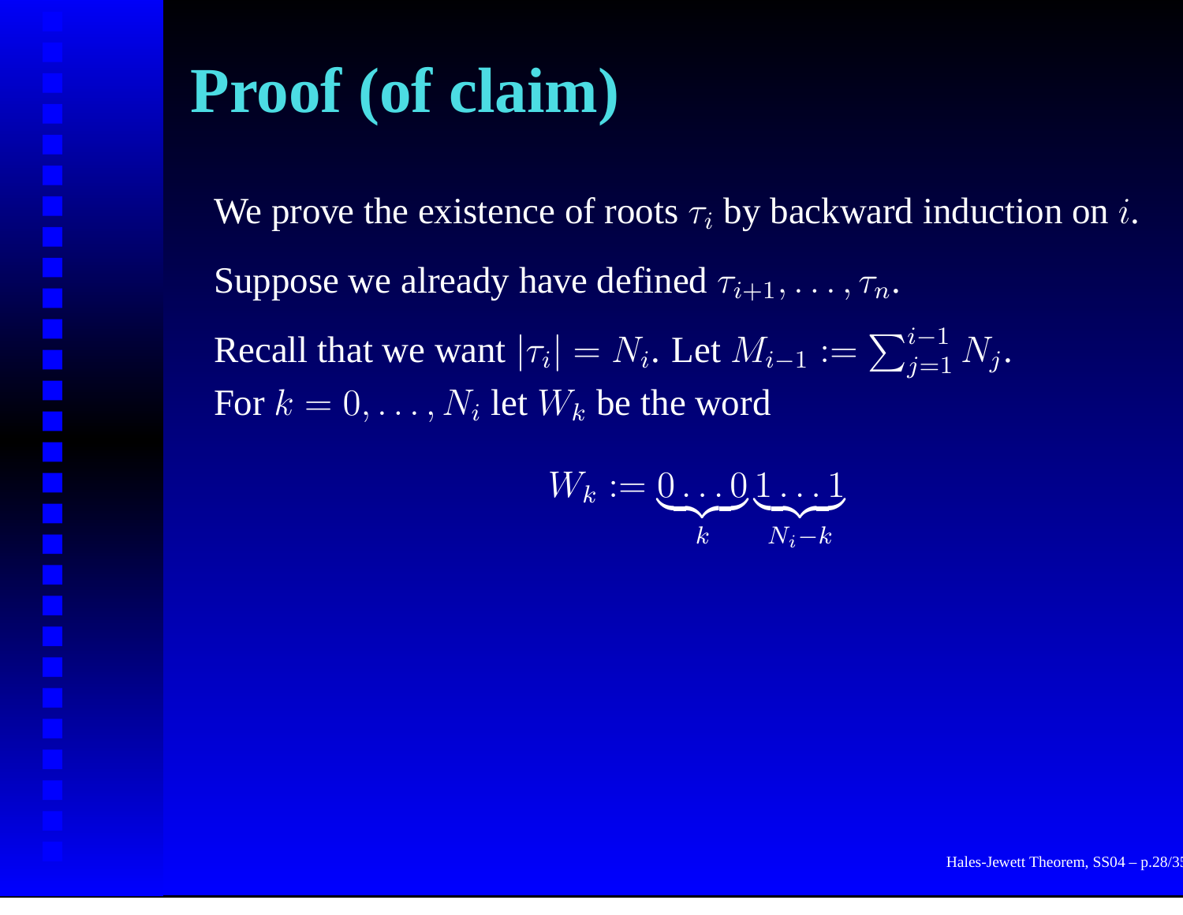# Proof (of claim)

We prove the existence of roots $\tau_i$ by backward induction on $i$.

Suppose we already have defined $\tau_{i+1}, \ldots, \tau_n$.

Recall that we want $|\tau_i| = N_i$. Let $M_{i-1} := \sum_{j=1}^{i-1} N_j$.
For $k = 0, \ldots, N_i$ let $W_k$ be the word

$$W_k := \underbrace{0 \ldots 0}_{k} \underbrace{1 \ldots 1}_{N_i - k}$$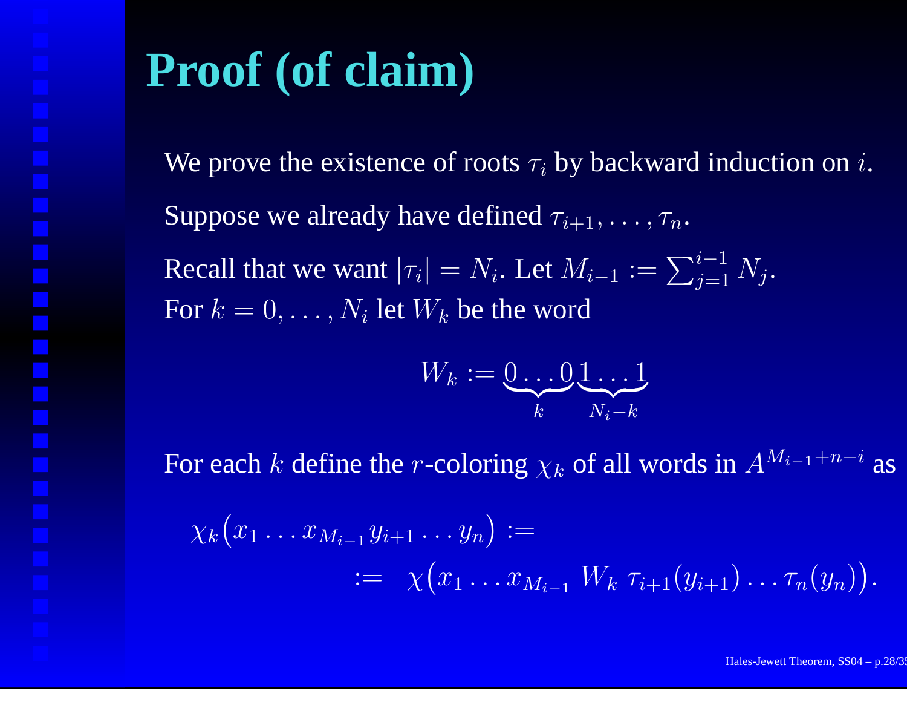# Proof (of claim)

We prove the existence of roots $\tau_i$ by backward induction on $i$.

Suppose we already have defined $\tau_{i+1}, \ldots, \tau_n$.

Recall that we want $|\tau_i| = N_i$. Let $M_{i-1} := \sum_{j=1}^{i-1} N_j$.
For $k = 0, \ldots, N_i$ let $W_k$ be the word

$$W_k := \underbrace{0 \ldots 0}_{k}\underbrace{1 \ldots 1}_{N_i - k}$$

For each $k$ define the $r$-coloring $\chi_k$ of all words in $A^{M_{i-1}+n-i}$ as

$$\begin{aligned}
&\chi_k\big(x_1 \ldots x_{M_{i-1}} y_{i+1} \ldots y_n\big) := \\
&\qquad := \chi\big(x_1 \ldots x_{M_{i-1}}\, W_k\, \tau_{i+1}(y_{i+1}) \ldots \tau_n(y_n)\big).
\end{aligned}$$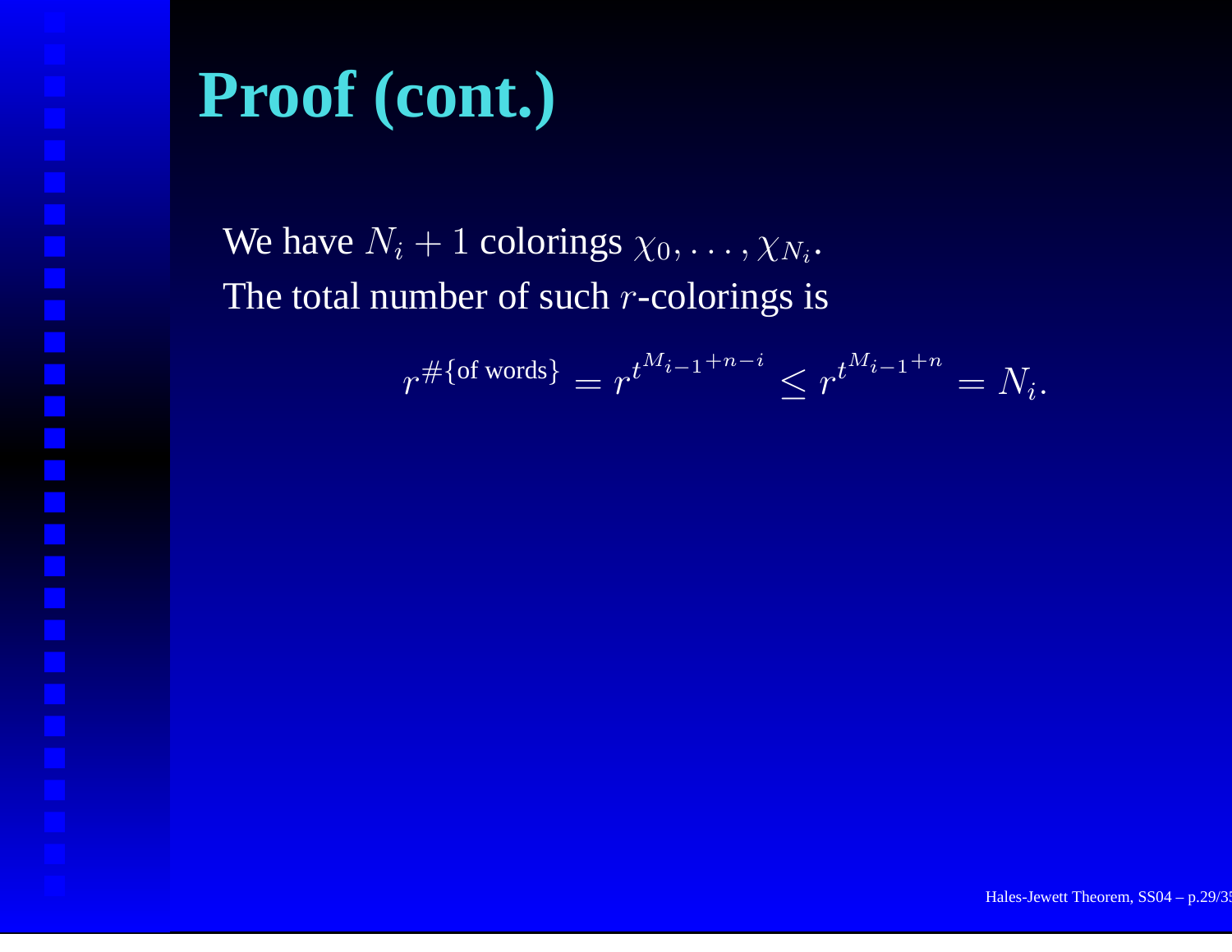# Proof (cont.)

We have $N_i + 1$ colorings $\chi_0, \ldots, \chi_{N_i}$.
The total number of such $r$-colorings is

$$r^{\#\{\text{of words}\}} = r^{t^{M_{i-1}+n-i}} \leq r^{t^{M_{i-1}+n}} = N_i.$$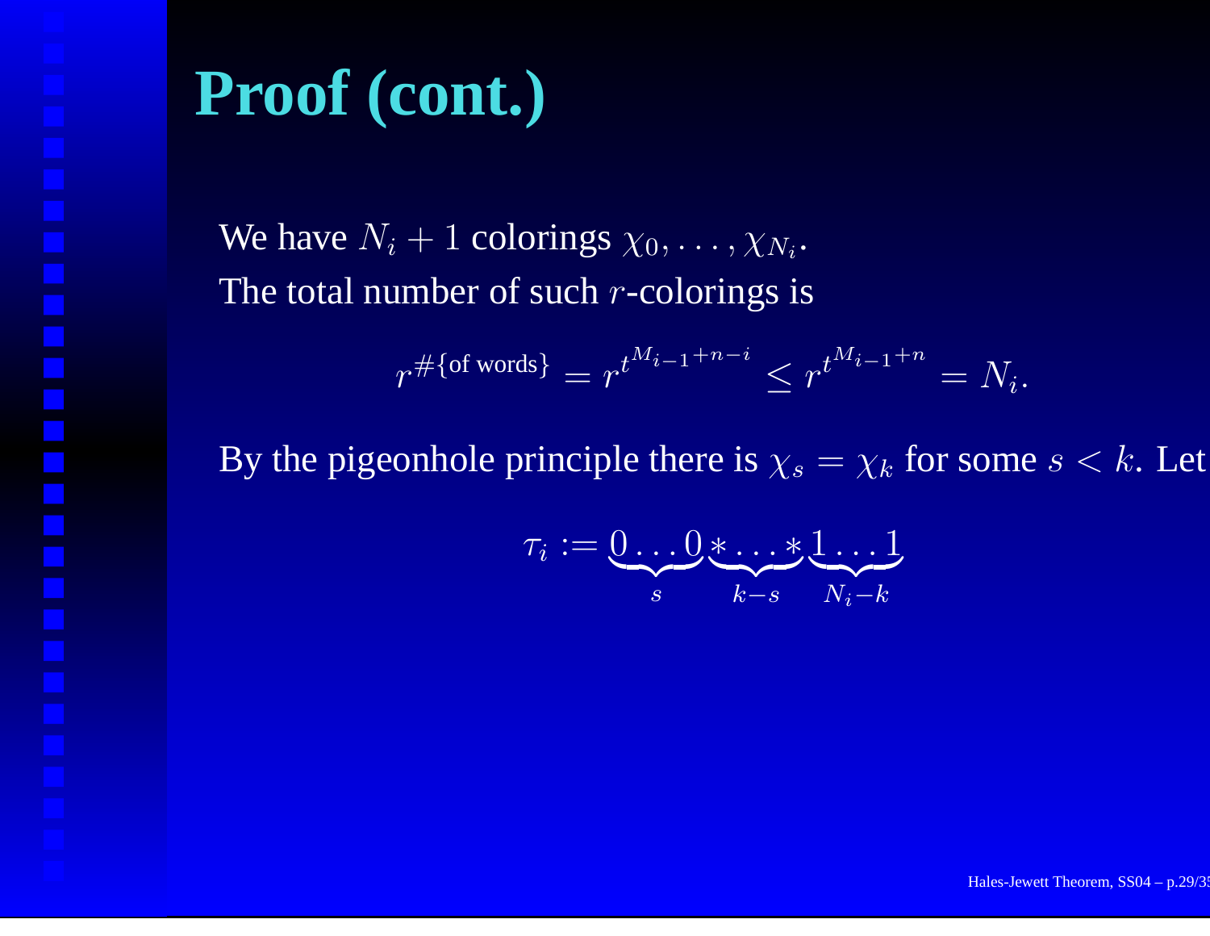# Proof (cont.)

We have $N_i + 1$ colorings $\chi_0, \ldots, \chi_{N_i}$.
The total number of such $r$-colorings is

$$r^{\#\{\text{of words}\}} = r^{t^{M_{i-1}+n-i}} \leq r^{t^{M_{i-1}+n}} = N_i.$$

By the pigeonhole principle there is $\chi_s = \chi_k$ for some $s < k$. Let

$$\tau_i := \underbrace{0 \ldots 0}_{s} \underbrace{* \ldots *}_{k-s} \underbrace{1 \ldots 1}_{N_i - k}$$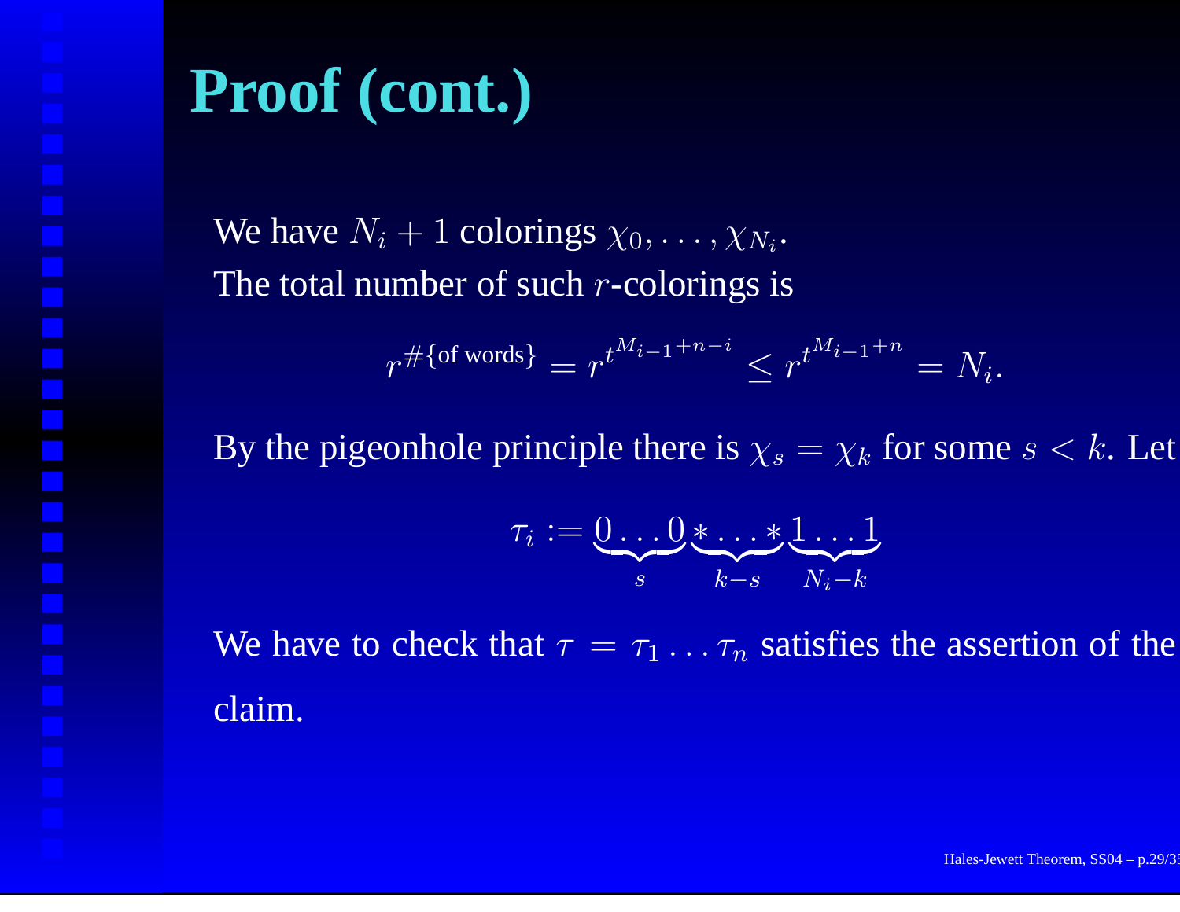# Proof (cont.)

We have $N_i + 1$ colorings $\chi_0, \ldots, \chi_{N_i}$.
The total number of such $r$-colorings is

$$r^{\#\{\text{of words}\}} = r^{t^{M_{i-1}+n-i}} \leq r^{t^{M_{i-1}+n}} = N_i.$$

By the pigeonhole principle there is $\chi_s = \chi_k$ for some $s < k$. Let

$$\tau_i := \underbrace{0\ldots0}_{s}\underbrace{*\ldots*}_{k-s}\underbrace{1\ldots1}_{N_i-k}$$

We have to check that $\tau = \tau_1 \ldots \tau_n$ satisfies the assertion of the claim.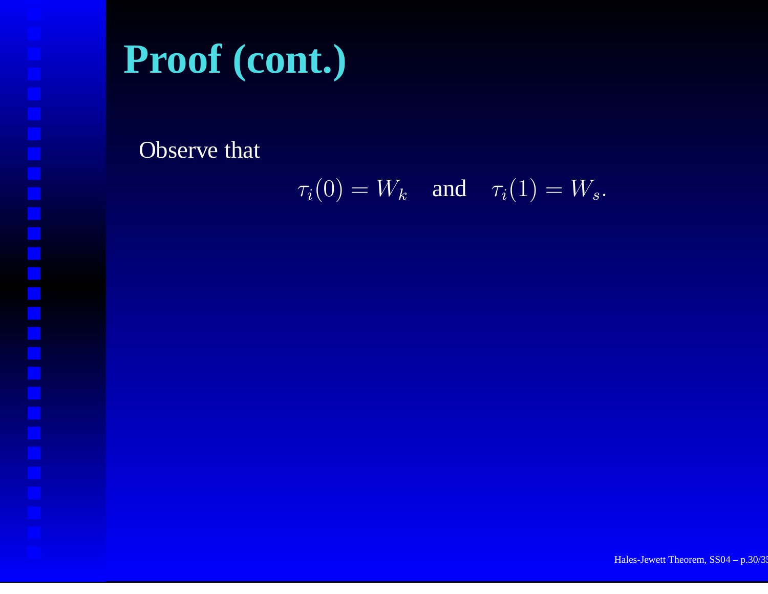# Proof (cont.)

Observe that

$$\tau_i(0) = W_k \quad \text{and} \quad \tau_i(1) = W_s.$$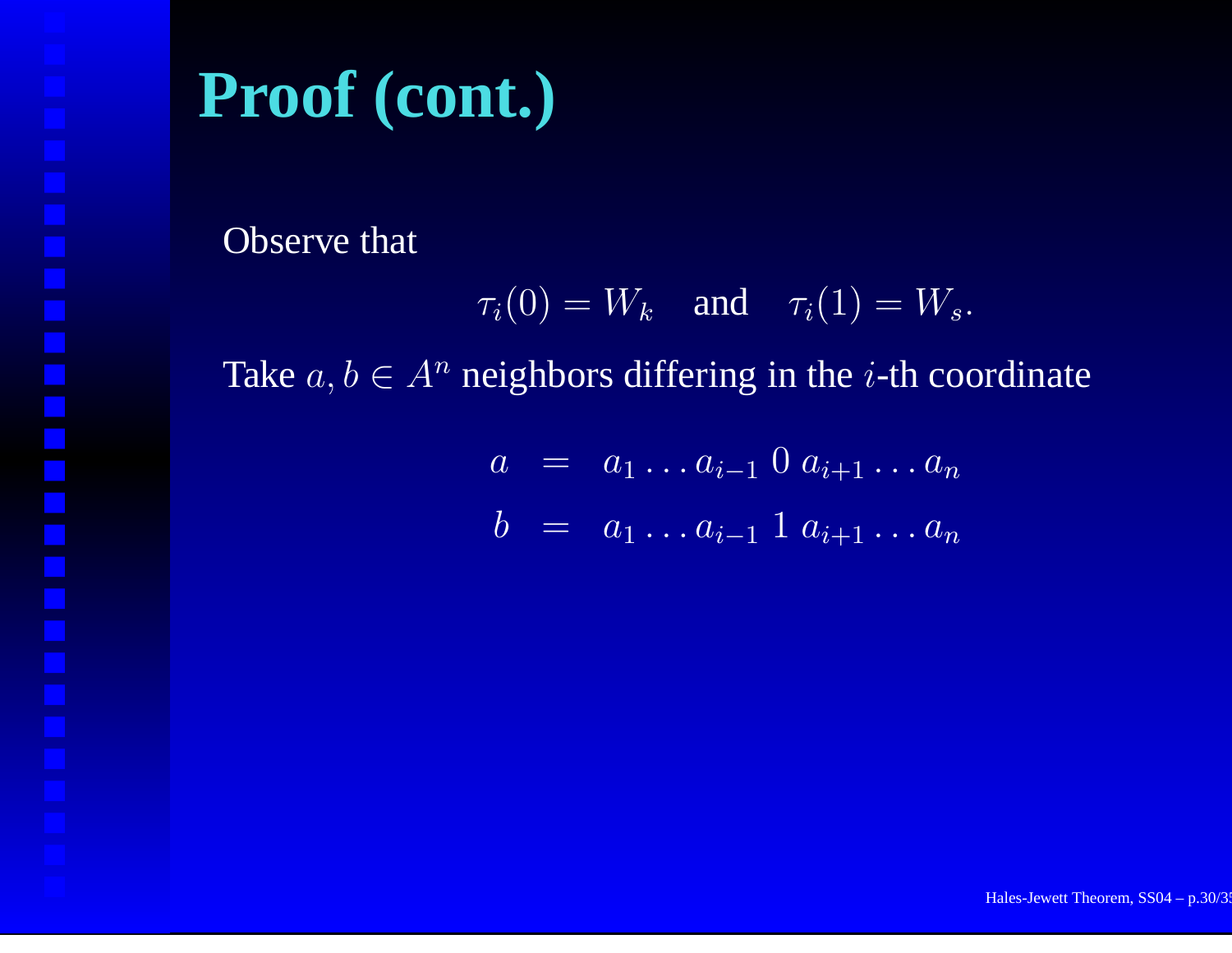# Proof (cont.)

Observe that

$$\tau_i(0) = W_k \quad \text{and} \quad \tau_i(1) = W_s.$$

Take $a, b \in A^n$ neighbors differing in the $i$-th coordinate

$$\begin{aligned} a &= a_1 \ldots a_{i-1}\, 0\, a_{i+1} \ldots a_n \\ b &= a_1 \ldots a_{i-1}\, 1\, a_{i+1} \ldots a_n \end{aligned}$$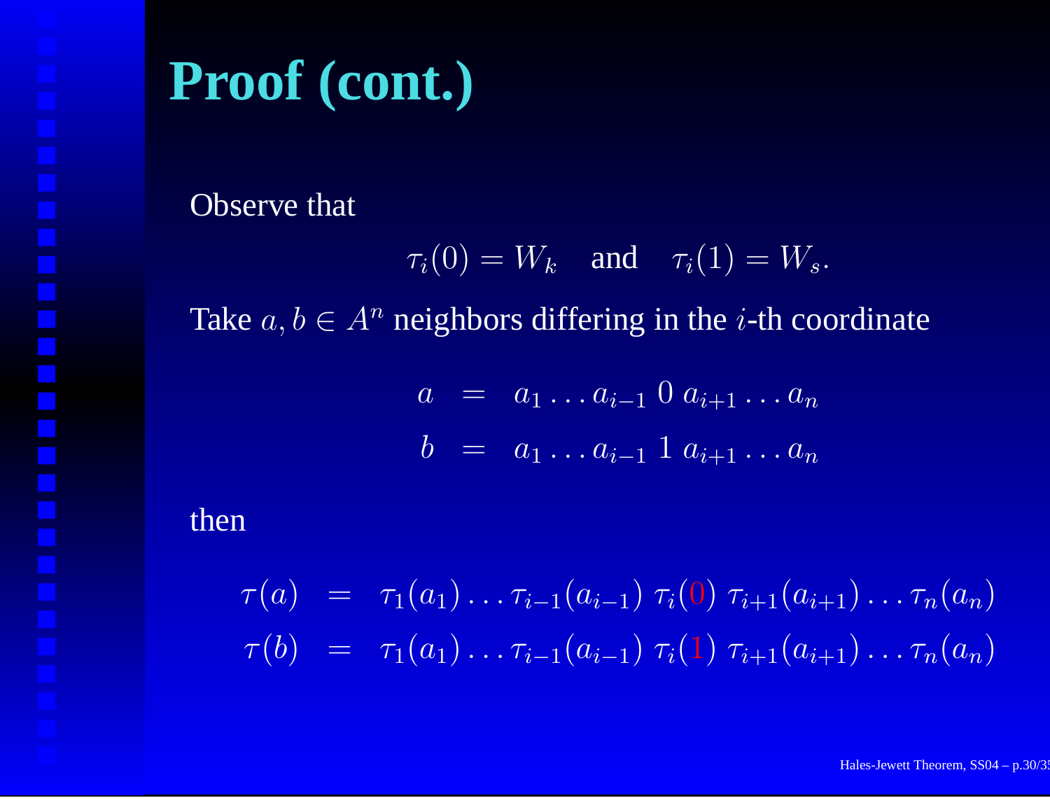# Proof (cont.)

Observe that

$$\tau_i(0) = W_k \quad \text{and} \quad \tau_i(1) = W_s.$$

Take $a, b \in A^n$ neighbors differing in the $i$-th coordinate

$$\begin{aligned} a &= a_1 \ldots a_{i-1} \, 0 \, a_{i+1} \ldots a_n \\ b &= a_1 \ldots a_{i-1} \, 1 \, a_{i+1} \ldots a_n \end{aligned}$$

then

$$\begin{aligned} \tau(a) &= \tau_1(a_1) \ldots \tau_{i-1}(a_{i-1}) \; \tau_i(0) \; \tau_{i+1}(a_{i+1}) \ldots \tau_n(a_n) \\ \tau(b) &= \tau_1(a_1) \ldots \tau_{i-1}(a_{i-1}) \; \tau_i(1) \; \tau_{i+1}(a_{i+1}) \ldots \tau_n(a_n) \end{aligned}$$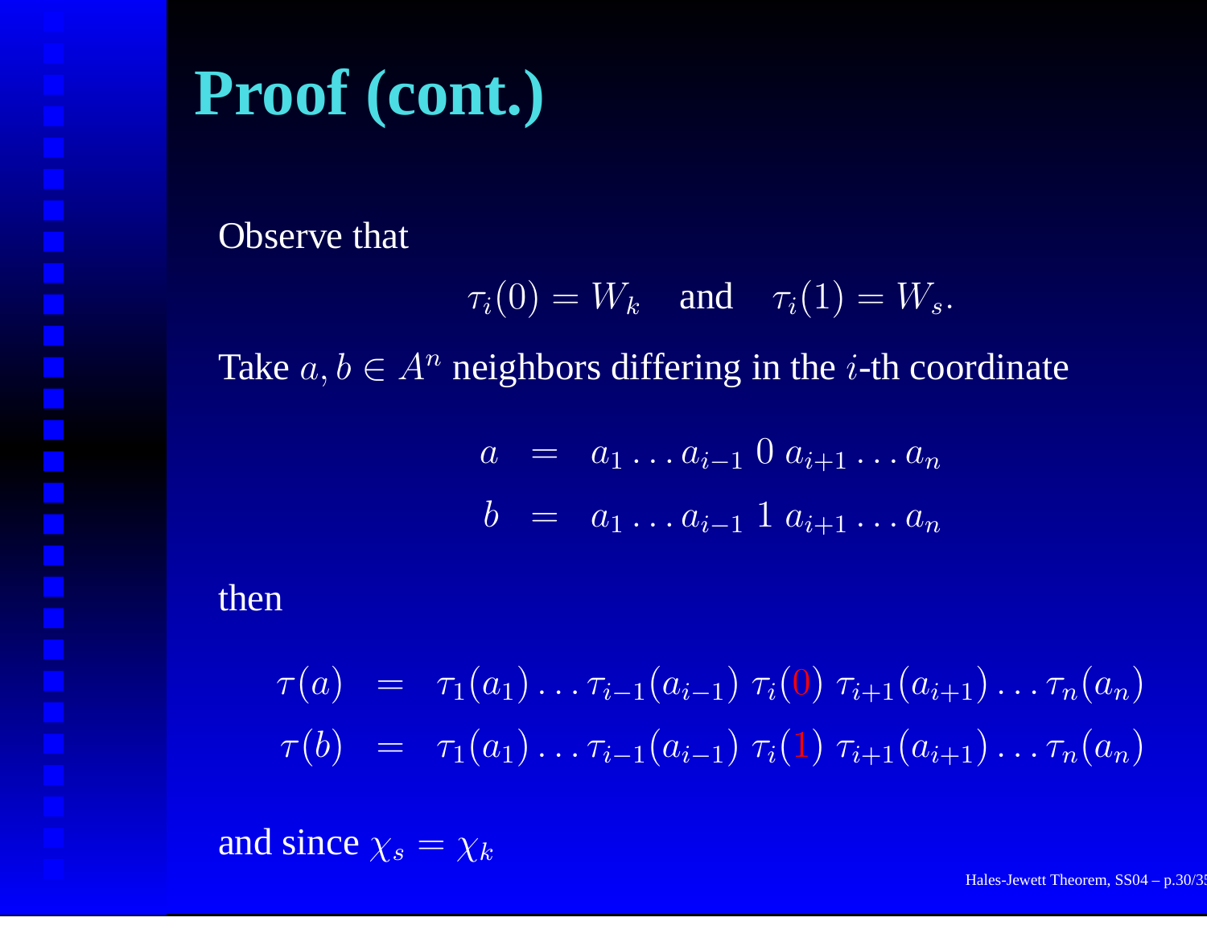# Proof (cont.)

Observe that

$$\tau_i(0) = W_k \quad \text{and} \quad \tau_i(1) = W_s.$$

Take $a, b \in A^n$ neighbors differing in the $i$-th coordinate

$$\begin{aligned} a &= a_1 \dots a_{i-1}\, 0\, a_{i+1} \dots a_n \\ b &= a_1 \dots a_{i-1}\, 1\, a_{i+1} \dots a_n \end{aligned}$$

then

$$\begin{aligned} \tau(a) &= \tau_1(a_1) \dots \tau_{i-1}(a_{i-1})\ \tau_i(0)\ \tau_{i+1}(a_{i+1}) \dots \tau_n(a_n) \\ \tau(b) &= \tau_1(a_1) \dots \tau_{i-1}(a_{i-1})\ \tau_i(1)\ \tau_{i+1}(a_{i+1}) \dots \tau_n(a_n) \end{aligned}$$

and since $\chi_s = \chi_k$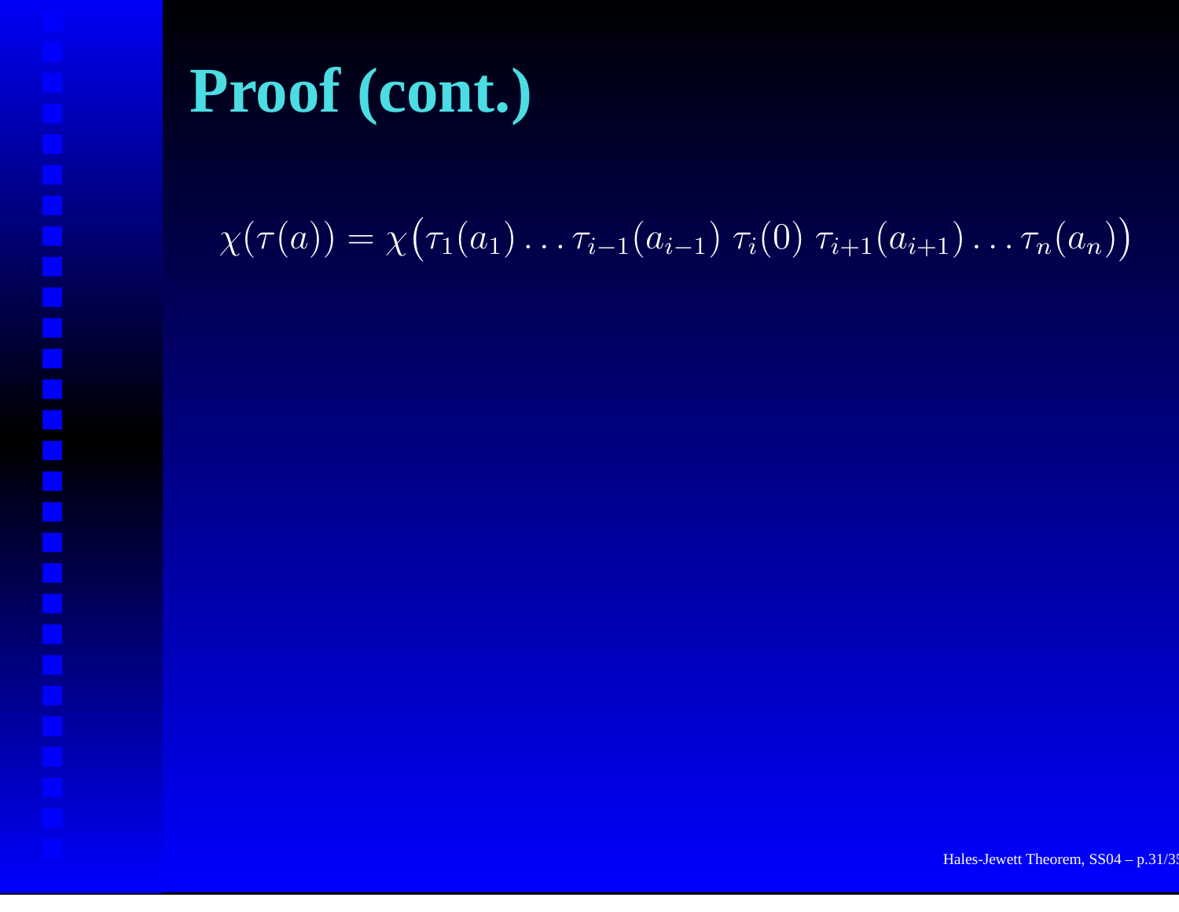# Proof (cont.)

$$\chi(\tau(a)) = \chi\big(\tau_1(a_1)\ldots\tau_{i-1}(a_{i-1})\ \tau_i(0)\ \tau_{i+1}(a_{i+1})\ldots\tau_n(a_n)\big)$$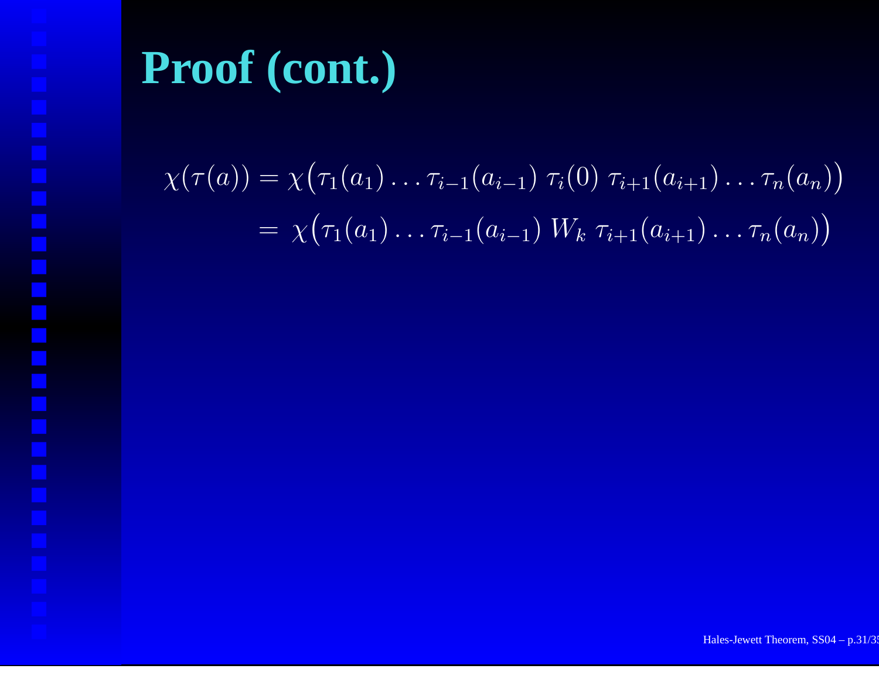# Proof (cont.)

$$
\begin{aligned}
\chi(\tau(a)) &= \chi\big(\tau_1(a_1)\ldots\tau_{i-1}(a_{i-1})\ \tau_i(0)\ \tau_{i+1}(a_{i+1})\ldots\tau_n(a_n)\big) \\
&= \chi\big(\tau_1(a_1)\ldots\tau_{i-1}(a_{i-1})\ W_k\ \tau_{i+1}(a_{i+1})\ldots\tau_n(a_n)\big)
\end{aligned}
$$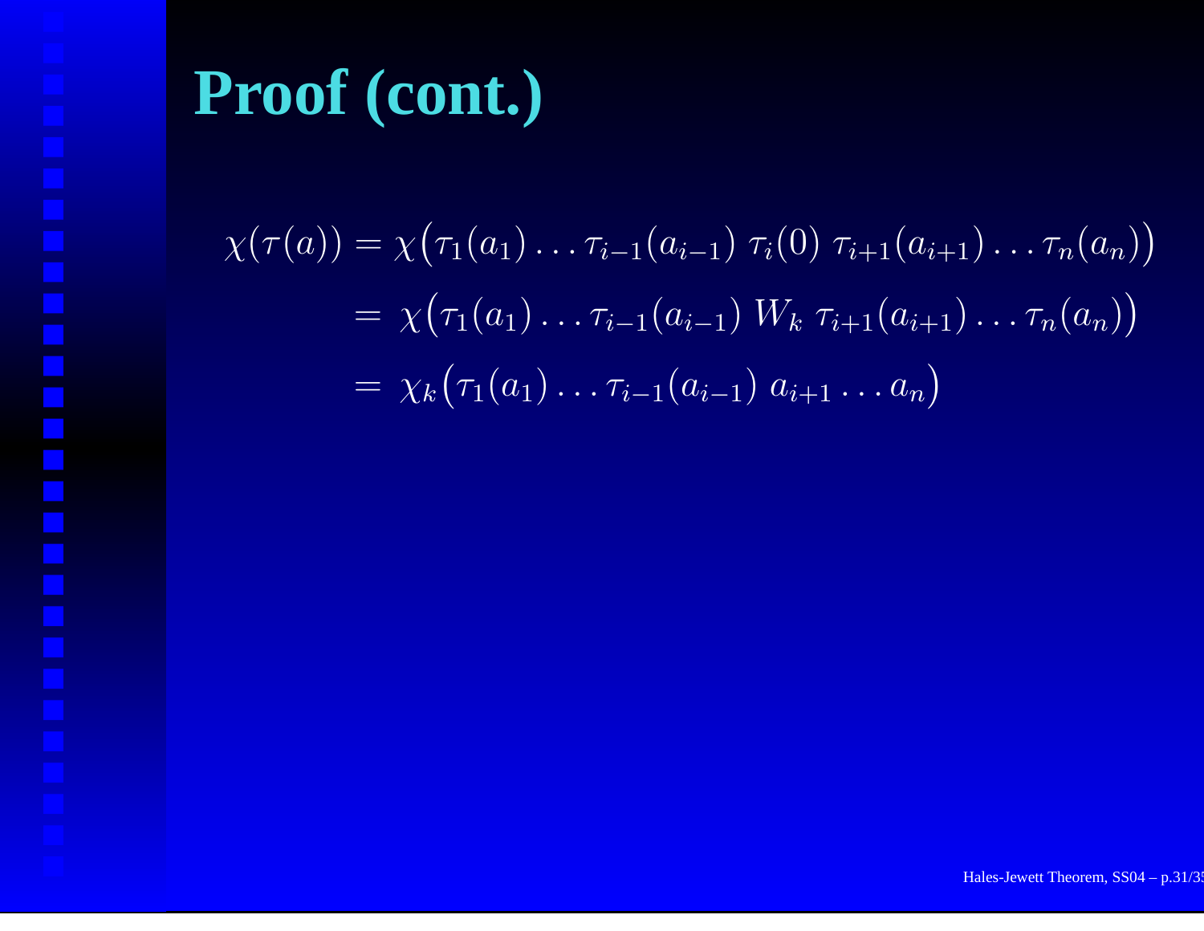# Proof (cont.)

$$
\begin{aligned}
\chi(\tau(a)) &= \chi\big(\tau_1(a_1)\ldots\tau_{i-1}(a_{i-1})\;\tau_i(0)\;\tau_{i+1}(a_{i+1})\ldots\tau_n(a_n)\big) \\
&= \chi\big(\tau_1(a_1)\ldots\tau_{i-1}(a_{i-1})\;W_k\;\tau_{i+1}(a_{i+1})\ldots\tau_n(a_n)\big) \\
&= \chi_k\big(\tau_1(a_1)\ldots\tau_{i-1}(a_{i-1})\;a_{i+1}\ldots a_n\big)
\end{aligned}
$$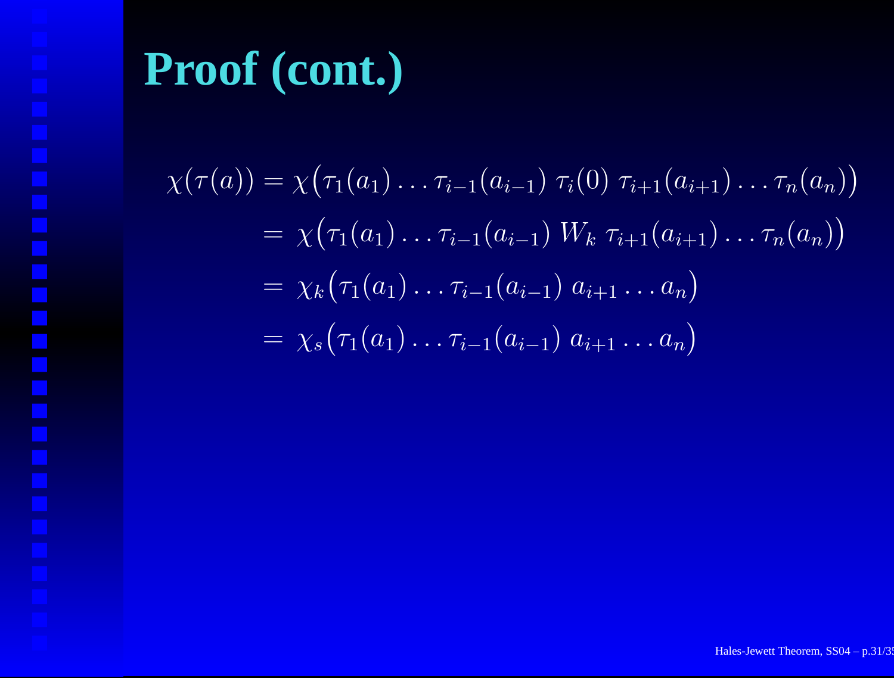# Proof (cont.)

$$
\begin{aligned}
\chi(\tau(a)) &= \chi\big(\tau_1(a_1)\ldots\tau_{i-1}(a_{i-1})\;\tau_i(0)\;\tau_{i+1}(a_{i+1})\ldots\tau_n(a_n)\big) \\
&= \chi\big(\tau_1(a_1)\ldots\tau_{i-1}(a_{i-1})\;W_k\;\tau_{i+1}(a_{i+1})\ldots\tau_n(a_n)\big) \\
&= \chi_k\big(\tau_1(a_1)\ldots\tau_{i-1}(a_{i-1})\;a_{i+1}\ldots a_n\big) \\
&= \chi_s\big(\tau_1(a_1)\ldots\tau_{i-1}(a_{i-1})\;a_{i+1}\ldots a_n\big)
\end{aligned}
$$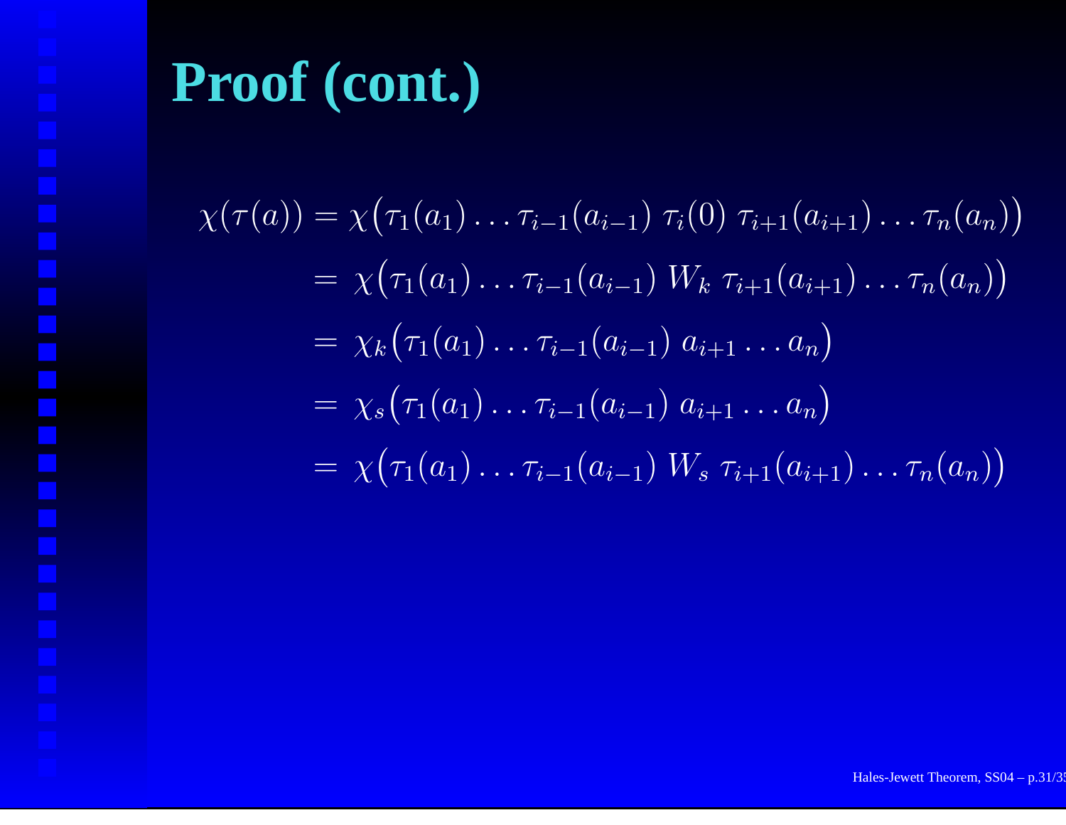# Proof (cont.)

$$
\begin{aligned}
\chi(\tau(a)) &= \chi\big(\tau_1(a_1)\ldots\tau_{i-1}(a_{i-1})\;\tau_i(0)\;\tau_{i+1}(a_{i+1})\ldots\tau_n(a_n)\big) \\
&= \chi\big(\tau_1(a_1)\ldots\tau_{i-1}(a_{i-1})\;W_k\;\tau_{i+1}(a_{i+1})\ldots\tau_n(a_n)\big) \\
&= \chi_k\big(\tau_1(a_1)\ldots\tau_{i-1}(a_{i-1})\;a_{i+1}\ldots a_n\big) \\
&= \chi_s\big(\tau_1(a_1)\ldots\tau_{i-1}(a_{i-1})\;a_{i+1}\ldots a_n\big) \\
&= \chi\big(\tau_1(a_1)\ldots\tau_{i-1}(a_{i-1})\;W_s\;\tau_{i+1}(a_{i+1})\ldots\tau_n(a_n)\big)
\end{aligned}
$$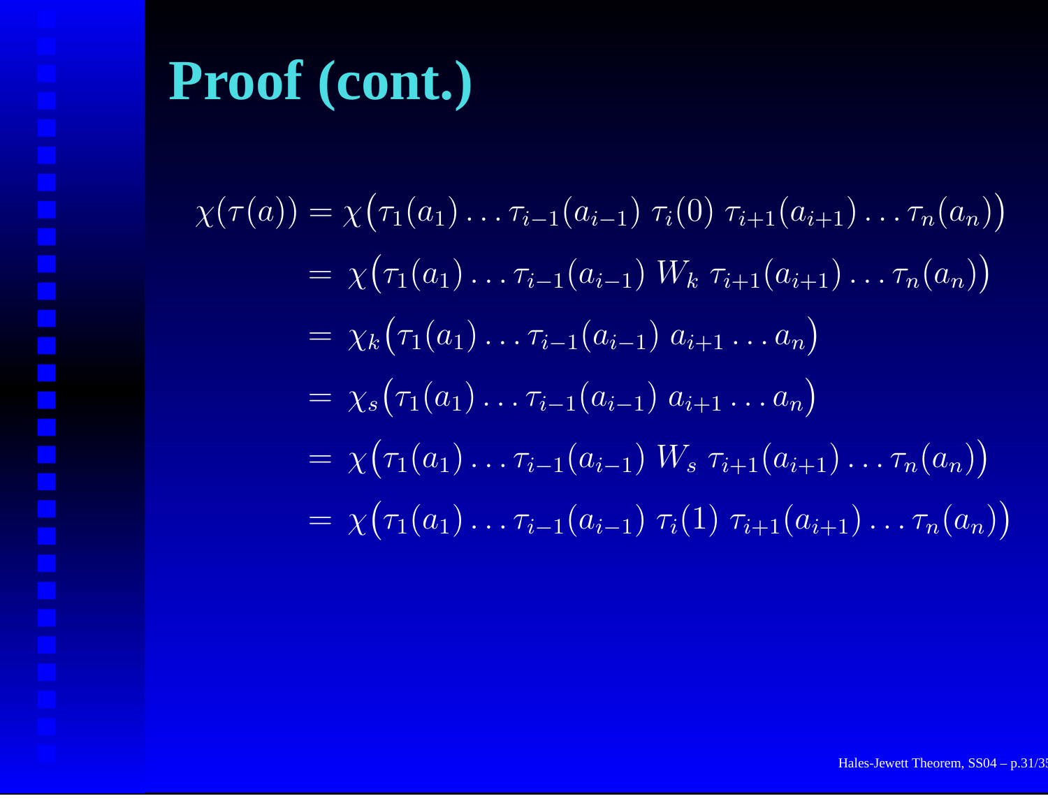# Proof (cont.)

$$
\begin{aligned}
\chi(\tau(a)) &= \chi\big(\tau_1(a_1)\ldots\tau_{i-1}(a_{i-1})\;\tau_i(0)\;\tau_{i+1}(a_{i+1})\ldots\tau_n(a_n)\big) \\
&= \chi\big(\tau_1(a_1)\ldots\tau_{i-1}(a_{i-1})\;W_k\;\tau_{i+1}(a_{i+1})\ldots\tau_n(a_n)\big) \\
&= \chi_k\big(\tau_1(a_1)\ldots\tau_{i-1}(a_{i-1})\;a_{i+1}\ldots a_n\big) \\
&= \chi_s\big(\tau_1(a_1)\ldots\tau_{i-1}(a_{i-1})\;a_{i+1}\ldots a_n\big) \\
&= \chi\big(\tau_1(a_1)\ldots\tau_{i-1}(a_{i-1})\;W_s\;\tau_{i+1}(a_{i+1})\ldots\tau_n(a_n)\big) \\
&= \chi\big(\tau_1(a_1)\ldots\tau_{i-1}(a_{i-1})\;\tau_i(1)\;\tau_{i+1}(a_{i+1})\ldots\tau_n(a_n)\big)
\end{aligned}
$$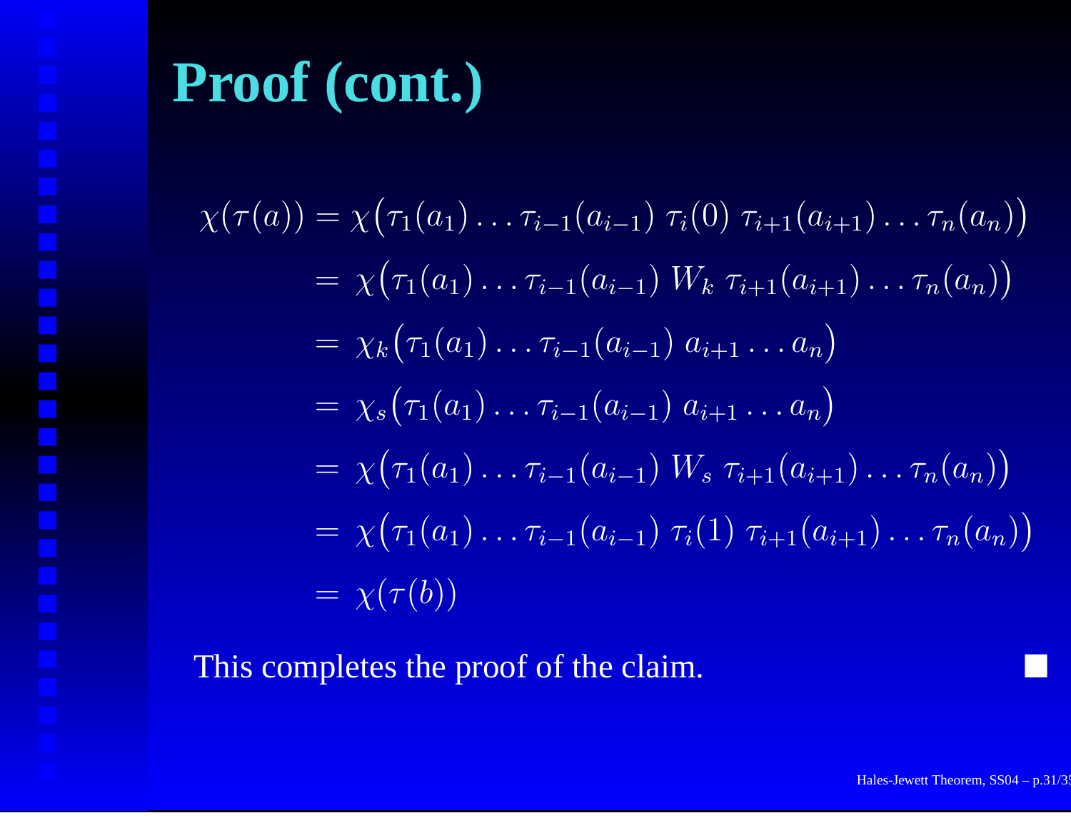# Proof (cont.)

$$
\begin{aligned}
\chi(\tau(a)) &= \chi\big(\tau_1(a_1)\dots\tau_{i-1}(a_{i-1})\ \tau_i(0)\ \tau_{i+1}(a_{i+1})\dots\tau_n(a_n)\big) \\
&= \chi\big(\tau_1(a_1)\dots\tau_{i-1}(a_{i-1})\ W_k\ \tau_{i+1}(a_{i+1})\dots\tau_n(a_n)\big) \\
&= \chi_k\big(\tau_1(a_1)\dots\tau_{i-1}(a_{i-1})\ a_{i+1}\dots a_n\big) \\
&= \chi_s\big(\tau_1(a_1)\dots\tau_{i-1}(a_{i-1})\ a_{i+1}\dots a_n\big) \\
&= \chi\big(\tau_1(a_1)\dots\tau_{i-1}(a_{i-1})\ W_s\ \tau_{i+1}(a_{i+1})\dots\tau_n(a_n)\big) \\
&= \chi\big(\tau_1(a_1)\dots\tau_{i-1}(a_{i-1})\ \tau_i(1)\ \tau_{i+1}(a_{i+1})\dots\tau_n(a_n)\big) \\
&= \chi(\tau(b))
\end{aligned}
$$

This completes the proof of the claim. ∎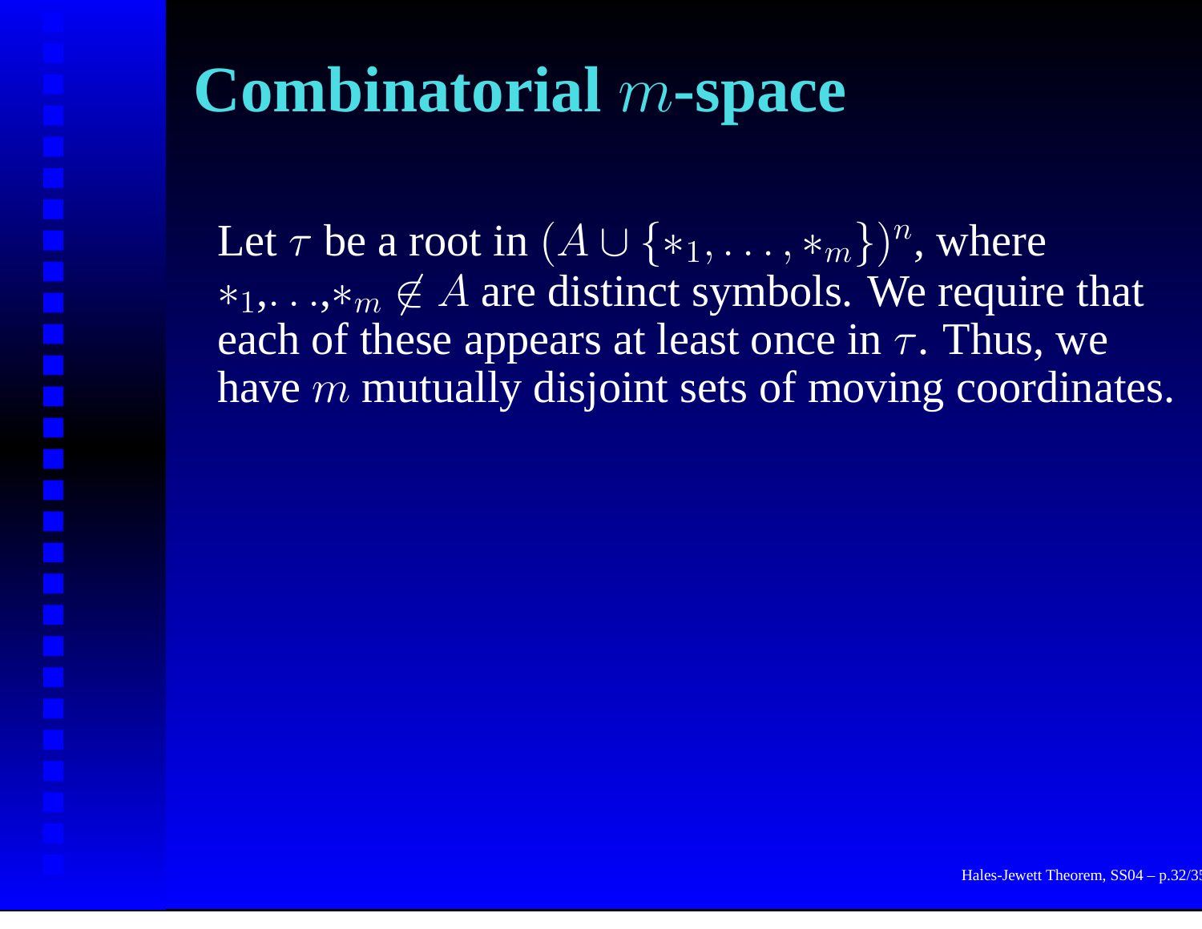# Combinatorial $m$-space

Let $\tau$ be a root in $(A \cup \{*_1, \ldots, *_m\})^n$, where $*_1, \ldots, *_m \notin A$ are distinct symbols. We require that each of these appears at least once in $\tau$. Thus, we have $m$ mutually disjoint sets of moving coordinates.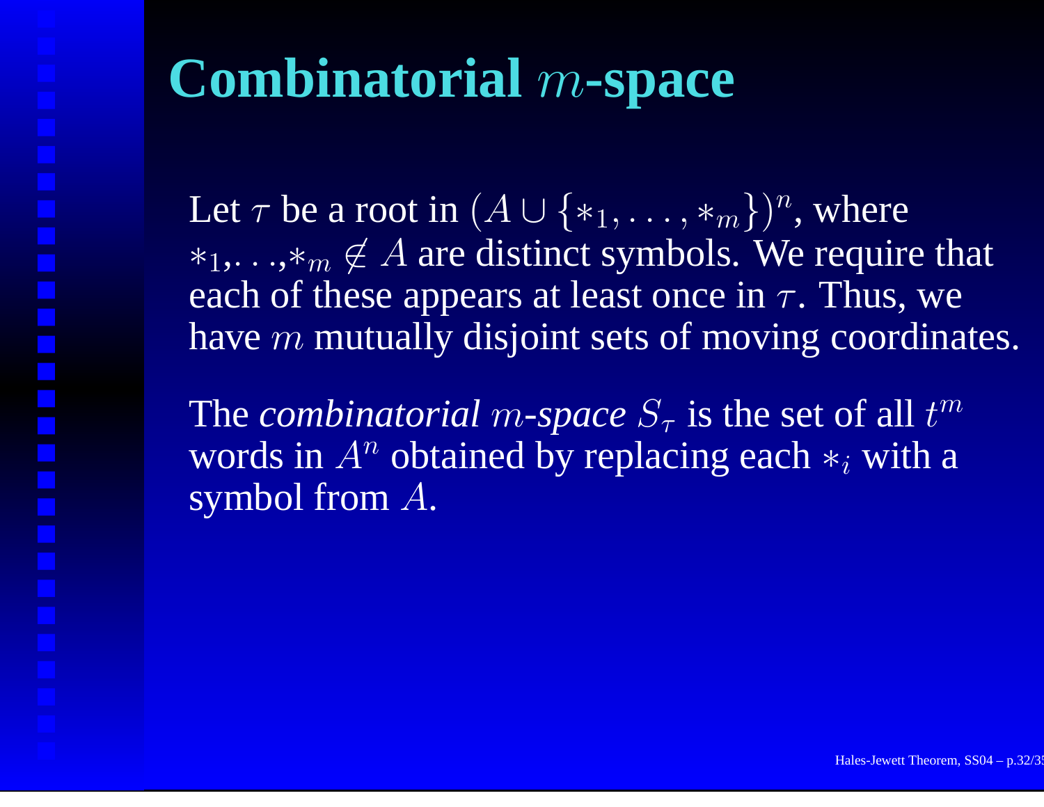# Combinatorial $m$-space

Let $\tau$ be a root in $(A \cup \{*_1, \ldots, *_m\})^n$, where $*_1, \ldots, *_m \notin A$ are distinct symbols. We require that each of these appears at least once in $\tau$. Thus, we have $m$ mutually disjoint sets of moving coordinates.

The *combinatorial $m$-space* $S_\tau$ is the set of all $t^m$ words in $A^n$ obtained by replacing each $*_i$ with a symbol from $A$.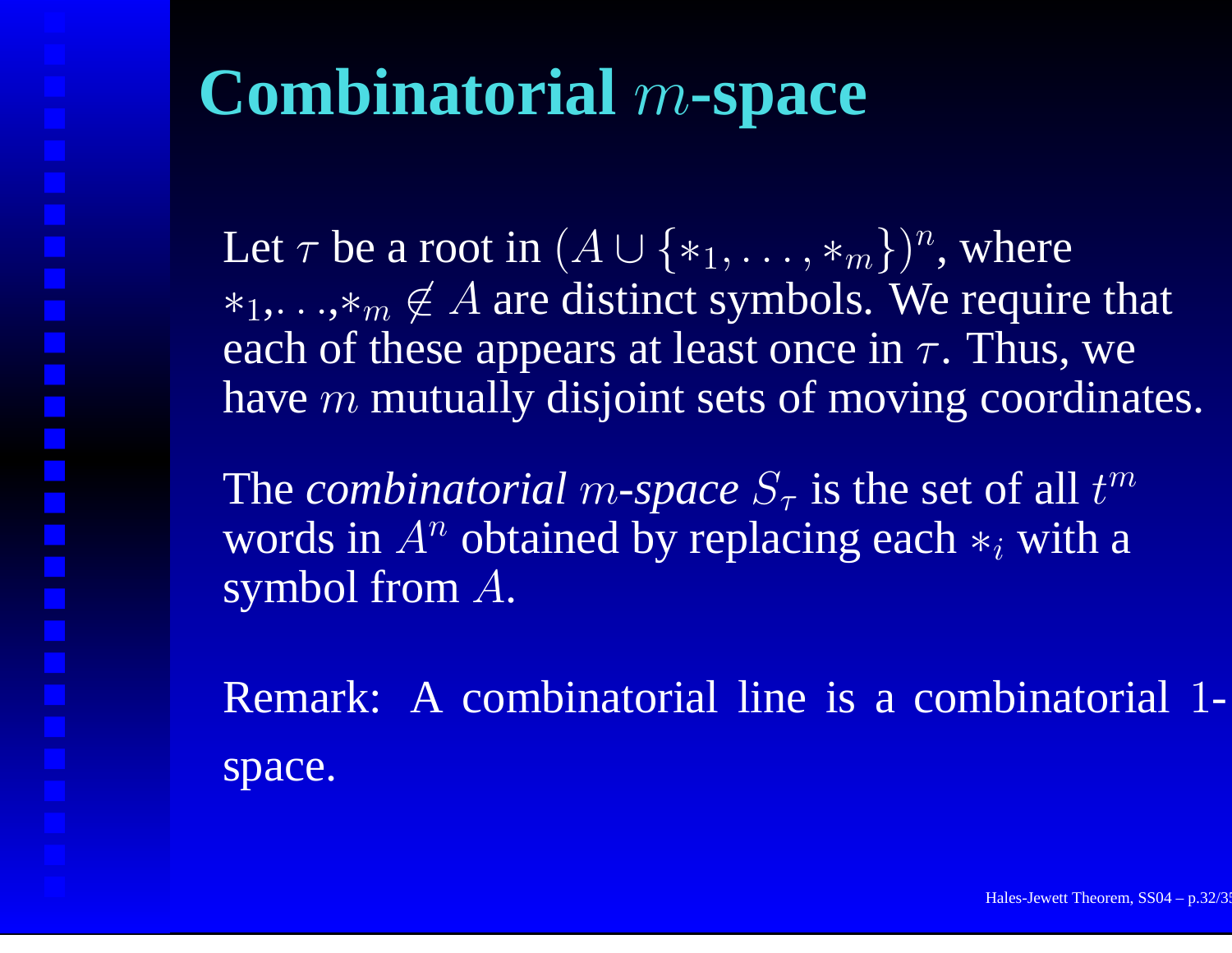# Combinatorial $m$-space

Let $\tau$ be a root in $(A \cup \{*_1, \ldots, *_m\})^n$, where $*_1, \ldots, *_m \notin A$ are distinct symbols. We require that each of these appears at least once in $\tau$. Thus, we have $m$ mutually disjoint sets of moving coordinates.

The *combinatorial $m$-space* $S_\tau$ is the set of all $t^m$ words in $A^n$ obtained by replacing each $*_i$ with a symbol from $A$.

Remark: A combinatorial line is a combinatorial 1-space.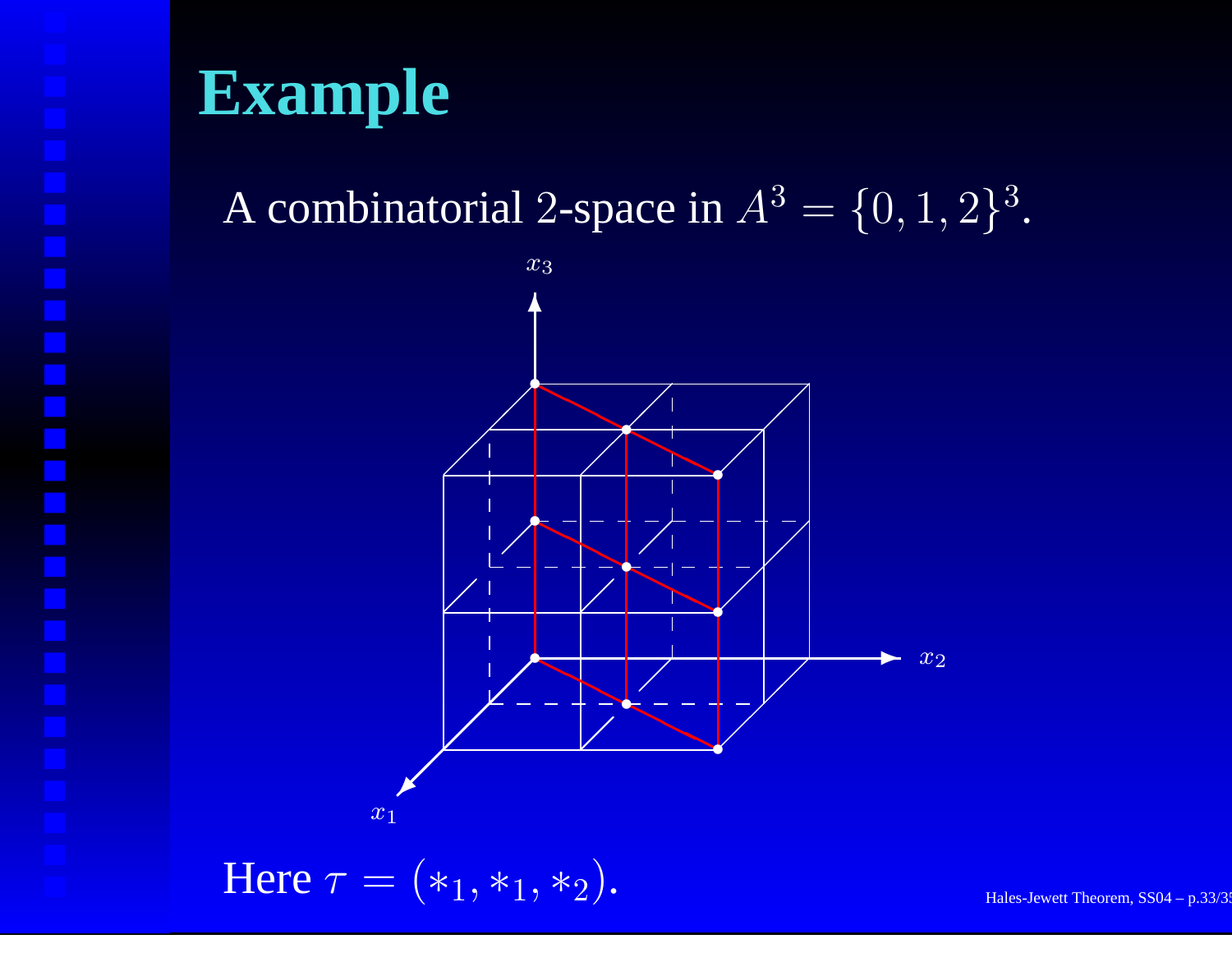# Example

A combinatorial 2-space in $A^3 = \{0, 1, 2\}^3$.

Here $\tau = (*_1, *_1, *_2)$.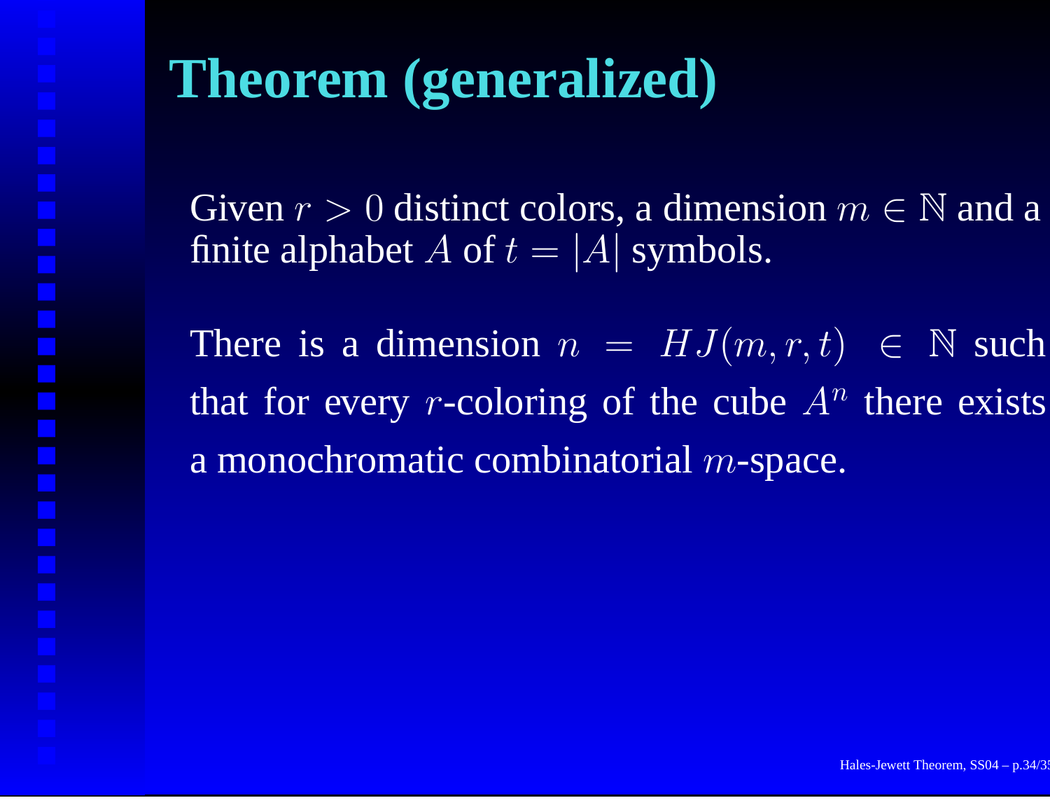# Theorem (generalized)

Given $r > 0$ distinct colors, a dimension $m \in \mathbb{N}$ and a finite alphabet $A$ of $t = |A|$ symbols.

There is a dimension $n = HJ(m, r, t) \in \mathbb{N}$ such that for every $r$-coloring of the cube $A^n$ there exists a monochromatic combinatorial $m$-space.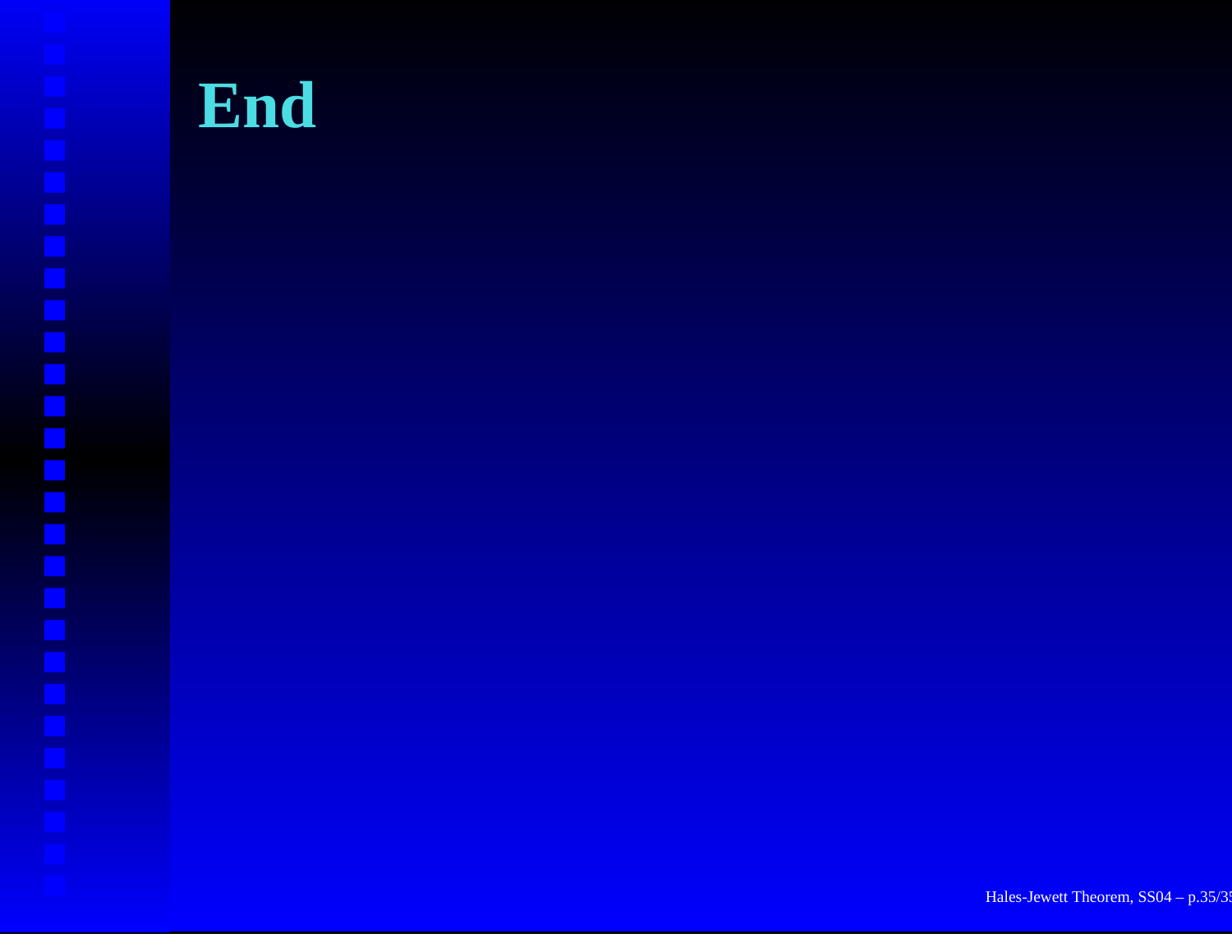# End